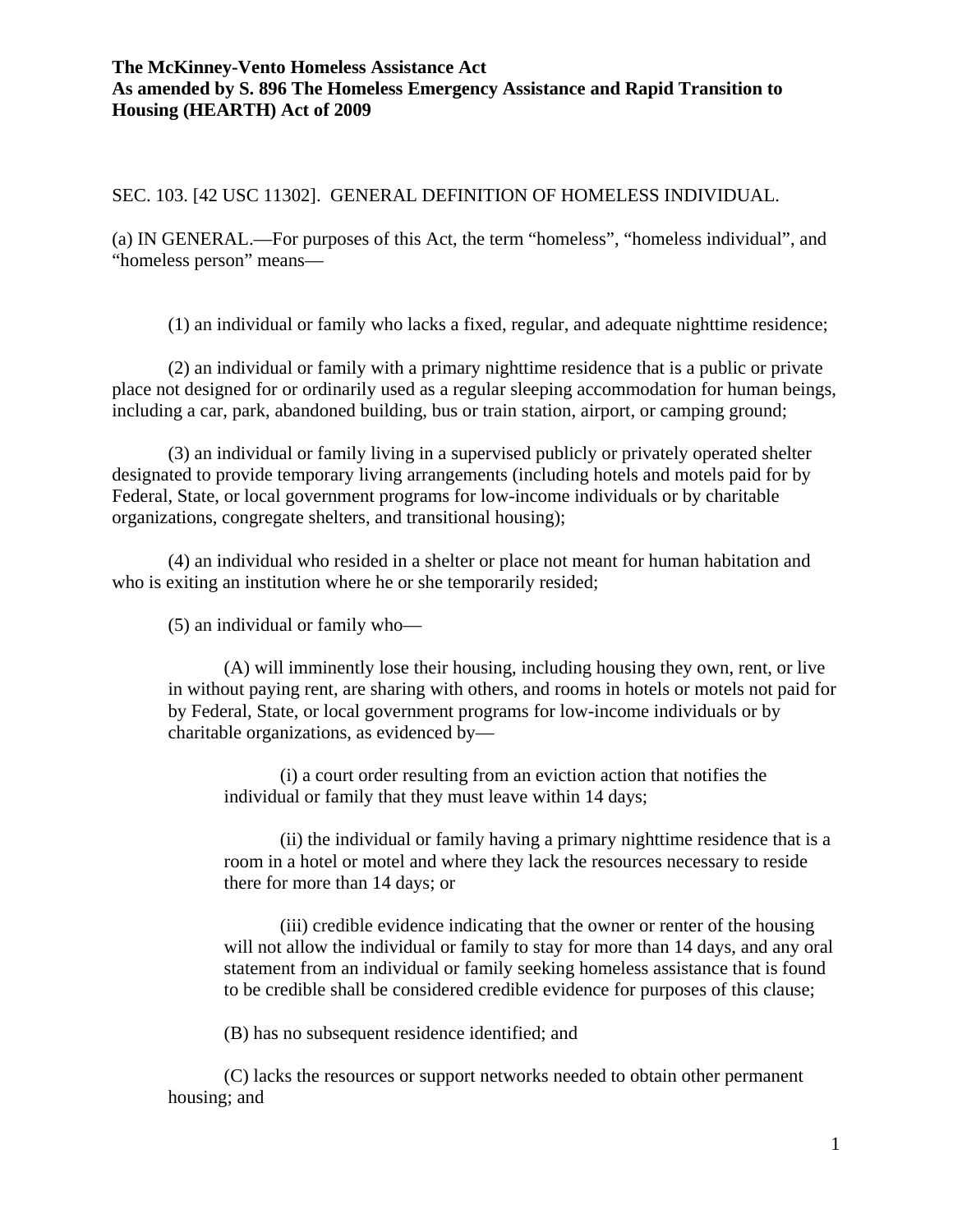**The McKinney-Vento Homeless Assistance Act**
**As amended by S. 896 The Homeless Emergency Assistance and Rapid Transition to Housing (HEARTH) Act of 2009**

SEC. 103. [42 USC 11302]. GENERAL DEFINITION OF HOMELESS INDIVIDUAL.

(a) IN GENERAL.—For purposes of this Act, the term "homeless", "homeless individual", and "homeless person" means—

(1) an individual or family who lacks a fixed, regular, and adequate nighttime residence;

(2) an individual or family with a primary nighttime residence that is a public or private place not designed for or ordinarily used as a regular sleeping accommodation for human beings, including a car, park, abandoned building, bus or train station, airport, or camping ground;

(3) an individual or family living in a supervised publicly or privately operated shelter designated to provide temporary living arrangements (including hotels and motels paid for by Federal, State, or local government programs for low-income individuals or by charitable organizations, congregate shelters, and transitional housing);

(4) an individual who resided in a shelter or place not meant for human habitation and who is exiting an institution where he or she temporarily resided;

(5) an individual or family who—

(A) will imminently lose their housing, including housing they own, rent, or live in without paying rent, are sharing with others, and rooms in hotels or motels not paid for by Federal, State, or local government programs for low-income individuals or by charitable organizations, as evidenced by—

(i) a court order resulting from an eviction action that notifies the individual or family that they must leave within 14 days;

(ii) the individual or family having a primary nighttime residence that is a room in a hotel or motel and where they lack the resources necessary to reside there for more than 14 days; or

(iii) credible evidence indicating that the owner or renter of the housing will not allow the individual or family to stay for more than 14 days, and any oral statement from an individual or family seeking homeless assistance that is found to be credible shall be considered credible evidence for purposes of this clause;

(B) has no subsequent residence identified; and

(C) lacks the resources or support networks needed to obtain other permanent housing; and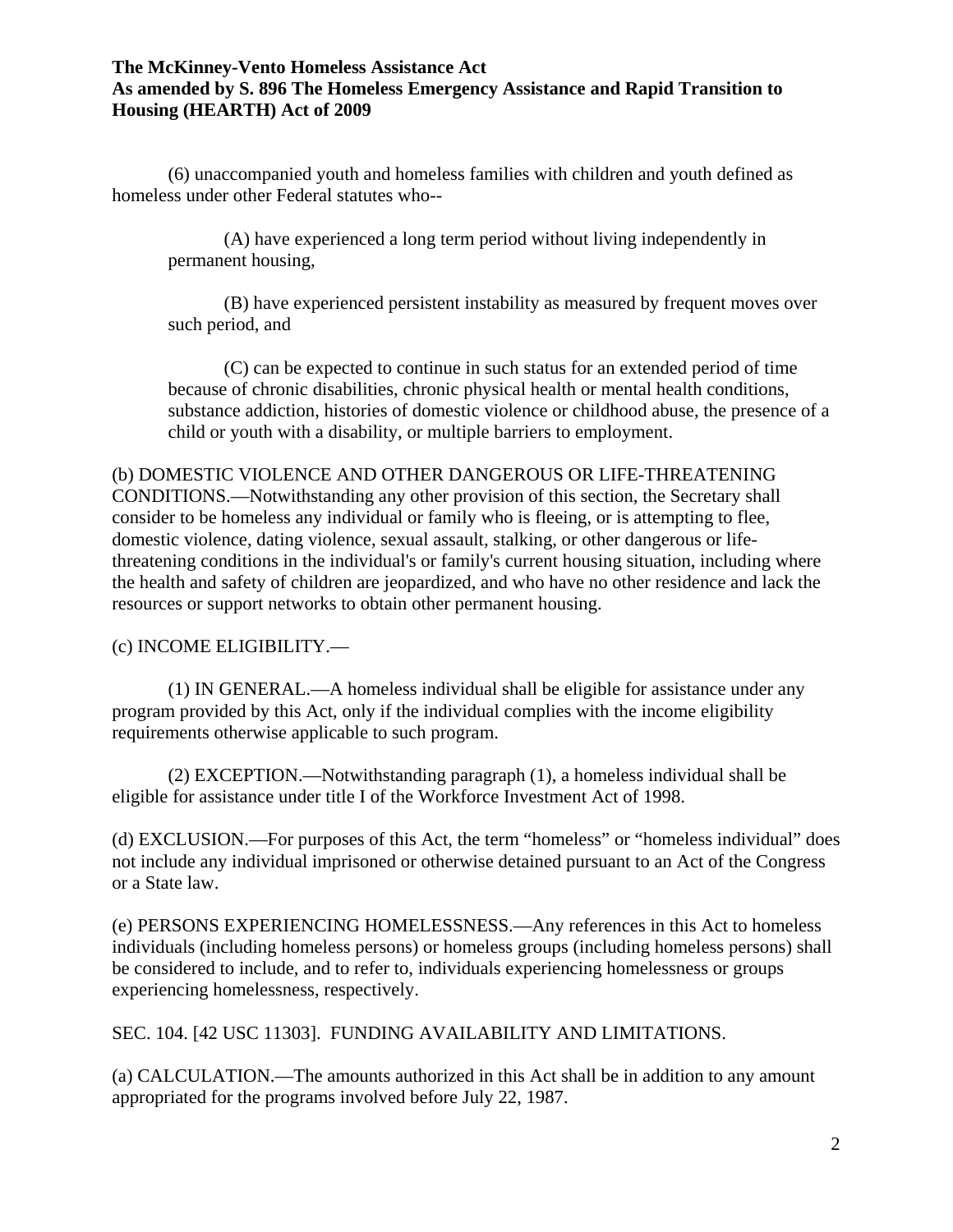(6) unaccompanied youth and homeless families with children and youth defined as homeless under other Federal statutes who--

(A) have experienced a long term period without living independently in permanent housing,

(B) have experienced persistent instability as measured by frequent moves over such period, and

(C) can be expected to continue in such status for an extended period of time because of chronic disabilities, chronic physical health or mental health conditions, substance addiction, histories of domestic violence or childhood abuse, the presence of a child or youth with a disability, or multiple barriers to employment.

(b) DOMESTIC VIOLENCE AND OTHER DANGEROUS OR LIFE-THREATENING CONDITIONS.—Notwithstanding any other provision of this section, the Secretary shall consider to be homeless any individual or family who is fleeing, or is attempting to flee, domestic violence, dating violence, sexual assault, stalking, or other dangerous or life-threatening conditions in the individual's or family's current housing situation, including where the health and safety of children are jeopardized, and who have no other residence and lack the resources or support networks to obtain other permanent housing.

(c) INCOME ELIGIBILITY.—

(1) IN GENERAL.—A homeless individual shall be eligible for assistance under any program provided by this Act, only if the individual complies with the income eligibility requirements otherwise applicable to such program.

(2) EXCEPTION.—Notwithstanding paragraph (1), a homeless individual shall be eligible for assistance under title I of the Workforce Investment Act of 1998.

(d) EXCLUSION.—For purposes of this Act, the term "homeless" or "homeless individual" does not include any individual imprisoned or otherwise detained pursuant to an Act of the Congress or a State law.

(e) PERSONS EXPERIENCING HOMELESSNESS.—Any references in this Act to homeless individuals (including homeless persons) or homeless groups (including homeless persons) shall be considered to include, and to refer to, individuals experiencing homelessness or groups experiencing homelessness, respectively.

SEC. 104. [42 USC 11303]. FUNDING AVAILABILITY AND LIMITATIONS.

(a) CALCULATION.—The amounts authorized in this Act shall be in addition to any amount appropriated for the programs involved before July 22, 1987.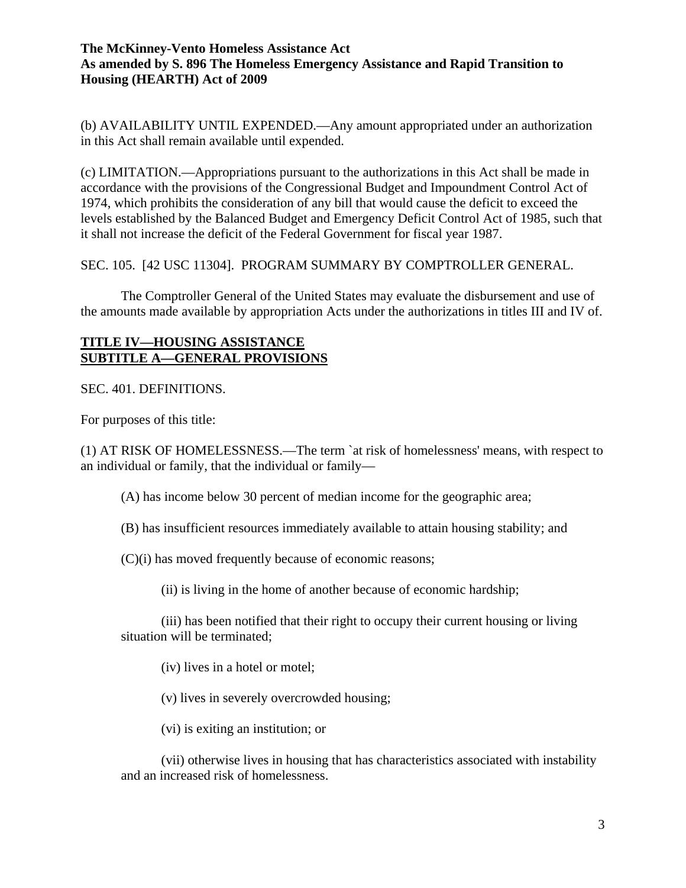(b) AVAILABILITY UNTIL EXPENDED.—Any amount appropriated under an authorization in this Act shall remain available until expended.

(c) LIMITATION.—Appropriations pursuant to the authorizations in this Act shall be made in accordance with the provisions of the Congressional Budget and Impoundment Control Act of 1974, which prohibits the consideration of any bill that would cause the deficit to exceed the levels established by the Balanced Budget and Emergency Deficit Control Act of 1985, such that it shall not increase the deficit of the Federal Government for fiscal year 1987.

SEC. 105. [42 USC 11304]. PROGRAM SUMMARY BY COMPTROLLER GENERAL.

The Comptroller General of the United States may evaluate the disbursement and use of the amounts made available by appropriation Acts under the authorizations in titles III and IV of.

## TITLE IV—HOUSING ASSISTANCE
## SUBTITLE A—GENERAL PROVISIONS

SEC. 401. DEFINITIONS.

For purposes of this title:

(1) AT RISK OF HOMELESSNESS.—The term `at risk of homelessness' means, with respect to an individual or family, that the individual or family—

(A) has income below 30 percent of median income for the geographic area;

(B) has insufficient resources immediately available to attain housing stability; and

(C)(i) has moved frequently because of economic reasons;

(ii) is living in the home of another because of economic hardship;

(iii) has been notified that their right to occupy their current housing or living situation will be terminated;

(iv) lives in a hotel or motel;

(v) lives in severely overcrowded housing;

(vi) is exiting an institution; or

(vii) otherwise lives in housing that has characteristics associated with instability and an increased risk of homelessness.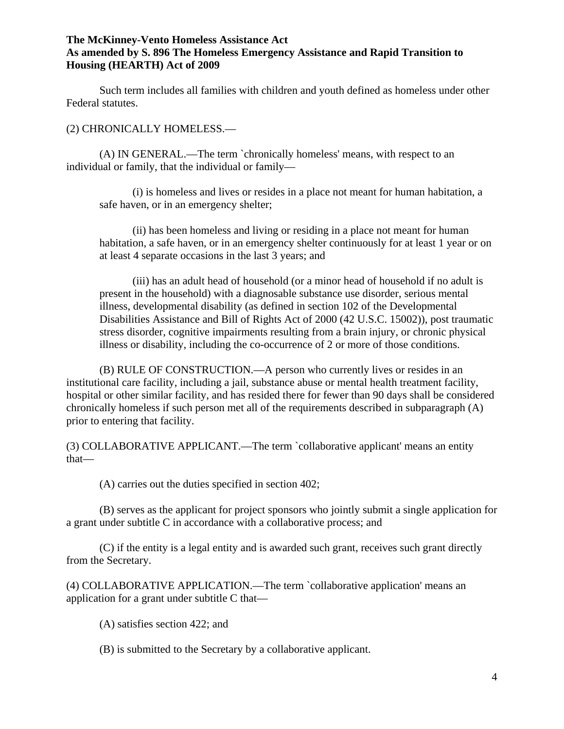Such term includes all families with children and youth defined as homeless under other Federal statutes.

(2) CHRONICALLY HOMELESS.—

(A) IN GENERAL.—The term `chronically homeless' means, with respect to an individual or family, that the individual or family—

(i) is homeless and lives or resides in a place not meant for human habitation, a safe haven, or in an emergency shelter;

(ii) has been homeless and living or residing in a place not meant for human habitation, a safe haven, or in an emergency shelter continuously for at least 1 year or on at least 4 separate occasions in the last 3 years; and

(iii) has an adult head of household (or a minor head of household if no adult is present in the household) with a diagnosable substance use disorder, serious mental illness, developmental disability (as defined in section 102 of the Developmental Disabilities Assistance and Bill of Rights Act of 2000 (42 U.S.C. 15002)), post traumatic stress disorder, cognitive impairments resulting from a brain injury, or chronic physical illness or disability, including the co-occurrence of 2 or more of those conditions.

(B) RULE OF CONSTRUCTION.—A person who currently lives or resides in an institutional care facility, including a jail, substance abuse or mental health treatment facility, hospital or other similar facility, and has resided there for fewer than 90 days shall be considered chronically homeless if such person met all of the requirements described in subparagraph (A) prior to entering that facility.

(3) COLLABORATIVE APPLICANT.—The term `collaborative applicant' means an entity that—

(A) carries out the duties specified in section 402;

(B) serves as the applicant for project sponsors who jointly submit a single application for a grant under subtitle C in accordance with a collaborative process; and

(C) if the entity is a legal entity and is awarded such grant, receives such grant directly from the Secretary.

(4) COLLABORATIVE APPLICATION.—The term `collaborative application' means an application for a grant under subtitle C that—

(A) satisfies section 422; and

(B) is submitted to the Secretary by a collaborative applicant.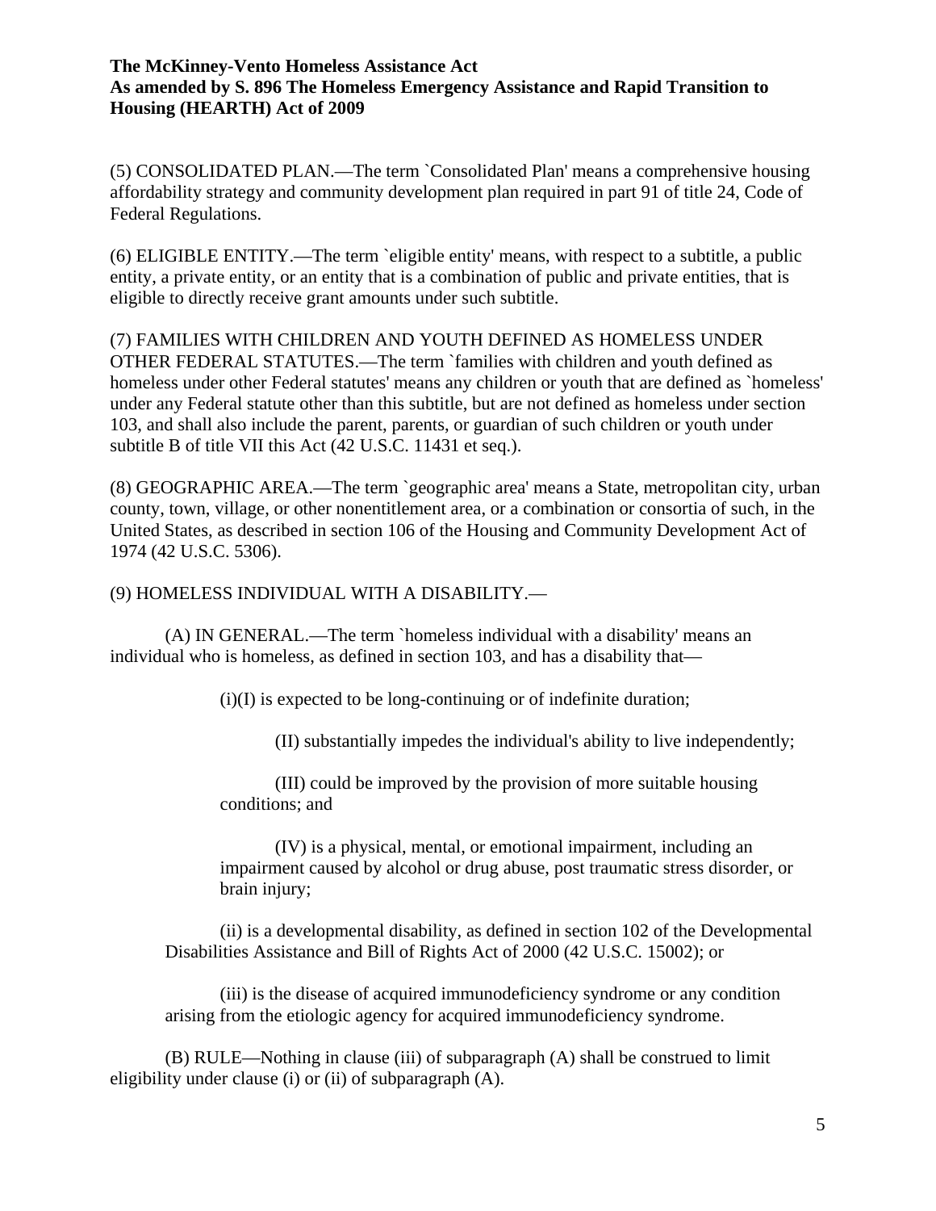(5) CONSOLIDATED PLAN.—The term `Consolidated Plan' means a comprehensive housing affordability strategy and community development plan required in part 91 of title 24, Code of Federal Regulations.

(6) ELIGIBLE ENTITY.—The term `eligible entity' means, with respect to a subtitle, a public entity, a private entity, or an entity that is a combination of public and private entities, that is eligible to directly receive grant amounts under such subtitle.

(7) FAMILIES WITH CHILDREN AND YOUTH DEFINED AS HOMELESS UNDER OTHER FEDERAL STATUTES.—The term `families with children and youth defined as homeless under other Federal statutes' means any children or youth that are defined as `homeless' under any Federal statute other than this subtitle, but are not defined as homeless under section 103, and shall also include the parent, parents, or guardian of such children or youth under subtitle B of title VII this Act (42 U.S.C. 11431 et seq.).

(8) GEOGRAPHIC AREA.—The term `geographic area' means a State, metropolitan city, urban county, town, village, or other nonentitlement area, or a combination or consortia of such, in the United States, as described in section 106 of the Housing and Community Development Act of 1974 (42 U.S.C. 5306).

(9) HOMELESS INDIVIDUAL WITH A DISABILITY.—

(A) IN GENERAL.—The term `homeless individual with a disability' means an individual who is homeless, as defined in section 103, and has a disability that—

(i)(I) is expected to be long-continuing or of indefinite duration;

(II) substantially impedes the individual's ability to live independently;

(III) could be improved by the provision of more suitable housing conditions; and

(IV) is a physical, mental, or emotional impairment, including an impairment caused by alcohol or drug abuse, post traumatic stress disorder, or brain injury;

(ii) is a developmental disability, as defined in section 102 of the Developmental Disabilities Assistance and Bill of Rights Act of 2000 (42 U.S.C. 15002); or

(iii) is the disease of acquired immunodeficiency syndrome or any condition arising from the etiologic agency for acquired immunodeficiency syndrome.

(B) RULE—Nothing in clause (iii) of subparagraph (A) shall be construed to limit eligibility under clause (i) or (ii) of subparagraph (A).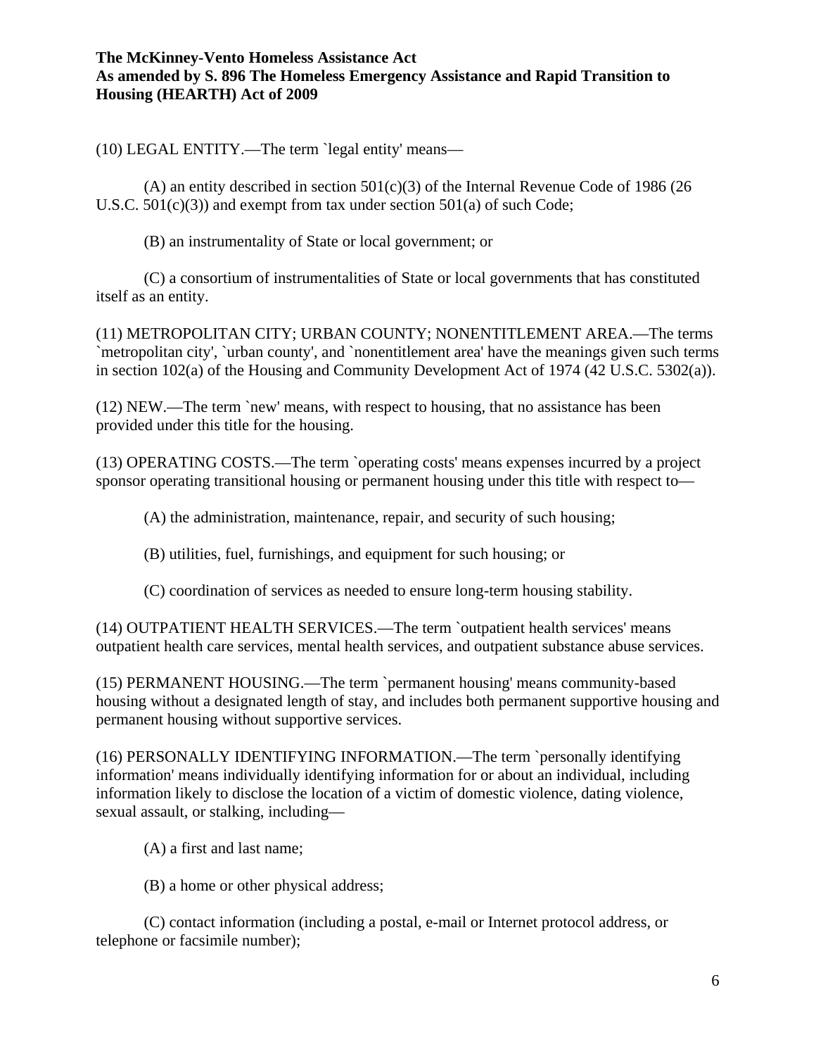(10) LEGAL ENTITY.—The term `legal entity' means—

(A) an entity described in section 501(c)(3) of the Internal Revenue Code of 1986 (26 U.S.C. 501(c)(3)) and exempt from tax under section 501(a) of such Code;

(B) an instrumentality of State or local government; or

(C) a consortium of instrumentalities of State or local governments that has constituted itself as an entity.

(11) METROPOLITAN CITY; URBAN COUNTY; NONENTITLEMENT AREA.—The terms `metropolitan city', `urban county', and `nonentitlement area' have the meanings given such terms in section 102(a) of the Housing and Community Development Act of 1974 (42 U.S.C. 5302(a)).

(12) NEW.—The term `new' means, with respect to housing, that no assistance has been provided under this title for the housing.

(13) OPERATING COSTS.—The term `operating costs' means expenses incurred by a project sponsor operating transitional housing or permanent housing under this title with respect to—

(A) the administration, maintenance, repair, and security of such housing;

(B) utilities, fuel, furnishings, and equipment for such housing; or

(C) coordination of services as needed to ensure long-term housing stability.

(14) OUTPATIENT HEALTH SERVICES.—The term `outpatient health services' means outpatient health care services, mental health services, and outpatient substance abuse services.

(15) PERMANENT HOUSING.—The term `permanent housing' means community-based housing without a designated length of stay, and includes both permanent supportive housing and permanent housing without supportive services.

(16) PERSONALLY IDENTIFYING INFORMATION.—The term `personally identifying information' means individually identifying information for or about an individual, including information likely to disclose the location of a victim of domestic violence, dating violence, sexual assault, or stalking, including—

(A) a first and last name;

(B) a home or other physical address;

(C) contact information (including a postal, e-mail or Internet protocol address, or telephone or facsimile number);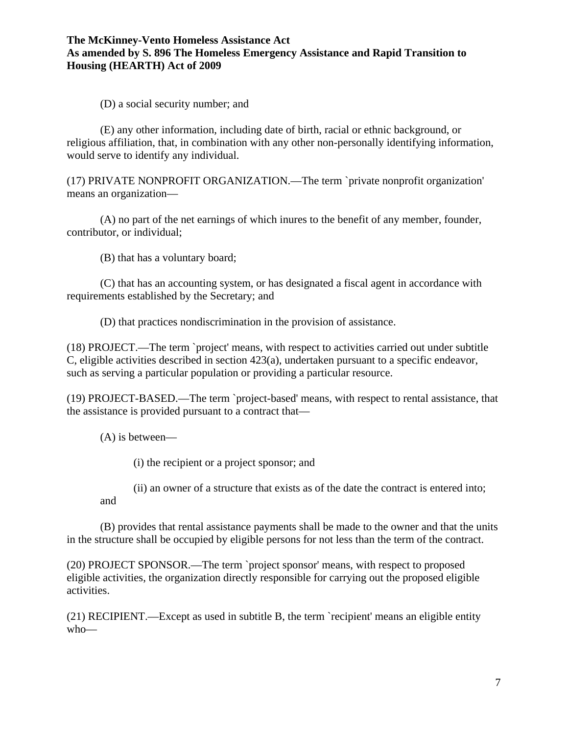(D) a social security number; and

(E) any other information, including date of birth, racial or ethnic background, or religious affiliation, that, in combination with any other non-personally identifying information, would serve to identify any individual.

(17) PRIVATE NONPROFIT ORGANIZATION.—The term `private nonprofit organization' means an organization—

(A) no part of the net earnings of which inures to the benefit of any member, founder, contributor, or individual;

(B) that has a voluntary board;

(C) that has an accounting system, or has designated a fiscal agent in accordance with requirements established by the Secretary; and

(D) that practices nondiscrimination in the provision of assistance.

(18) PROJECT.—The term `project' means, with respect to activities carried out under subtitle C, eligible activities described in section 423(a), undertaken pursuant to a specific endeavor, such as serving a particular population or providing a particular resource.

(19) PROJECT-BASED.—The term `project-based' means, with respect to rental assistance, that the assistance is provided pursuant to a contract that—

(A) is between—

(i) the recipient or a project sponsor; and

(ii) an owner of a structure that exists as of the date the contract is entered into; and

(B) provides that rental assistance payments shall be made to the owner and that the units in the structure shall be occupied by eligible persons for not less than the term of the contract.

(20) PROJECT SPONSOR.—The term `project sponsor' means, with respect to proposed eligible activities, the organization directly responsible for carrying out the proposed eligible activities.

(21) RECIPIENT.—Except as used in subtitle B, the term `recipient' means an eligible entity who—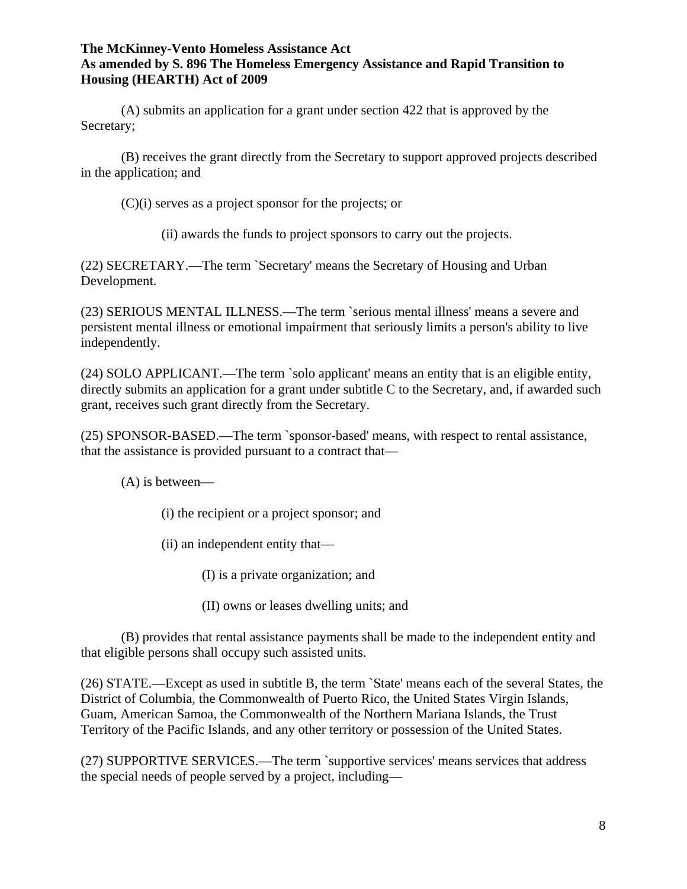(A) submits an application for a grant under section 422 that is approved by the Secretary;

(B) receives the grant directly from the Secretary to support approved projects described in the application; and

(C)(i) serves as a project sponsor for the projects; or

(ii) awards the funds to project sponsors to carry out the projects.

(22) SECRETARY.—The term `Secretary' means the Secretary of Housing and Urban Development.

(23) SERIOUS MENTAL ILLNESS.—The term `serious mental illness' means a severe and persistent mental illness or emotional impairment that seriously limits a person's ability to live independently.

(24) SOLO APPLICANT.—The term `solo applicant' means an entity that is an eligible entity, directly submits an application for a grant under subtitle C to the Secretary, and, if awarded such grant, receives such grant directly from the Secretary.

(25) SPONSOR-BASED.—The term `sponsor-based' means, with respect to rental assistance, that the assistance is provided pursuant to a contract that—

(A) is between—

(i) the recipient or a project sponsor; and

(ii) an independent entity that—

(I) is a private organization; and

(II) owns or leases dwelling units; and

(B) provides that rental assistance payments shall be made to the independent entity and that eligible persons shall occupy such assisted units.

(26) STATE.—Except as used in subtitle B, the term `State' means each of the several States, the District of Columbia, the Commonwealth of Puerto Rico, the United States Virgin Islands, Guam, American Samoa, the Commonwealth of the Northern Mariana Islands, the Trust Territory of the Pacific Islands, and any other territory or possession of the United States.

(27) SUPPORTIVE SERVICES.—The term `supportive services' means services that address the special needs of people served by a project, including—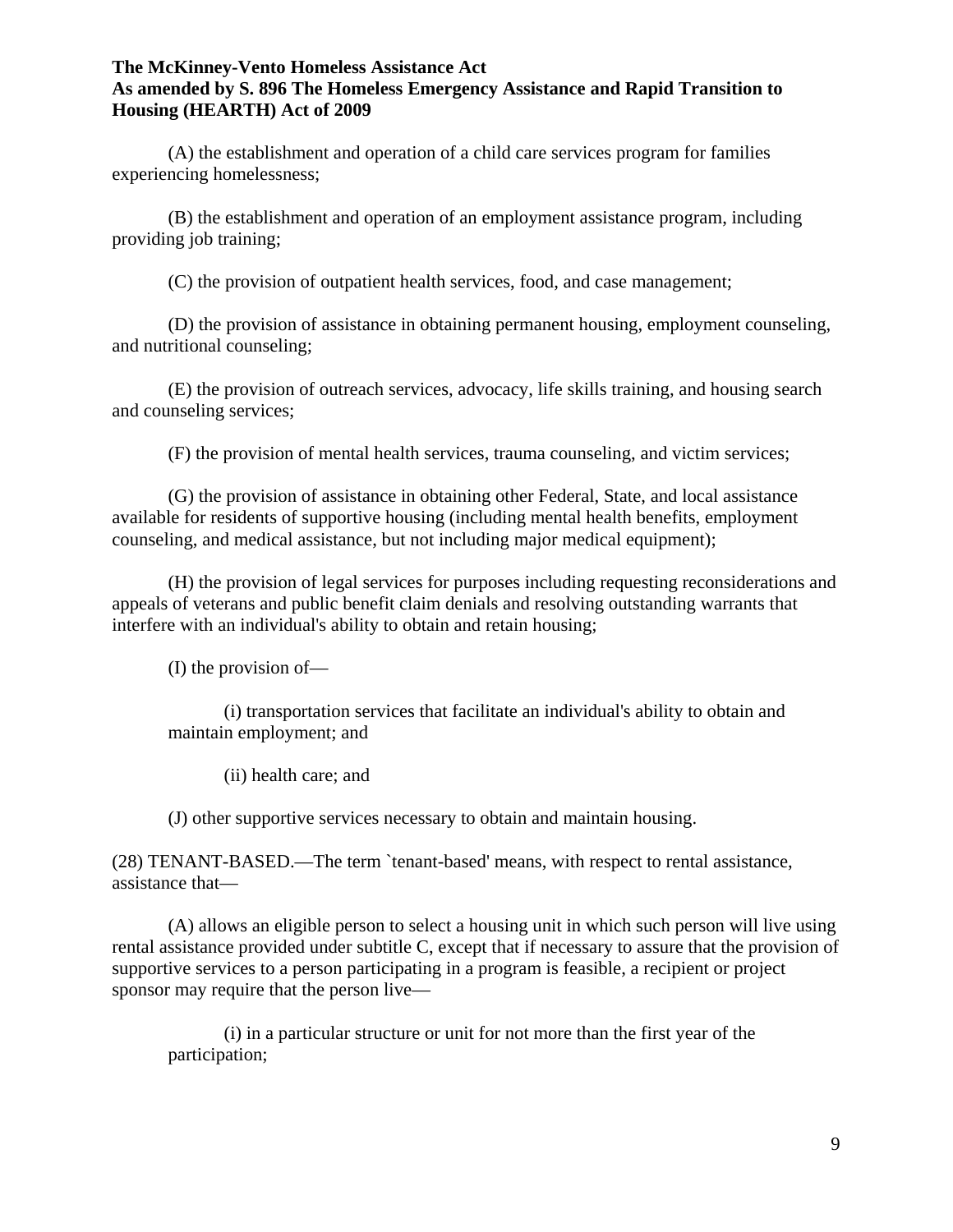(A) the establishment and operation of a child care services program for families experiencing homelessness;

(B) the establishment and operation of an employment assistance program, including providing job training;

(C) the provision of outpatient health services, food, and case management;

(D) the provision of assistance in obtaining permanent housing, employment counseling, and nutritional counseling;

(E) the provision of outreach services, advocacy, life skills training, and housing search and counseling services;

(F) the provision of mental health services, trauma counseling, and victim services;

(G) the provision of assistance in obtaining other Federal, State, and local assistance available for residents of supportive housing (including mental health benefits, employment counseling, and medical assistance, but not including major medical equipment);

(H) the provision of legal services for purposes including requesting reconsiderations and appeals of veterans and public benefit claim denials and resolving outstanding warrants that interfere with an individual's ability to obtain and retain housing;

(I) the provision of—

(i) transportation services that facilitate an individual's ability to obtain and maintain employment; and

(ii) health care; and

(J) other supportive services necessary to obtain and maintain housing.

(28) TENANT-BASED.—The term `tenant-based' means, with respect to rental assistance, assistance that—

(A) allows an eligible person to select a housing unit in which such person will live using rental assistance provided under subtitle C, except that if necessary to assure that the provision of supportive services to a person participating in a program is feasible, a recipient or project sponsor may require that the person live—

(i) in a particular structure or unit for not more than the first year of the participation;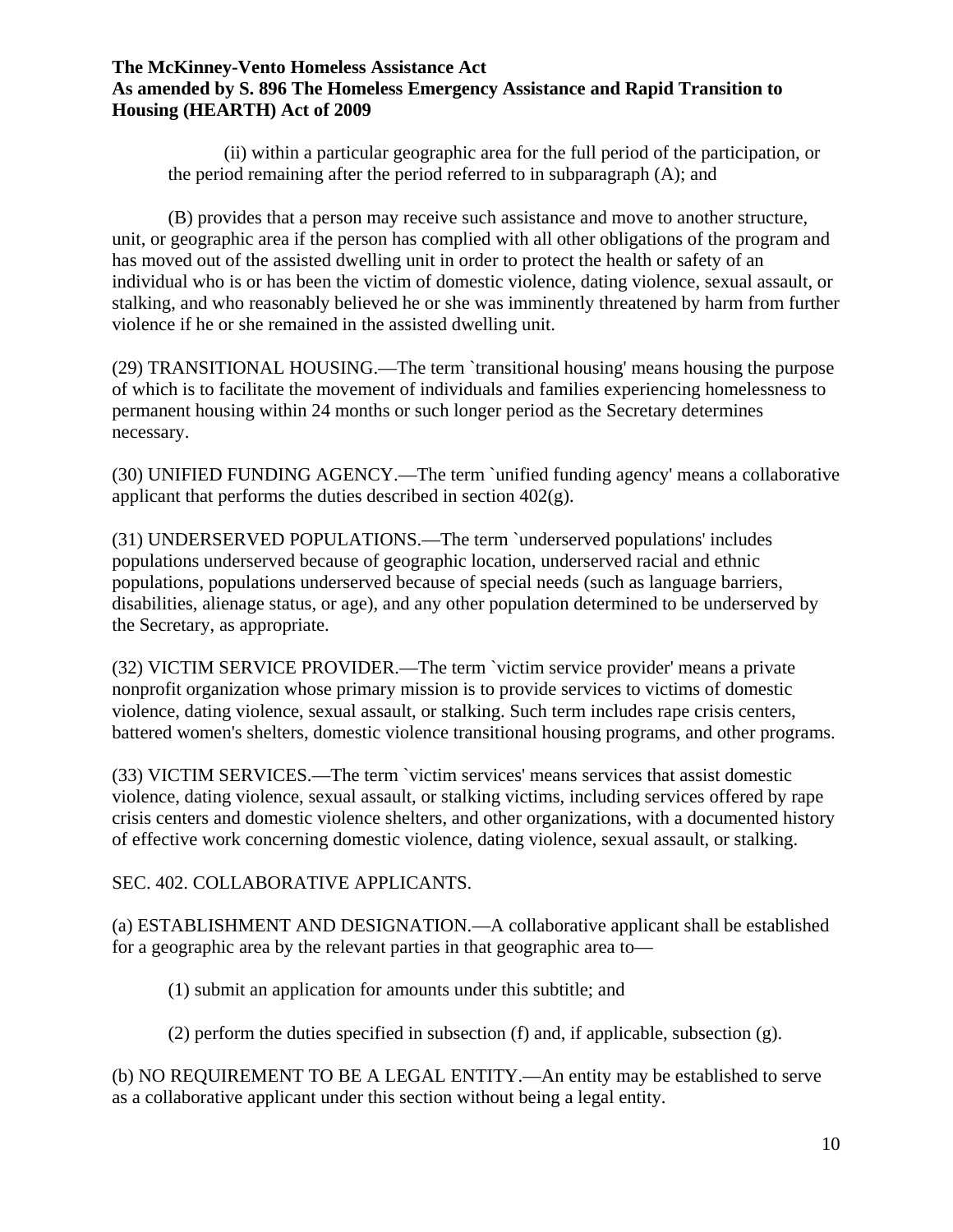(ii) within a particular geographic area for the full period of the participation, or the period remaining after the period referred to in subparagraph (A); and

(B) provides that a person may receive such assistance and move to another structure, unit, or geographic area if the person has complied with all other obligations of the program and has moved out of the assisted dwelling unit in order to protect the health or safety of an individual who is or has been the victim of domestic violence, dating violence, sexual assault, or stalking, and who reasonably believed he or she was imminently threatened by harm from further violence if he or she remained in the assisted dwelling unit.

(29) TRANSITIONAL HOUSING.—The term `transitional housing' means housing the purpose of which is to facilitate the movement of individuals and families experiencing homelessness to permanent housing within 24 months or such longer period as the Secretary determines necessary.

(30) UNIFIED FUNDING AGENCY.—The term `unified funding agency' means a collaborative applicant that performs the duties described in section 402(g).

(31) UNDERSERVED POPULATIONS.—The term `underserved populations' includes populations underserved because of geographic location, underserved racial and ethnic populations, populations underserved because of special needs (such as language barriers, disabilities, alienage status, or age), and any other population determined to be underserved by the Secretary, as appropriate.

(32) VICTIM SERVICE PROVIDER.—The term `victim service provider' means a private nonprofit organization whose primary mission is to provide services to victims of domestic violence, dating violence, sexual assault, or stalking. Such term includes rape crisis centers, battered women's shelters, domestic violence transitional housing programs, and other programs.

(33) VICTIM SERVICES.—The term `victim services' means services that assist domestic violence, dating violence, sexual assault, or stalking victims, including services offered by rape crisis centers and domestic violence shelters, and other organizations, with a documented history of effective work concerning domestic violence, dating violence, sexual assault, or stalking.

SEC. 402. COLLABORATIVE APPLICANTS.

(a) ESTABLISHMENT AND DESIGNATION.—A collaborative applicant shall be established for a geographic area by the relevant parties in that geographic area to—

(1) submit an application for amounts under this subtitle; and

(2) perform the duties specified in subsection (f) and, if applicable, subsection (g).

(b) NO REQUIREMENT TO BE A LEGAL ENTITY.—An entity may be established to serve as a collaborative applicant under this section without being a legal entity.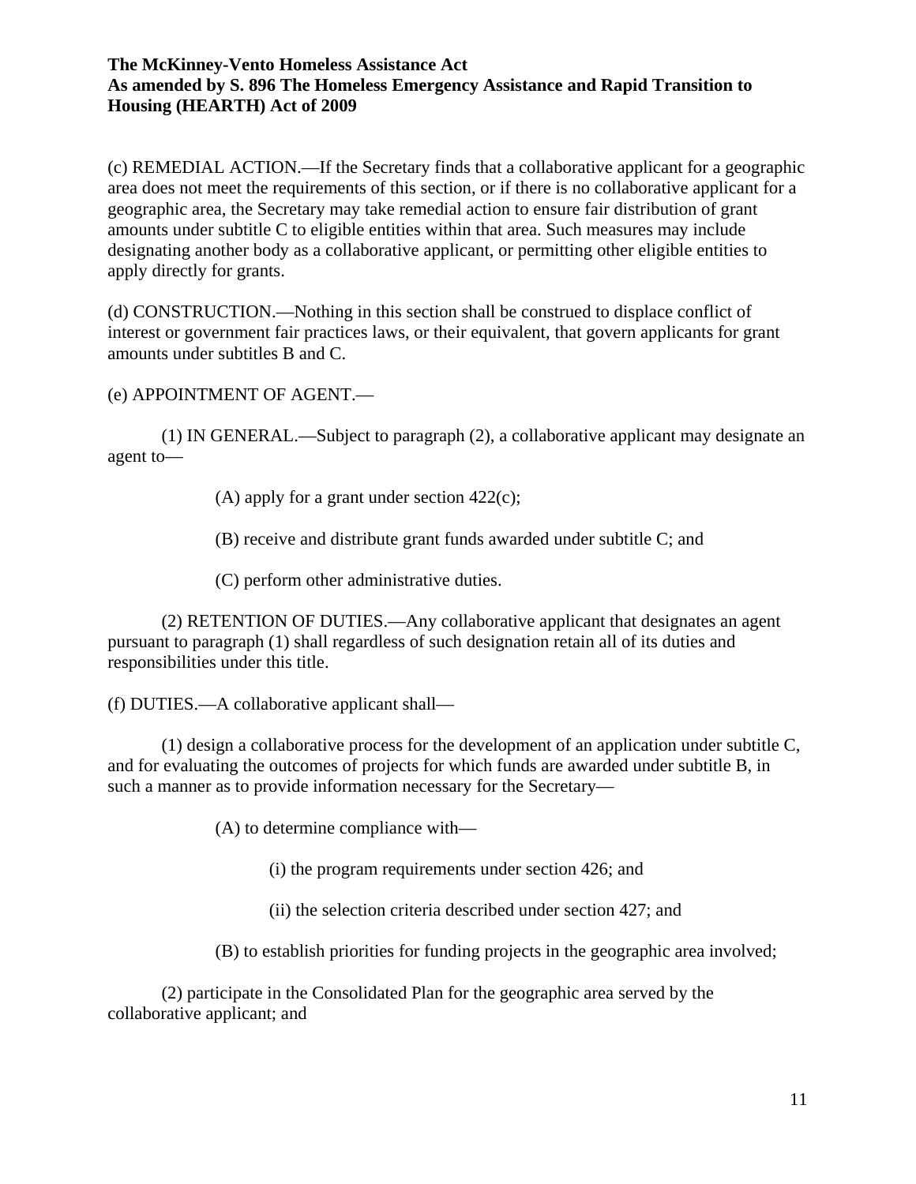(c) REMEDIAL ACTION.—If the Secretary finds that a collaborative applicant for a geographic area does not meet the requirements of this section, or if there is no collaborative applicant for a geographic area, the Secretary may take remedial action to ensure fair distribution of grant amounts under subtitle C to eligible entities within that area. Such measures may include designating another body as a collaborative applicant, or permitting other eligible entities to apply directly for grants.

(d) CONSTRUCTION.—Nothing in this section shall be construed to displace conflict of interest or government fair practices laws, or their equivalent, that govern applicants for grant amounts under subtitles B and C.

(e) APPOINTMENT OF AGENT.—

(1) IN GENERAL.—Subject to paragraph (2), a collaborative applicant may designate an agent to—

(A) apply for a grant under section 422(c);

(B) receive and distribute grant funds awarded under subtitle C; and

(C) perform other administrative duties.

(2) RETENTION OF DUTIES.—Any collaborative applicant that designates an agent pursuant to paragraph (1) shall regardless of such designation retain all of its duties and responsibilities under this title.

(f) DUTIES.—A collaborative applicant shall—

(1) design a collaborative process for the development of an application under subtitle C, and for evaluating the outcomes of projects for which funds are awarded under subtitle B, in such a manner as to provide information necessary for the Secretary—

(A) to determine compliance with—

(i) the program requirements under section 426; and

(ii) the selection criteria described under section 427; and

(B) to establish priorities for funding projects in the geographic area involved;

(2) participate in the Consolidated Plan for the geographic area served by the collaborative applicant; and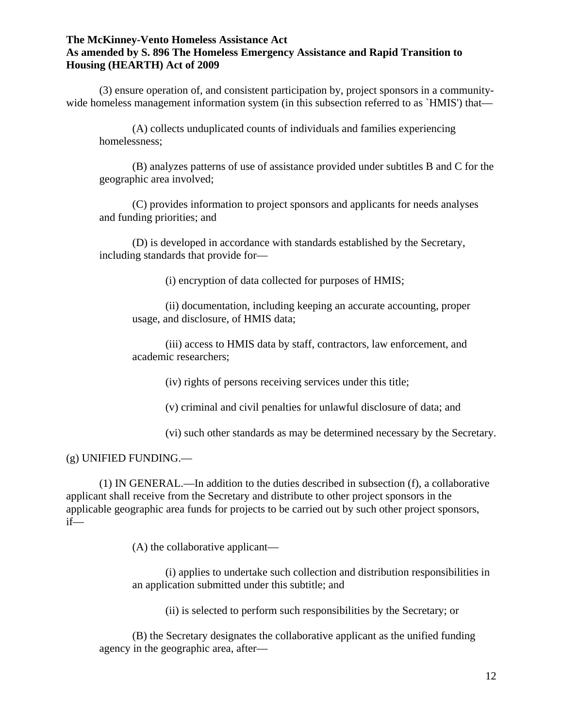(3) ensure operation of, and consistent participation by, project sponsors in a community-wide homeless management information system (in this subsection referred to as `HMIS') that—

(A) collects unduplicated counts of individuals and families experiencing homelessness;

(B) analyzes patterns of use of assistance provided under subtitles B and C for the geographic area involved;

(C) provides information to project sponsors and applicants for needs analyses and funding priorities; and

(D) is developed in accordance with standards established by the Secretary, including standards that provide for—

(i) encryption of data collected for purposes of HMIS;

(ii) documentation, including keeping an accurate accounting, proper usage, and disclosure, of HMIS data;

(iii) access to HMIS data by staff, contractors, law enforcement, and academic researchers;

(iv) rights of persons receiving services under this title;

(v) criminal and civil penalties for unlawful disclosure of data; and

(vi) such other standards as may be determined necessary by the Secretary.

(g) UNIFIED FUNDING.—

(1) IN GENERAL.—In addition to the duties described in subsection (f), a collaborative applicant shall receive from the Secretary and distribute to other project sponsors in the applicable geographic area funds for projects to be carried out by such other project sponsors, if—

(A) the collaborative applicant—

(i) applies to undertake such collection and distribution responsibilities in an application submitted under this subtitle; and

(ii) is selected to perform such responsibilities by the Secretary; or

(B) the Secretary designates the collaborative applicant as the unified funding agency in the geographic area, after—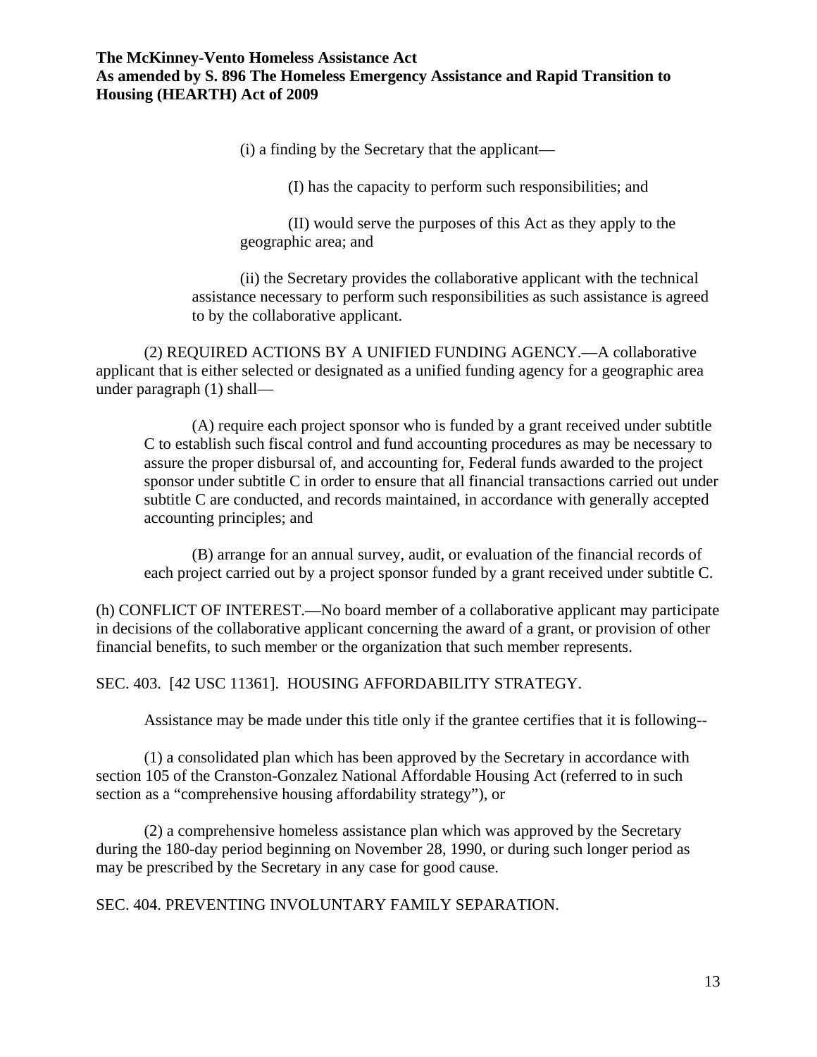(i) a finding by the Secretary that the applicant—

(I) has the capacity to perform such responsibilities; and

(II) would serve the purposes of this Act as they apply to the geographic area; and

(ii) the Secretary provides the collaborative applicant with the technical assistance necessary to perform such responsibilities as such assistance is agreed to by the collaborative applicant.

(2) REQUIRED ACTIONS BY A UNIFIED FUNDING AGENCY.—A collaborative applicant that is either selected or designated as a unified funding agency for a geographic area under paragraph (1) shall—

(A) require each project sponsor who is funded by a grant received under subtitle C to establish such fiscal control and fund accounting procedures as may be necessary to assure the proper disbursal of, and accounting for, Federal funds awarded to the project sponsor under subtitle C in order to ensure that all financial transactions carried out under subtitle C are conducted, and records maintained, in accordance with generally accepted accounting principles; and

(B) arrange for an annual survey, audit, or evaluation of the financial records of each project carried out by a project sponsor funded by a grant received under subtitle C.

(h) CONFLICT OF INTEREST.—No board member of a collaborative applicant may participate in decisions of the collaborative applicant concerning the award of a grant, or provision of other financial benefits, to such member or the organization that such member represents.

SEC. 403. [42 USC 11361]. HOUSING AFFORDABILITY STRATEGY.

Assistance may be made under this title only if the grantee certifies that it is following--

(1) a consolidated plan which has been approved by the Secretary in accordance with section 105 of the Cranston-Gonzalez National Affordable Housing Act (referred to in such section as a "comprehensive housing affordability strategy"), or

(2) a comprehensive homeless assistance plan which was approved by the Secretary during the 180-day period beginning on November 28, 1990, or during such longer period as may be prescribed by the Secretary in any case for good cause.

SEC. 404. PREVENTING INVOLUNTARY FAMILY SEPARATION.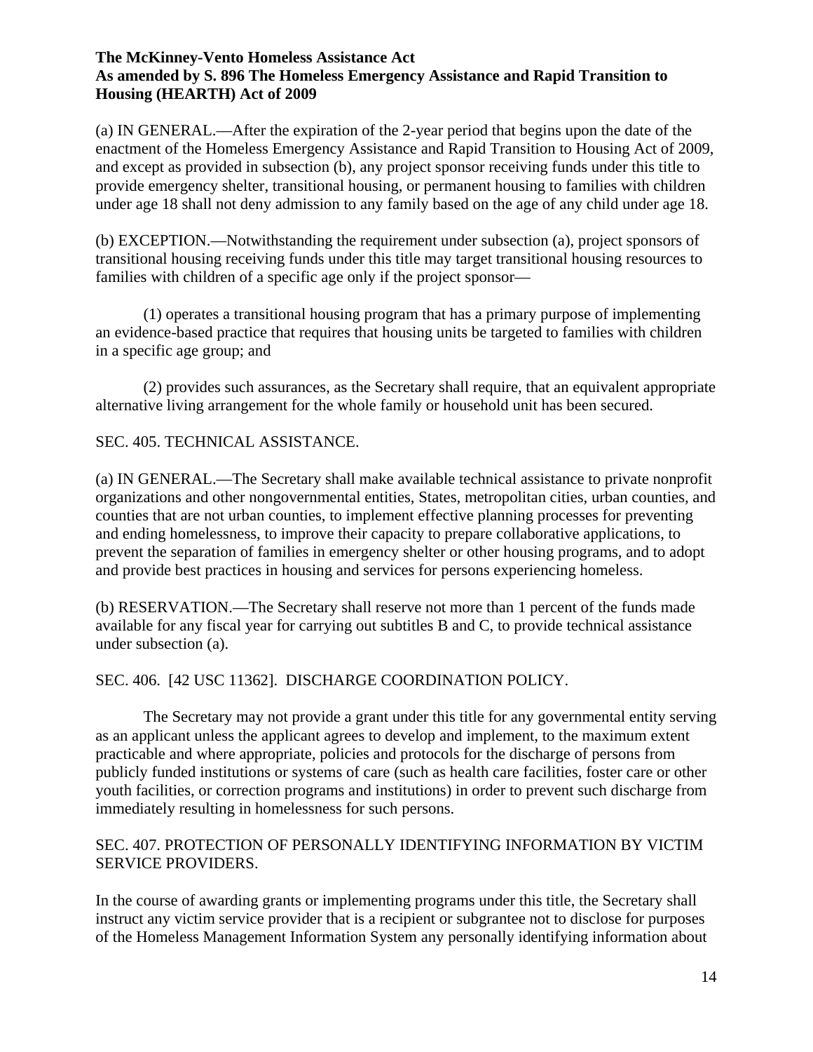**The McKinney-Vento Homeless Assistance Act**
**As amended by S. 896 The Homeless Emergency Assistance and Rapid Transition to Housing (HEARTH) Act of 2009**

(a) IN GENERAL.—After the expiration of the 2-year period that begins upon the date of the enactment of the Homeless Emergency Assistance and Rapid Transition to Housing Act of 2009, and except as provided in subsection (b), any project sponsor receiving funds under this title to provide emergency shelter, transitional housing, or permanent housing to families with children under age 18 shall not deny admission to any family based on the age of any child under age 18.

(b) EXCEPTION.—Notwithstanding the requirement under subsection (a), project sponsors of transitional housing receiving funds under this title may target transitional housing resources to families with children of a specific age only if the project sponsor—

(1) operates a transitional housing program that has a primary purpose of implementing an evidence-based practice that requires that housing units be targeted to families with children in a specific age group; and

(2) provides such assurances, as the Secretary shall require, that an equivalent appropriate alternative living arrangement for the whole family or household unit has been secured.

SEC. 405. TECHNICAL ASSISTANCE.

(a) IN GENERAL.—The Secretary shall make available technical assistance to private nonprofit organizations and other nongovernmental entities, States, metropolitan cities, urban counties, and counties that are not urban counties, to implement effective planning processes for preventing and ending homelessness, to improve their capacity to prepare collaborative applications, to prevent the separation of families in emergency shelter or other housing programs, and to adopt and provide best practices in housing and services for persons experiencing homeless.

(b) RESERVATION.—The Secretary shall reserve not more than 1 percent of the funds made available for any fiscal year for carrying out subtitles B and C, to provide technical assistance under subsection (a).

SEC. 406. [42 USC 11362]. DISCHARGE COORDINATION POLICY.

The Secretary may not provide a grant under this title for any governmental entity serving as an applicant unless the applicant agrees to develop and implement, to the maximum extent practicable and where appropriate, policies and protocols for the discharge of persons from publicly funded institutions or systems of care (such as health care facilities, foster care or other youth facilities, or correction programs and institutions) in order to prevent such discharge from immediately resulting in homelessness for such persons.

SEC. 407. PROTECTION OF PERSONALLY IDENTIFYING INFORMATION BY VICTIM SERVICE PROVIDERS.

In the course of awarding grants or implementing programs under this title, the Secretary shall instruct any victim service provider that is a recipient or subgrantee not to disclose for purposes of the Homeless Management Information System any personally identifying information about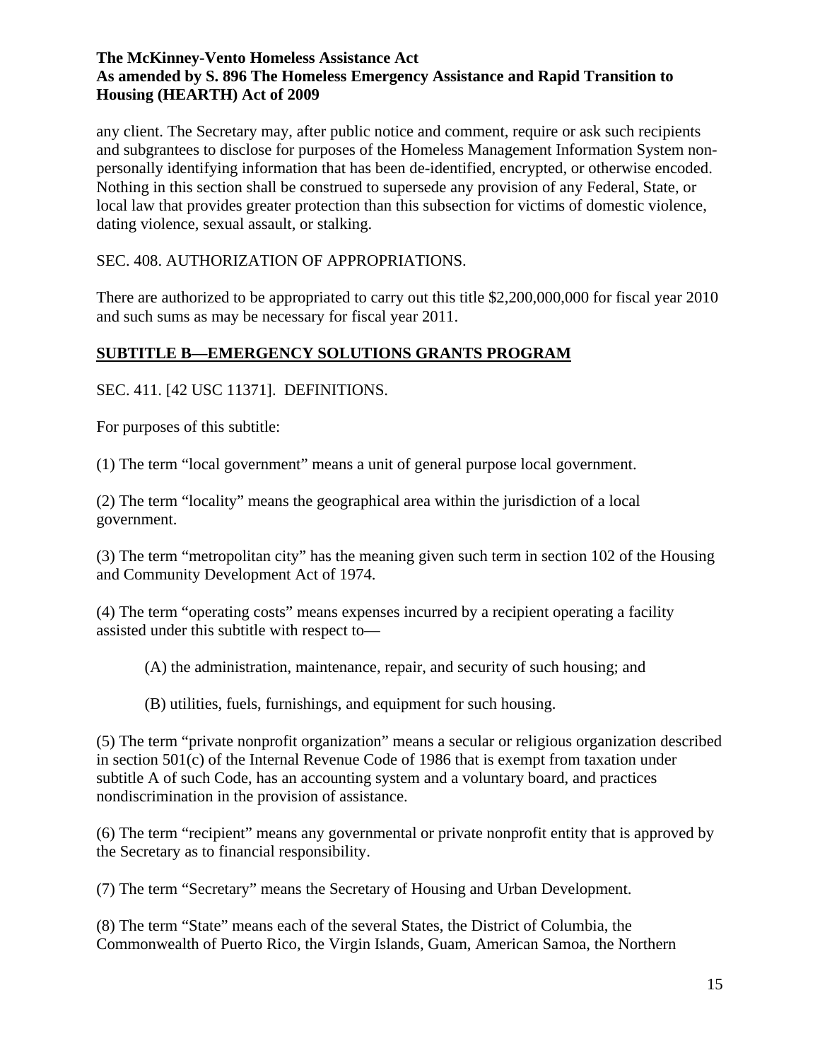any client. The Secretary may, after public notice and comment, require or ask such recipients and subgrantees to disclose for purposes of the Homeless Management Information System non-personally identifying information that has been de-identified, encrypted, or otherwise encoded. Nothing in this section shall be construed to supersede any provision of any Federal, State, or local law that provides greater protection than this subsection for victims of domestic violence, dating violence, sexual assault, or stalking.

SEC. 408. AUTHORIZATION OF APPROPRIATIONS.

There are authorized to be appropriated to carry out this title $2,200,000,000 for fiscal year 2010 and such sums as may be necessary for fiscal year 2011.

## SUBTITLE B—EMERGENCY SOLUTIONS GRANTS PROGRAM

SEC. 411. [42 USC 11371]. DEFINITIONS.

For purposes of this subtitle:

(1) The term "local government" means a unit of general purpose local government.

(2) The term "locality" means the geographical area within the jurisdiction of a local government.

(3) The term "metropolitan city" has the meaning given such term in section 102 of the Housing and Community Development Act of 1974.

(4) The term "operating costs" means expenses incurred by a recipient operating a facility assisted under this subtitle with respect to—

(A) the administration, maintenance, repair, and security of such housing; and

(B) utilities, fuels, furnishings, and equipment for such housing.

(5) The term "private nonprofit organization" means a secular or religious organization described in section 501(c) of the Internal Revenue Code of 1986 that is exempt from taxation under subtitle A of such Code, has an accounting system and a voluntary board, and practices nondiscrimination in the provision of assistance.

(6) The term "recipient" means any governmental or private nonprofit entity that is approved by the Secretary as to financial responsibility.

(7) The term "Secretary" means the Secretary of Housing and Urban Development.

(8) The term "State" means each of the several States, the District of Columbia, the Commonwealth of Puerto Rico, the Virgin Islands, Guam, American Samoa, the Northern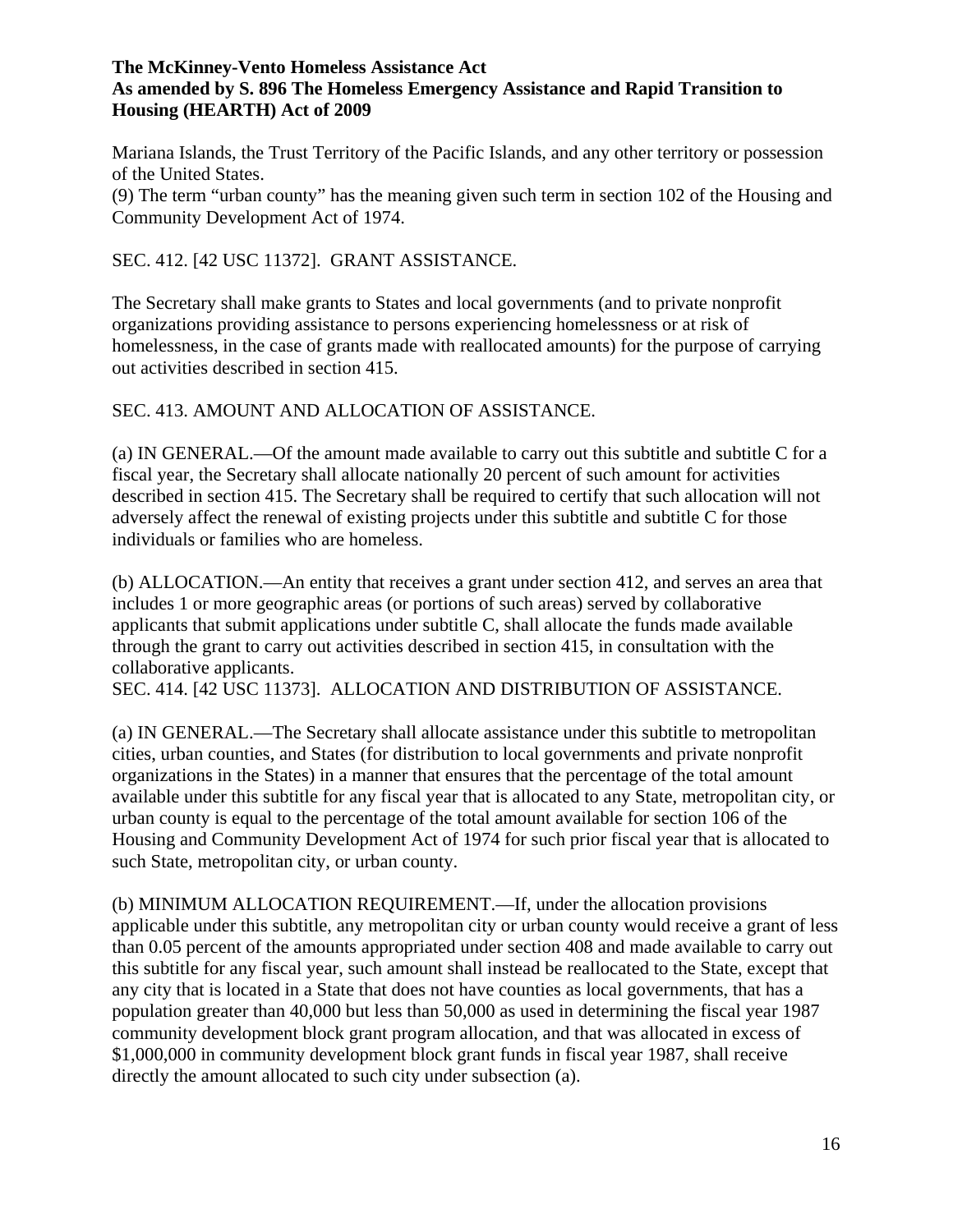Mariana Islands, the Trust Territory of the Pacific Islands, and any other territory or possession of the United States.

(9) The term “urban county” has the meaning given such term in section 102 of the Housing and Community Development Act of 1974.

SEC. 412. [42 USC 11372]. GRANT ASSISTANCE.

The Secretary shall make grants to States and local governments (and to private nonprofit organizations providing assistance to persons experiencing homelessness or at risk of homelessness, in the case of grants made with reallocated amounts) for the purpose of carrying out activities described in section 415.

SEC. 413. AMOUNT AND ALLOCATION OF ASSISTANCE.

(a) IN GENERAL.—Of the amount made available to carry out this subtitle and subtitle C for a fiscal year, the Secretary shall allocate nationally 20 percent of such amount for activities described in section 415. The Secretary shall be required to certify that such allocation will not adversely affect the renewal of existing projects under this subtitle and subtitle C for those individuals or families who are homeless.

(b) ALLOCATION.—An entity that receives a grant under section 412, and serves an area that includes 1 or more geographic areas (or portions of such areas) served by collaborative applicants that submit applications under subtitle C, shall allocate the funds made available through the grant to carry out activities described in section 415, in consultation with the collaborative applicants.

SEC. 414. [42 USC 11373]. ALLOCATION AND DISTRIBUTION OF ASSISTANCE.

(a) IN GENERAL.—The Secretary shall allocate assistance under this subtitle to metropolitan cities, urban counties, and States (for distribution to local governments and private nonprofit organizations in the States) in a manner that ensures that the percentage of the total amount available under this subtitle for any fiscal year that is allocated to any State, metropolitan city, or urban county is equal to the percentage of the total amount available for section 106 of the Housing and Community Development Act of 1974 for such prior fiscal year that is allocated to such State, metropolitan city, or urban county.

(b) MINIMUM ALLOCATION REQUIREMENT.—If, under the allocation provisions applicable under this subtitle, any metropolitan city or urban county would receive a grant of less than 0.05 percent of the amounts appropriated under section 408 and made available to carry out this subtitle for any fiscal year, such amount shall instead be reallocated to the State, except that any city that is located in a State that does not have counties as local governments, that has a population greater than 40,000 but less than 50,000 as used in determining the fiscal year 1987 community development block grant program allocation, and that was allocated in excess of $1,000,000 in community development block grant funds in fiscal year 1987, shall receive directly the amount allocated to such city under subsection (a).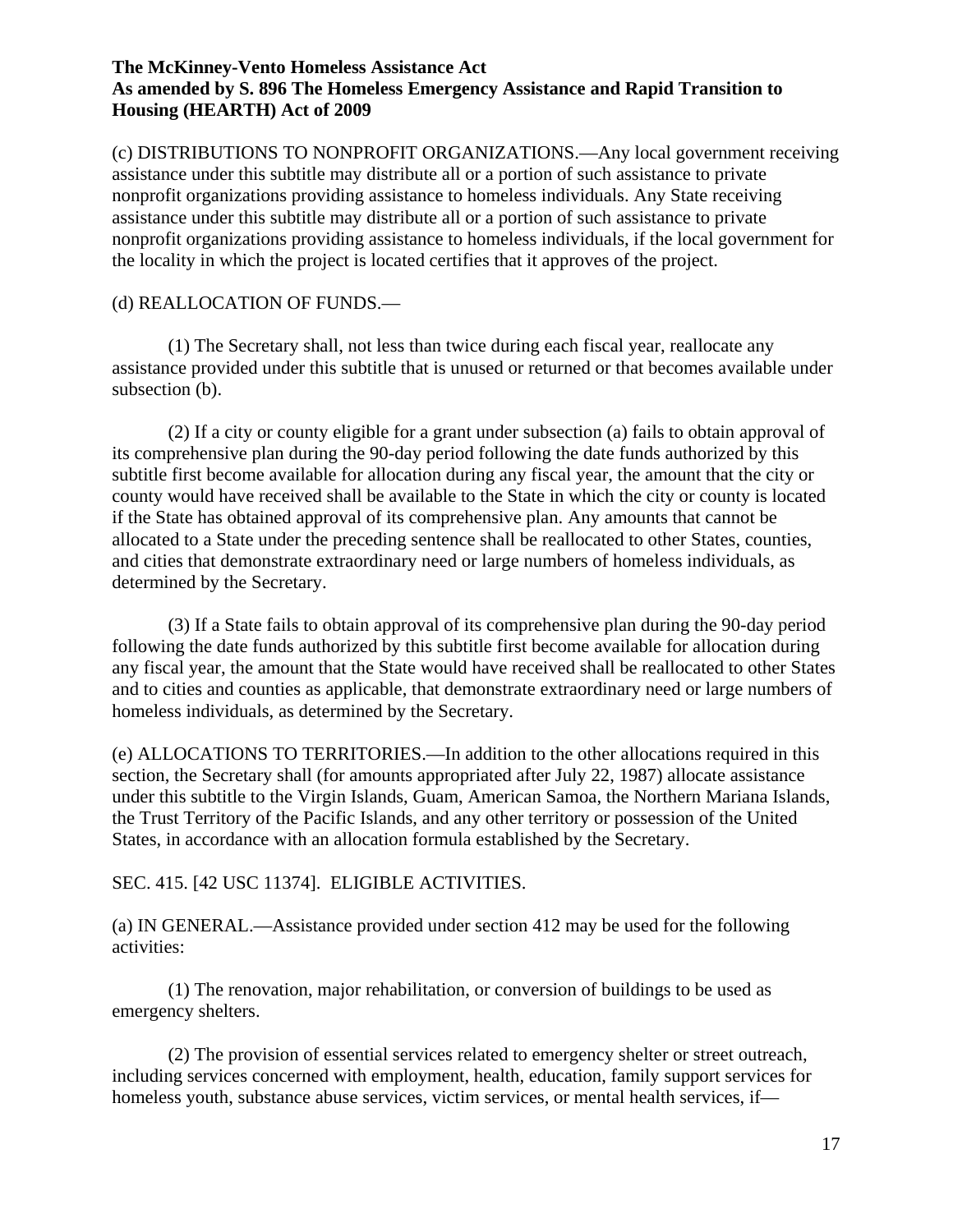(c) DISTRIBUTIONS TO NONPROFIT ORGANIZATIONS.—Any local government receiving assistance under this subtitle may distribute all or a portion of such assistance to private nonprofit organizations providing assistance to homeless individuals. Any State receiving assistance under this subtitle may distribute all or a portion of such assistance to private nonprofit organizations providing assistance to homeless individuals, if the local government for the locality in which the project is located certifies that it approves of the project.

(d) REALLOCATION OF FUNDS.—

(1) The Secretary shall, not less than twice during each fiscal year, reallocate any assistance provided under this subtitle that is unused or returned or that becomes available under subsection (b).

(2) If a city or county eligible for a grant under subsection (a) fails to obtain approval of its comprehensive plan during the 90-day period following the date funds authorized by this subtitle first become available for allocation during any fiscal year, the amount that the city or county would have received shall be available to the State in which the city or county is located if the State has obtained approval of its comprehensive plan. Any amounts that cannot be allocated to a State under the preceding sentence shall be reallocated to other States, counties, and cities that demonstrate extraordinary need or large numbers of homeless individuals, as determined by the Secretary.

(3) If a State fails to obtain approval of its comprehensive plan during the 90-day period following the date funds authorized by this subtitle first become available for allocation during any fiscal year, the amount that the State would have received shall be reallocated to other States and to cities and counties as applicable, that demonstrate extraordinary need or large numbers of homeless individuals, as determined by the Secretary.

(e) ALLOCATIONS TO TERRITORIES.—In addition to the other allocations required in this section, the Secretary shall (for amounts appropriated after July 22, 1987) allocate assistance under this subtitle to the Virgin Islands, Guam, American Samoa, the Northern Mariana Islands, the Trust Territory of the Pacific Islands, and any other territory or possession of the United States, in accordance with an allocation formula established by the Secretary.

SEC. 415. [42 USC 11374]. ELIGIBLE ACTIVITIES.

(a) IN GENERAL.—Assistance provided under section 412 may be used for the following activities:

(1) The renovation, major rehabilitation, or conversion of buildings to be used as emergency shelters.

(2) The provision of essential services related to emergency shelter or street outreach, including services concerned with employment, health, education, family support services for homeless youth, substance abuse services, victim services, or mental health services, if—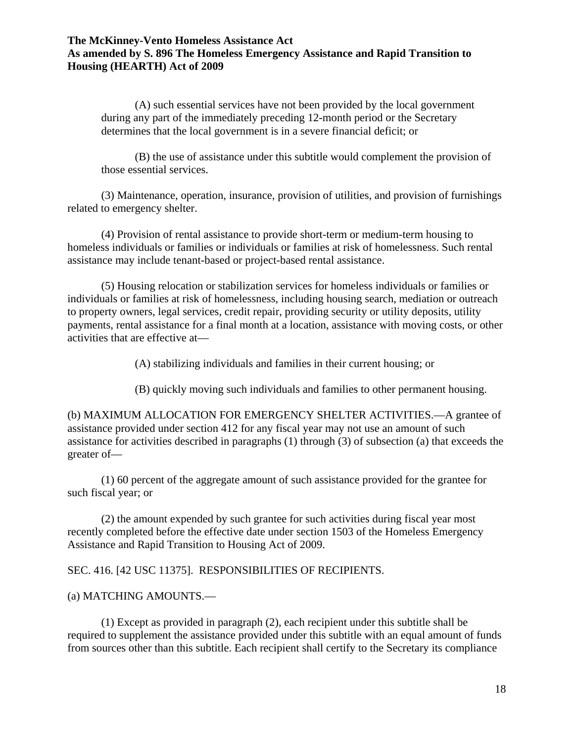(A) such essential services have not been provided by the local government during any part of the immediately preceding 12-month period or the Secretary determines that the local government is in a severe financial deficit; or

(B) the use of assistance under this subtitle would complement the provision of those essential services.

(3) Maintenance, operation, insurance, provision of utilities, and provision of furnishings related to emergency shelter.

(4) Provision of rental assistance to provide short-term or medium-term housing to homeless individuals or families or individuals or families at risk of homelessness. Such rental assistance may include tenant-based or project-based rental assistance.

(5) Housing relocation or stabilization services for homeless individuals or families or individuals or families at risk of homelessness, including housing search, mediation or outreach to property owners, legal services, credit repair, providing security or utility deposits, utility payments, rental assistance for a final month at a location, assistance with moving costs, or other activities that are effective at—

(A) stabilizing individuals and families in their current housing; or

(B) quickly moving such individuals and families to other permanent housing.

(b) MAXIMUM ALLOCATION FOR EMERGENCY SHELTER ACTIVITIES.—A grantee of assistance provided under section 412 for any fiscal year may not use an amount of such assistance for activities described in paragraphs (1) through (3) of subsection (a) that exceeds the greater of—

(1) 60 percent of the aggregate amount of such assistance provided for the grantee for such fiscal year; or

(2) the amount expended by such grantee for such activities during fiscal year most recently completed before the effective date under section 1503 of the Homeless Emergency Assistance and Rapid Transition to Housing Act of 2009.

SEC. 416. [42 USC 11375]. RESPONSIBILITIES OF RECIPIENTS.

(a) MATCHING AMOUNTS.—

(1) Except as provided in paragraph (2), each recipient under this subtitle shall be required to supplement the assistance provided under this subtitle with an equal amount of funds from sources other than this subtitle. Each recipient shall certify to the Secretary its compliance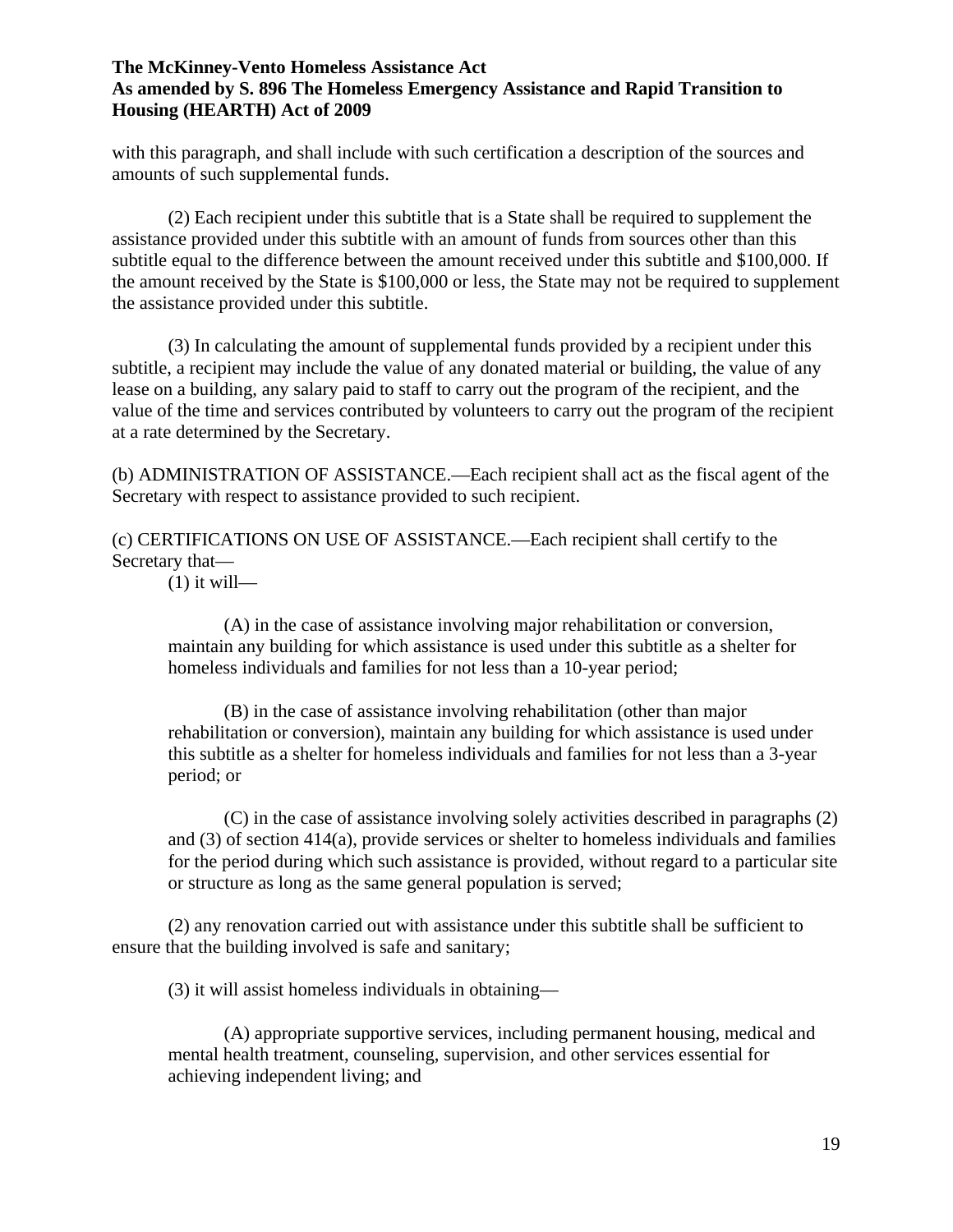with this paragraph, and shall include with such certification a description of the sources and amounts of such supplemental funds.

(2) Each recipient under this subtitle that is a State shall be required to supplement the assistance provided under this subtitle with an amount of funds from sources other than this subtitle equal to the difference between the amount received under this subtitle and $100,000. If the amount received by the State is $100,000 or less, the State may not be required to supplement the assistance provided under this subtitle.

(3) In calculating the amount of supplemental funds provided by a recipient under this subtitle, a recipient may include the value of any donated material or building, the value of any lease on a building, any salary paid to staff to carry out the program of the recipient, and the value of the time and services contributed by volunteers to carry out the program of the recipient at a rate determined by the Secretary.

(b) ADMINISTRATION OF ASSISTANCE.—Each recipient shall act as the fiscal agent of the Secretary with respect to assistance provided to such recipient.

(c) CERTIFICATIONS ON USE OF ASSISTANCE.—Each recipient shall certify to the Secretary that—

(1) it will—

(A) in the case of assistance involving major rehabilitation or conversion, maintain any building for which assistance is used under this subtitle as a shelter for homeless individuals and families for not less than a 10-year period;

(B) in the case of assistance involving rehabilitation (other than major rehabilitation or conversion), maintain any building for which assistance is used under this subtitle as a shelter for homeless individuals and families for not less than a 3-year period; or

(C) in the case of assistance involving solely activities described in paragraphs (2) and (3) of section 414(a), provide services or shelter to homeless individuals and families for the period during which such assistance is provided, without regard to a particular site or structure as long as the same general population is served;

(2) any renovation carried out with assistance under this subtitle shall be sufficient to ensure that the building involved is safe and sanitary;

(3) it will assist homeless individuals in obtaining—

(A) appropriate supportive services, including permanent housing, medical and mental health treatment, counseling, supervision, and other services essential for achieving independent living; and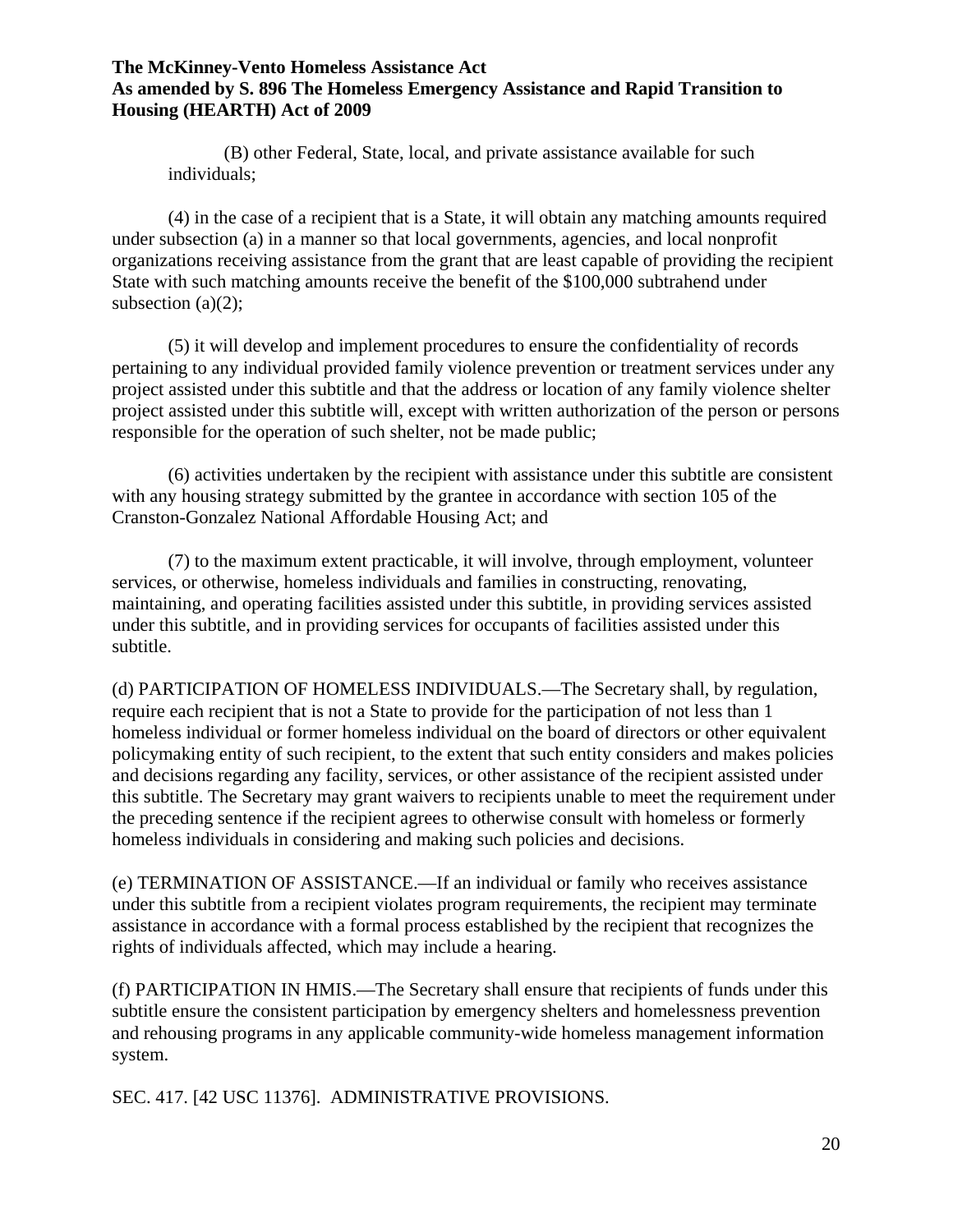(B) other Federal, State, local, and private assistance available for such individuals;

(4) in the case of a recipient that is a State, it will obtain any matching amounts required under subsection (a) in a manner so that local governments, agencies, and local nonprofit organizations receiving assistance from the grant that are least capable of providing the recipient State with such matching amounts receive the benefit of the $100,000 subtrahend under subsection (a)(2);

(5) it will develop and implement procedures to ensure the confidentiality of records pertaining to any individual provided family violence prevention or treatment services under any project assisted under this subtitle and that the address or location of any family violence shelter project assisted under this subtitle will, except with written authorization of the person or persons responsible for the operation of such shelter, not be made public;

(6) activities undertaken by the recipient with assistance under this subtitle are consistent with any housing strategy submitted by the grantee in accordance with section 105 of the Cranston-Gonzalez National Affordable Housing Act; and

(7) to the maximum extent practicable, it will involve, through employment, volunteer services, or otherwise, homeless individuals and families in constructing, renovating, maintaining, and operating facilities assisted under this subtitle, in providing services assisted under this subtitle, and in providing services for occupants of facilities assisted under this subtitle.

(d) PARTICIPATION OF HOMELESS INDIVIDUALS.—The Secretary shall, by regulation, require each recipient that is not a State to provide for the participation of not less than 1 homeless individual or former homeless individual on the board of directors or other equivalent policymaking entity of such recipient, to the extent that such entity considers and makes policies and decisions regarding any facility, services, or other assistance of the recipient assisted under this subtitle. The Secretary may grant waivers to recipients unable to meet the requirement under the preceding sentence if the recipient agrees to otherwise consult with homeless or formerly homeless individuals in considering and making such policies and decisions.

(e) TERMINATION OF ASSISTANCE.—If an individual or family who receives assistance under this subtitle from a recipient violates program requirements, the recipient may terminate assistance in accordance with a formal process established by the recipient that recognizes the rights of individuals affected, which may include a hearing.

(f) PARTICIPATION IN HMIS.—The Secretary shall ensure that recipients of funds under this subtitle ensure the consistent participation by emergency shelters and homelessness prevention and rehousing programs in any applicable community-wide homeless management information system.

SEC. 417. [42 USC 11376]. ADMINISTRATIVE PROVISIONS.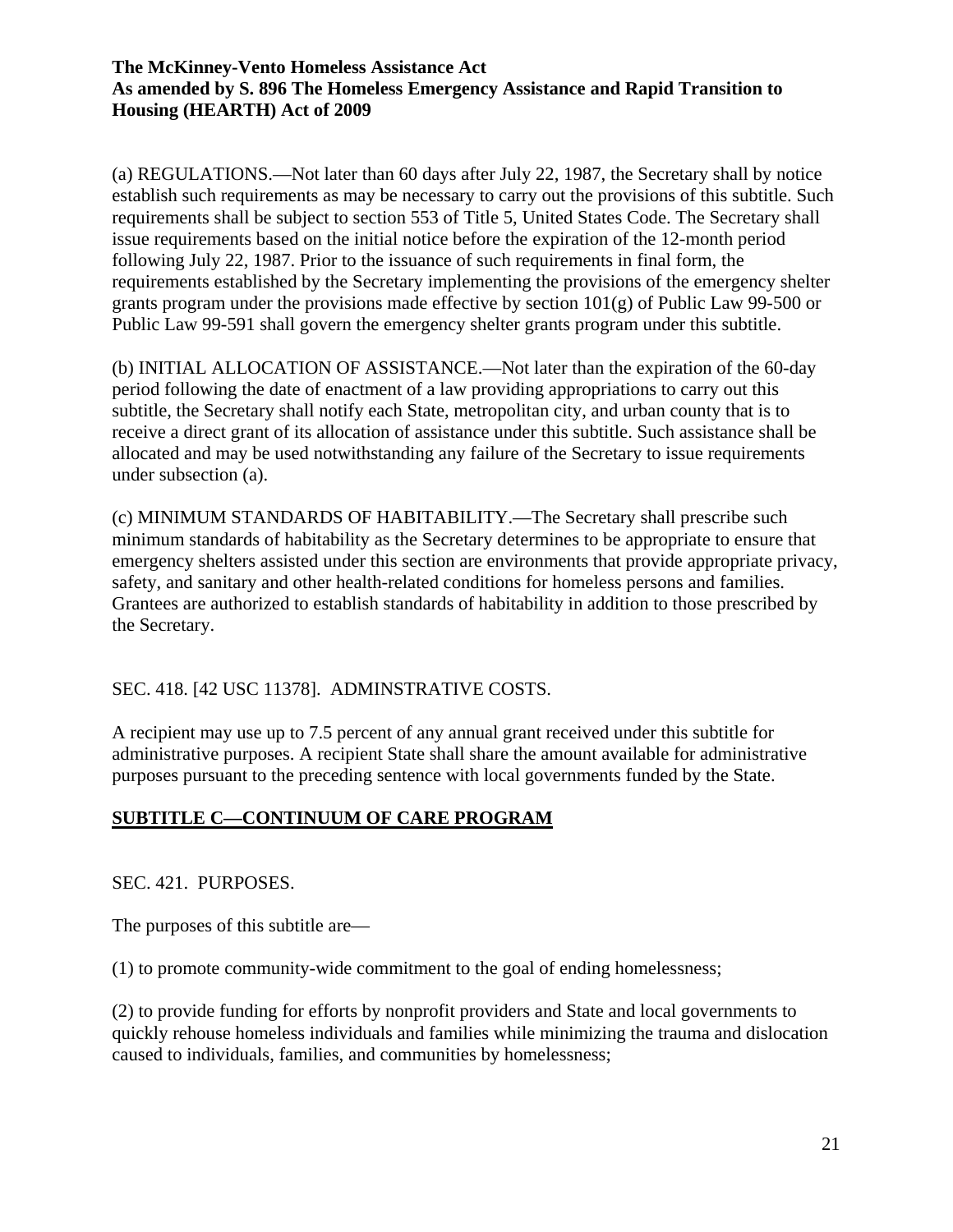(a) REGULATIONS.—Not later than 60 days after July 22, 1987, the Secretary shall by notice establish such requirements as may be necessary to carry out the provisions of this subtitle. Such requirements shall be subject to section 553 of Title 5, United States Code. The Secretary shall issue requirements based on the initial notice before the expiration of the 12-month period following July 22, 1987. Prior to the issuance of such requirements in final form, the requirements established by the Secretary implementing the provisions of the emergency shelter grants program under the provisions made effective by section 101(g) of Public Law 99-500 or Public Law 99-591 shall govern the emergency shelter grants program under this subtitle.

(b) INITIAL ALLOCATION OF ASSISTANCE.—Not later than the expiration of the 60-day period following the date of enactment of a law providing appropriations to carry out this subtitle, the Secretary shall notify each State, metropolitan city, and urban county that is to receive a direct grant of its allocation of assistance under this subtitle. Such assistance shall be allocated and may be used notwithstanding any failure of the Secretary to issue requirements under subsection (a).

(c) MINIMUM STANDARDS OF HABITABILITY.—The Secretary shall prescribe such minimum standards of habitability as the Secretary determines to be appropriate to ensure that emergency shelters assisted under this section are environments that provide appropriate privacy, safety, and sanitary and other health-related conditions for homeless persons and families. Grantees are authorized to establish standards of habitability in addition to those prescribed by the Secretary.

SEC. 418. [42 USC 11378]. ADMINSTRATIVE COSTS.

A recipient may use up to 7.5 percent of any annual grant received under this subtitle for administrative purposes. A recipient State shall share the amount available for administrative purposes pursuant to the preceding sentence with local governments funded by the State.

## SUBTITLE C—CONTINUUM OF CARE PROGRAM

SEC. 421. PURPOSES.

The purposes of this subtitle are—

(1) to promote community-wide commitment to the goal of ending homelessness;

(2) to provide funding for efforts by nonprofit providers and State and local governments to quickly rehouse homeless individuals and families while minimizing the trauma and dislocation caused to individuals, families, and communities by homelessness;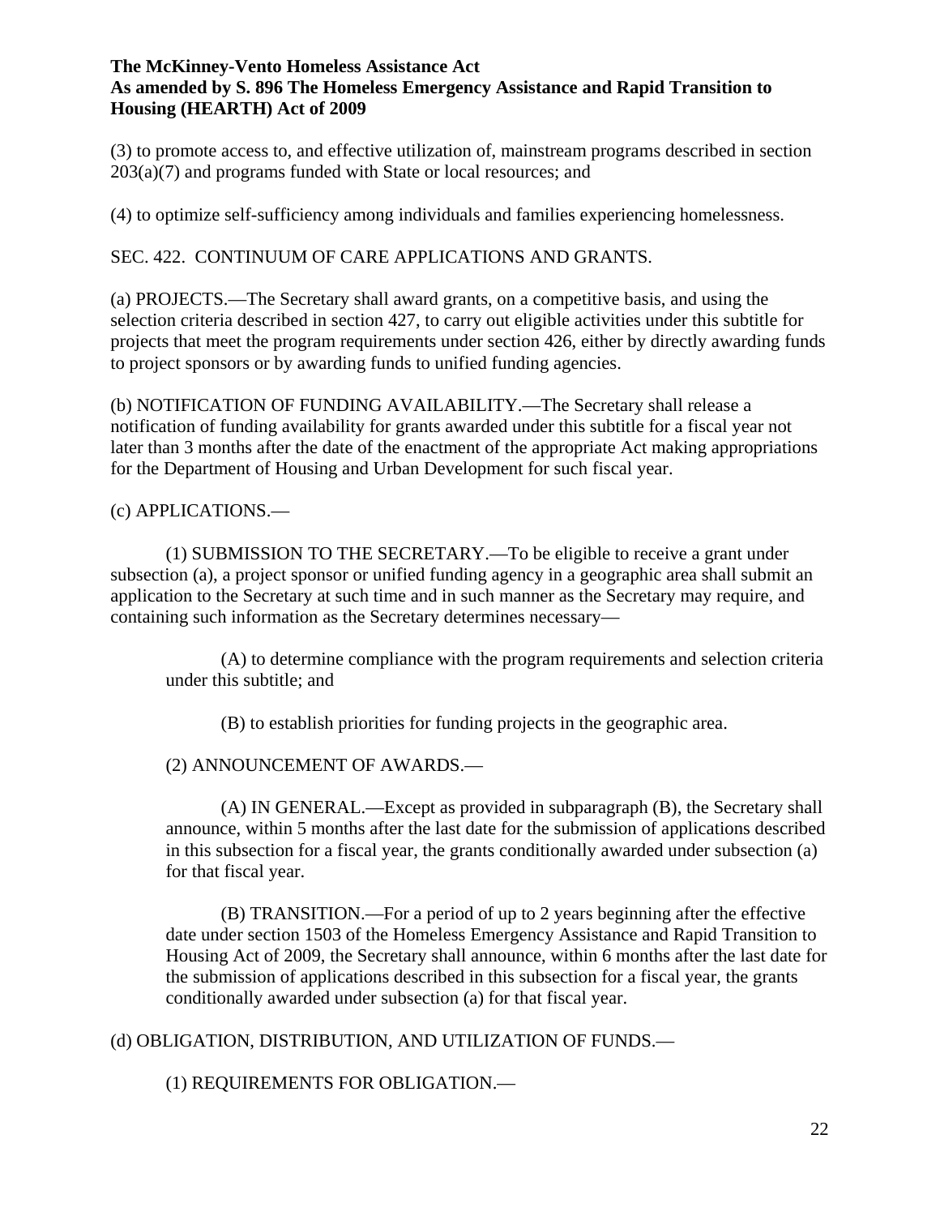(3) to promote access to, and effective utilization of, mainstream programs described in section 203(a)(7) and programs funded with State or local resources; and

(4) to optimize self-sufficiency among individuals and families experiencing homelessness.

SEC. 422. CONTINUUM OF CARE APPLICATIONS AND GRANTS.

(a) PROJECTS.—The Secretary shall award grants, on a competitive basis, and using the selection criteria described in section 427, to carry out eligible activities under this subtitle for projects that meet the program requirements under section 426, either by directly awarding funds to project sponsors or by awarding funds to unified funding agencies.

(b) NOTIFICATION OF FUNDING AVAILABILITY.—The Secretary shall release a notification of funding availability for grants awarded under this subtitle for a fiscal year not later than 3 months after the date of the enactment of the appropriate Act making appropriations for the Department of Housing and Urban Development for such fiscal year.

(c) APPLICATIONS.—

(1) SUBMISSION TO THE SECRETARY.—To be eligible to receive a grant under subsection (a), a project sponsor or unified funding agency in a geographic area shall submit an application to the Secretary at such time and in such manner as the Secretary may require, and containing such information as the Secretary determines necessary—

(A) to determine compliance with the program requirements and selection criteria under this subtitle; and

(B) to establish priorities for funding projects in the geographic area.

(2) ANNOUNCEMENT OF AWARDS.—

(A) IN GENERAL.—Except as provided in subparagraph (B), the Secretary shall announce, within 5 months after the last date for the submission of applications described in this subsection for a fiscal year, the grants conditionally awarded under subsection (a) for that fiscal year.

(B) TRANSITION.—For a period of up to 2 years beginning after the effective date under section 1503 of the Homeless Emergency Assistance and Rapid Transition to Housing Act of 2009, the Secretary shall announce, within 6 months after the last date for the submission of applications described in this subsection for a fiscal year, the grants conditionally awarded under subsection (a) for that fiscal year.

(d) OBLIGATION, DISTRIBUTION, AND UTILIZATION OF FUNDS.—

(1) REQUIREMENTS FOR OBLIGATION.—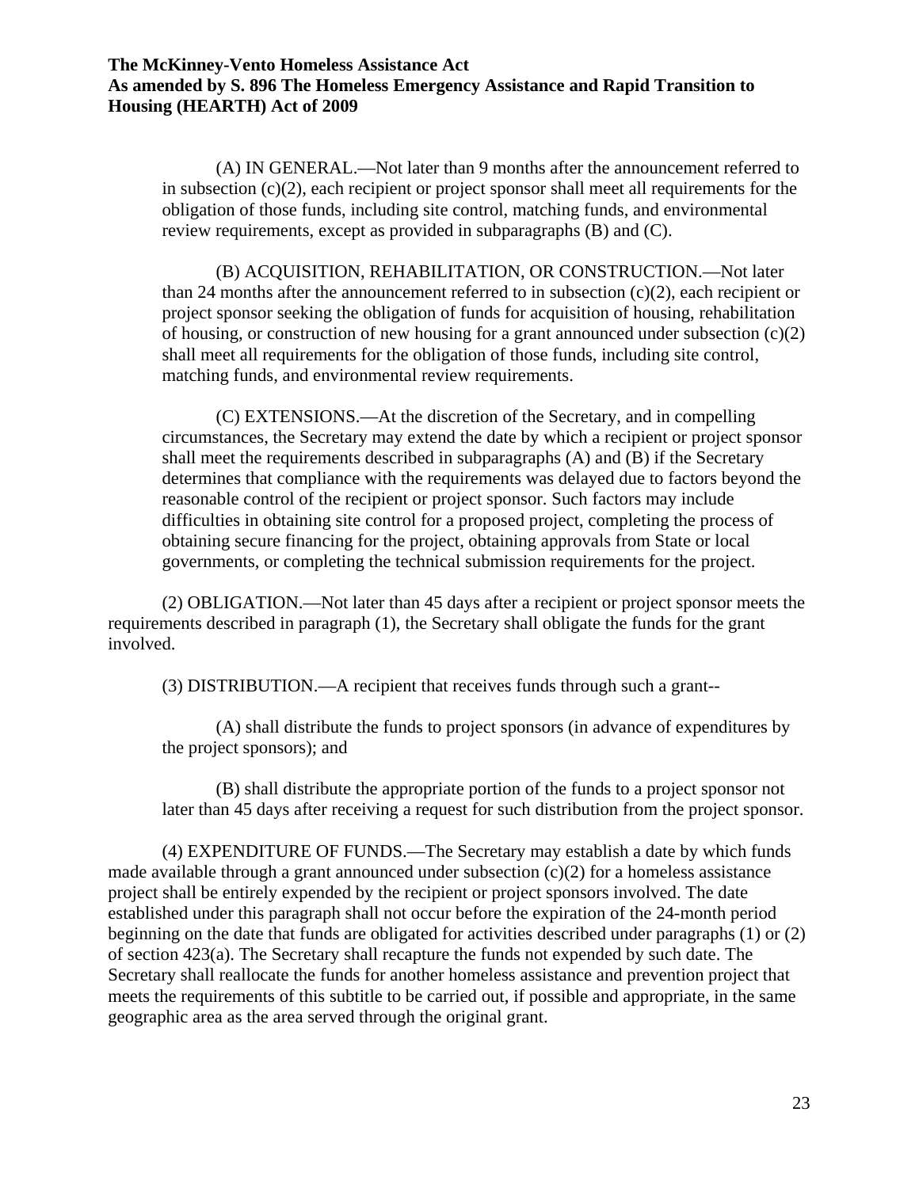(A) IN GENERAL.—Not later than 9 months after the announcement referred to in subsection (c)(2), each recipient or project sponsor shall meet all requirements for the obligation of those funds, including site control, matching funds, and environmental review requirements, except as provided in subparagraphs (B) and (C).

(B) ACQUISITION, REHABILITATION, OR CONSTRUCTION.—Not later than 24 months after the announcement referred to in subsection (c)(2), each recipient or project sponsor seeking the obligation of funds for acquisition of housing, rehabilitation of housing, or construction of new housing for a grant announced under subsection (c)(2) shall meet all requirements for the obligation of those funds, including site control, matching funds, and environmental review requirements.

(C) EXTENSIONS.—At the discretion of the Secretary, and in compelling circumstances, the Secretary may extend the date by which a recipient or project sponsor shall meet the requirements described in subparagraphs (A) and (B) if the Secretary determines that compliance with the requirements was delayed due to factors beyond the reasonable control of the recipient or project sponsor. Such factors may include difficulties in obtaining site control for a proposed project, completing the process of obtaining secure financing for the project, obtaining approvals from State or local governments, or completing the technical submission requirements for the project.

(2) OBLIGATION.—Not later than 45 days after a recipient or project sponsor meets the requirements described in paragraph (1), the Secretary shall obligate the funds for the grant involved.

(3) DISTRIBUTION.—A recipient that receives funds through such a grant--

(A) shall distribute the funds to project sponsors (in advance of expenditures by the project sponsors); and

(B) shall distribute the appropriate portion of the funds to a project sponsor not later than 45 days after receiving a request for such distribution from the project sponsor.

(4) EXPENDITURE OF FUNDS.—The Secretary may establish a date by which funds made available through a grant announced under subsection (c)(2) for a homeless assistance project shall be entirely expended by the recipient or project sponsors involved. The date established under this paragraph shall not occur before the expiration of the 24-month period beginning on the date that funds are obligated for activities described under paragraphs (1) or (2) of section 423(a). The Secretary shall recapture the funds not expended by such date. The Secretary shall reallocate the funds for another homeless assistance and prevention project that meets the requirements of this subtitle to be carried out, if possible and appropriate, in the same geographic area as the area served through the original grant.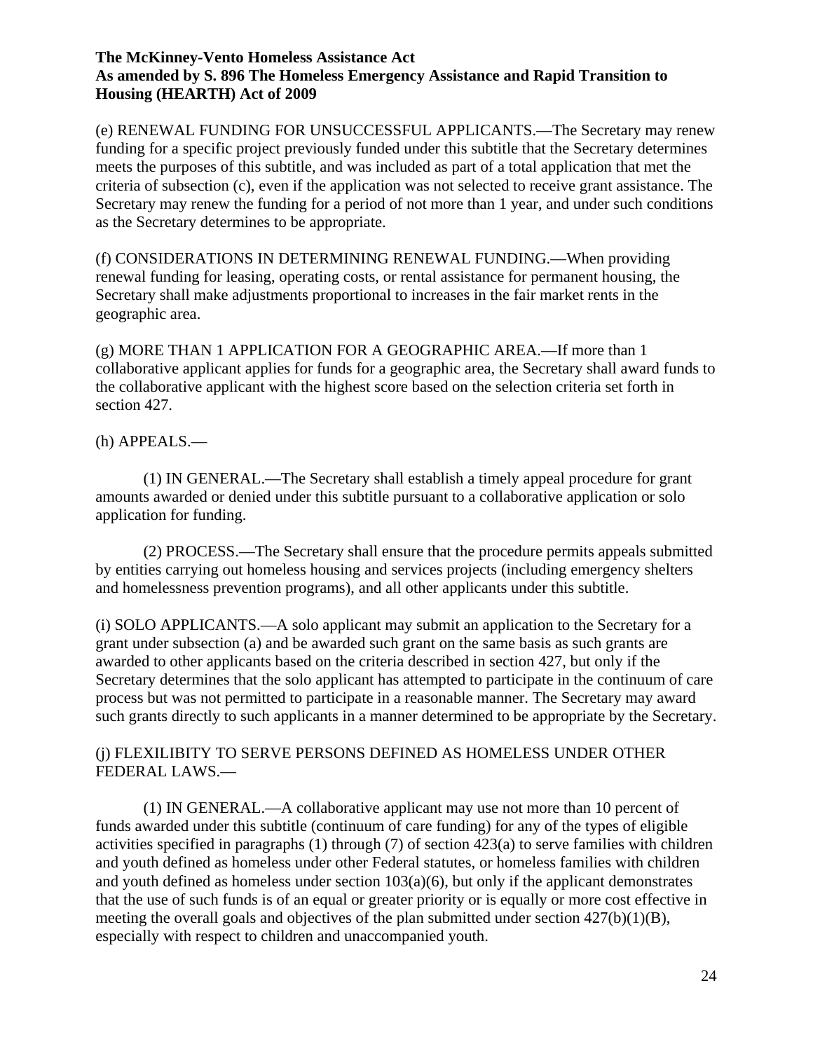(e) RENEWAL FUNDING FOR UNSUCCESSFUL APPLICANTS.—The Secretary may renew funding for a specific project previously funded under this subtitle that the Secretary determines meets the purposes of this subtitle, and was included as part of a total application that met the criteria of subsection (c), even if the application was not selected to receive grant assistance. The Secretary may renew the funding for a period of not more than 1 year, and under such conditions as the Secretary determines to be appropriate.

(f) CONSIDERATIONS IN DETERMINING RENEWAL FUNDING.—When providing renewal funding for leasing, operating costs, or rental assistance for permanent housing, the Secretary shall make adjustments proportional to increases in the fair market rents in the geographic area.

(g) MORE THAN 1 APPLICATION FOR A GEOGRAPHIC AREA.—If more than 1 collaborative applicant applies for funds for a geographic area, the Secretary shall award funds to the collaborative applicant with the highest score based on the selection criteria set forth in section 427.

(h) APPEALS.—

(1) IN GENERAL.—The Secretary shall establish a timely appeal procedure for grant amounts awarded or denied under this subtitle pursuant to a collaborative application or solo application for funding.

(2) PROCESS.—The Secretary shall ensure that the procedure permits appeals submitted by entities carrying out homeless housing and services projects (including emergency shelters and homelessness prevention programs), and all other applicants under this subtitle.

(i) SOLO APPLICANTS.—A solo applicant may submit an application to the Secretary for a grant under subsection (a) and be awarded such grant on the same basis as such grants are awarded to other applicants based on the criteria described in section 427, but only if the Secretary determines that the solo applicant has attempted to participate in the continuum of care process but was not permitted to participate in a reasonable manner. The Secretary may award such grants directly to such applicants in a manner determined to be appropriate by the Secretary.

(j) FLEXILIBITY TO SERVE PERSONS DEFINED AS HOMELESS UNDER OTHER FEDERAL LAWS.—

(1) IN GENERAL.—A collaborative applicant may use not more than 10 percent of funds awarded under this subtitle (continuum of care funding) for any of the types of eligible activities specified in paragraphs (1) through (7) of section 423(a) to serve families with children and youth defined as homeless under other Federal statutes, or homeless families with children and youth defined as homeless under section 103(a)(6), but only if the applicant demonstrates that the use of such funds is of an equal or greater priority or is equally or more cost effective in meeting the overall goals and objectives of the plan submitted under section 427(b)(1)(B), especially with respect to children and unaccompanied youth.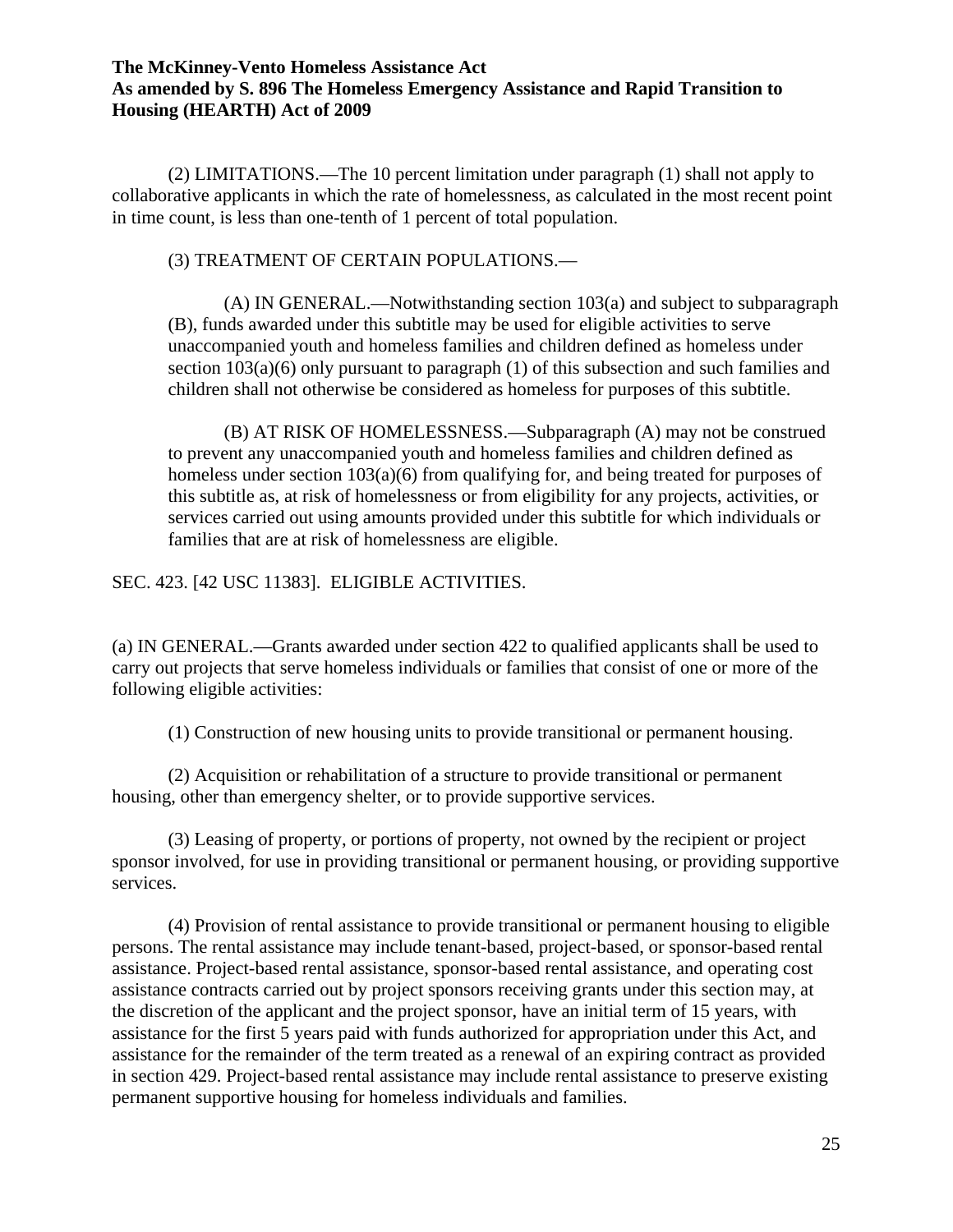(2) LIMITATIONS.—The 10 percent limitation under paragraph (1) shall not apply to collaborative applicants in which the rate of homelessness, as calculated in the most recent point in time count, is less than one-tenth of 1 percent of total population.

(3) TREATMENT OF CERTAIN POPULATIONS.—

(A) IN GENERAL.—Notwithstanding section 103(a) and subject to subparagraph (B), funds awarded under this subtitle may be used for eligible activities to serve unaccompanied youth and homeless families and children defined as homeless under section 103(a)(6) only pursuant to paragraph (1) of this subsection and such families and children shall not otherwise be considered as homeless for purposes of this subtitle.

(B) AT RISK OF HOMELESSNESS.—Subparagraph (A) may not be construed to prevent any unaccompanied youth and homeless families and children defined as homeless under section 103(a)(6) from qualifying for, and being treated for purposes of this subtitle as, at risk of homelessness or from eligibility for any projects, activities, or services carried out using amounts provided under this subtitle for which individuals or families that are at risk of homelessness are eligible.

SEC. 423. [42 USC 11383]. ELIGIBLE ACTIVITIES.

(a) IN GENERAL.—Grants awarded under section 422 to qualified applicants shall be used to carry out projects that serve homeless individuals or families that consist of one or more of the following eligible activities:

(1) Construction of new housing units to provide transitional or permanent housing.

(2) Acquisition or rehabilitation of a structure to provide transitional or permanent housing, other than emergency shelter, or to provide supportive services.

(3) Leasing of property, or portions of property, not owned by the recipient or project sponsor involved, for use in providing transitional or permanent housing, or providing supportive services.

(4) Provision of rental assistance to provide transitional or permanent housing to eligible persons. The rental assistance may include tenant-based, project-based, or sponsor-based rental assistance. Project-based rental assistance, sponsor-based rental assistance, and operating cost assistance contracts carried out by project sponsors receiving grants under this section may, at the discretion of the applicant and the project sponsor, have an initial term of 15 years, with assistance for the first 5 years paid with funds authorized for appropriation under this Act, and assistance for the remainder of the term treated as a renewal of an expiring contract as provided in section 429. Project-based rental assistance may include rental assistance to preserve existing permanent supportive housing for homeless individuals and families.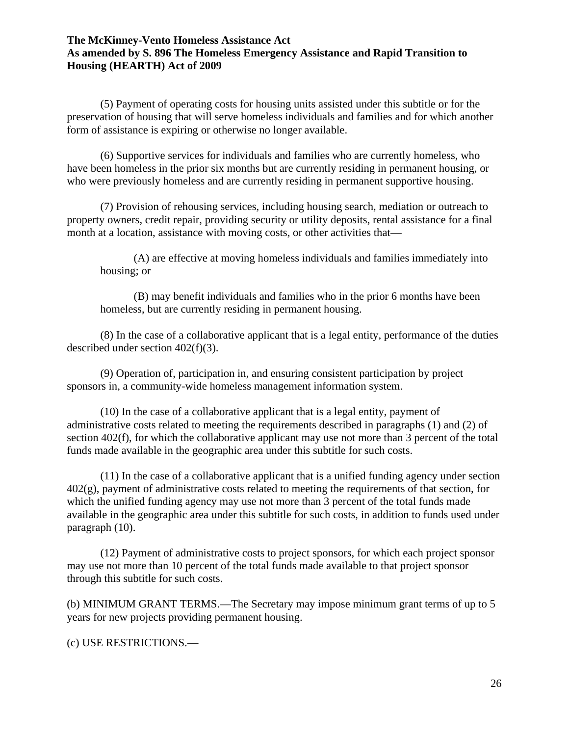(5) Payment of operating costs for housing units assisted under this subtitle or for the preservation of housing that will serve homeless individuals and families and for which another form of assistance is expiring or otherwise no longer available.

(6) Supportive services for individuals and families who are currently homeless, who have been homeless in the prior six months but are currently residing in permanent housing, or who were previously homeless and are currently residing in permanent supportive housing.

(7) Provision of rehousing services, including housing search, mediation or outreach to property owners, credit repair, providing security or utility deposits, rental assistance for a final month at a location, assistance with moving costs, or other activities that—

> (A) are effective at moving homeless individuals and families immediately into housing; or
>
> (B) may benefit individuals and families who in the prior 6 months have been homeless, but are currently residing in permanent housing.

(8) In the case of a collaborative applicant that is a legal entity, performance of the duties described under section 402(f)(3).

(9) Operation of, participation in, and ensuring consistent participation by project sponsors in, a community-wide homeless management information system.

(10) In the case of a collaborative applicant that is a legal entity, payment of administrative costs related to meeting the requirements described in paragraphs (1) and (2) of section 402(f), for which the collaborative applicant may use not more than 3 percent of the total funds made available in the geographic area under this subtitle for such costs.

(11) In the case of a collaborative applicant that is a unified funding agency under section 402(g), payment of administrative costs related to meeting the requirements of that section, for which the unified funding agency may use not more than 3 percent of the total funds made available in the geographic area under this subtitle for such costs, in addition to funds used under paragraph (10).

(12) Payment of administrative costs to project sponsors, for which each project sponsor may use not more than 10 percent of the total funds made available to that project sponsor through this subtitle for such costs.

(b) MINIMUM GRANT TERMS.—The Secretary may impose minimum grant terms of up to 5 years for new projects providing permanent housing.

(c) USE RESTRICTIONS.—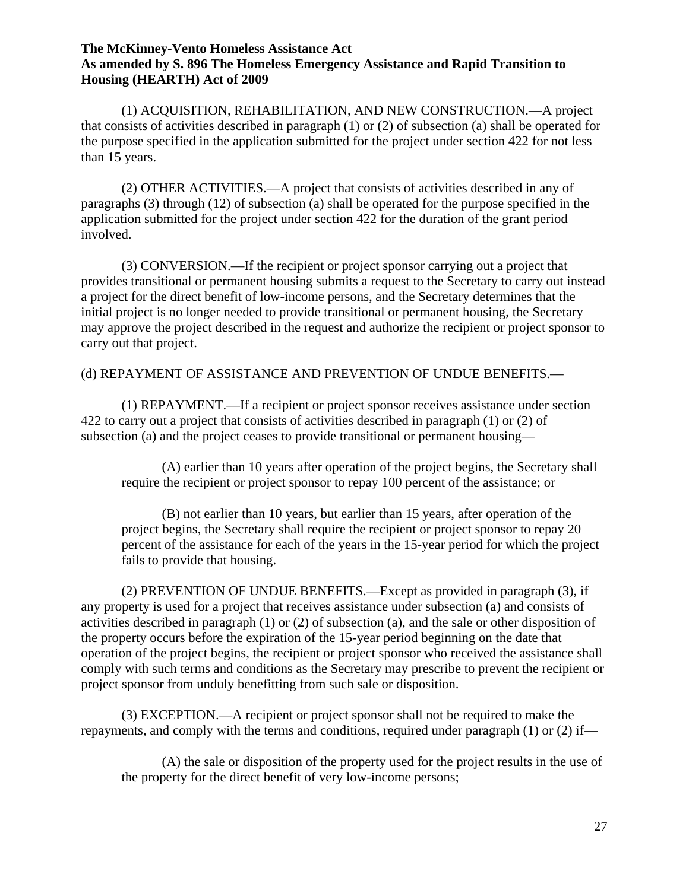(1) ACQUISITION, REHABILITATION, AND NEW CONSTRUCTION.—A project that consists of activities described in paragraph (1) or (2) of subsection (a) shall be operated for the purpose specified in the application submitted for the project under section 422 for not less than 15 years.

(2) OTHER ACTIVITIES.—A project that consists of activities described in any of paragraphs (3) through (12) of subsection (a) shall be operated for the purpose specified in the application submitted for the project under section 422 for the duration of the grant period involved.

(3) CONVERSION.—If the recipient or project sponsor carrying out a project that provides transitional or permanent housing submits a request to the Secretary to carry out instead a project for the direct benefit of low-income persons, and the Secretary determines that the initial project is no longer needed to provide transitional or permanent housing, the Secretary may approve the project described in the request and authorize the recipient or project sponsor to carry out that project.

(d) REPAYMENT OF ASSISTANCE AND PREVENTION OF UNDUE BENEFITS.—

(1) REPAYMENT.—If a recipient or project sponsor receives assistance under section 422 to carry out a project that consists of activities described in paragraph (1) or (2) of subsection (a) and the project ceases to provide transitional or permanent housing—

(A) earlier than 10 years after operation of the project begins, the Secretary shall require the recipient or project sponsor to repay 100 percent of the assistance; or

(B) not earlier than 10 years, but earlier than 15 years, after operation of the project begins, the Secretary shall require the recipient or project sponsor to repay 20 percent of the assistance for each of the years in the 15-year period for which the project fails to provide that housing.

(2) PREVENTION OF UNDUE BENEFITS.—Except as provided in paragraph (3), if any property is used for a project that receives assistance under subsection (a) and consists of activities described in paragraph (1) or (2) of subsection (a), and the sale or other disposition of the property occurs before the expiration of the 15-year period beginning on the date that operation of the project begins, the recipient or project sponsor who received the assistance shall comply with such terms and conditions as the Secretary may prescribe to prevent the recipient or project sponsor from unduly benefitting from such sale or disposition.

(3) EXCEPTION.—A recipient or project sponsor shall not be required to make the repayments, and comply with the terms and conditions, required under paragraph (1) or (2) if—

(A) the sale or disposition of the property used for the project results in the use of the property for the direct benefit of very low-income persons;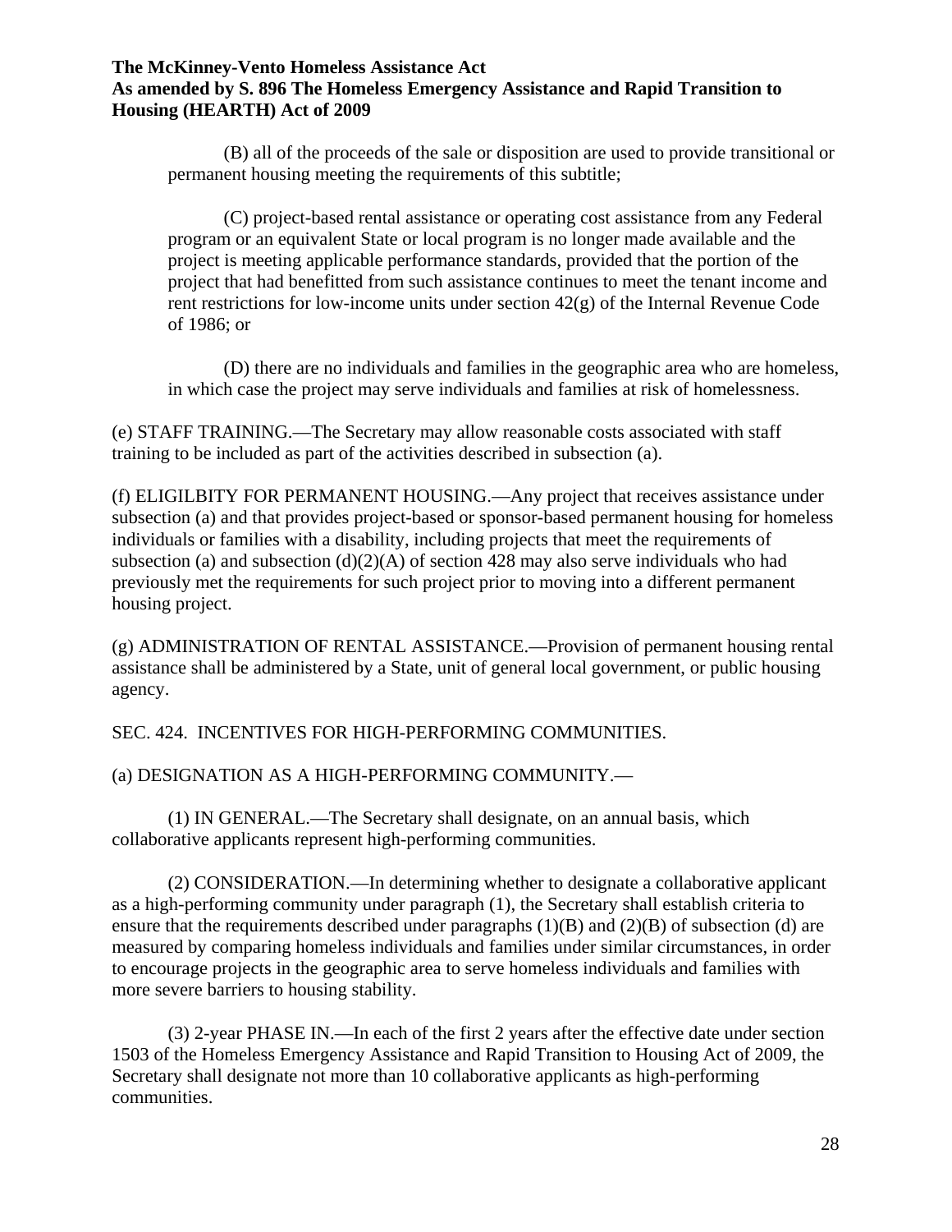(B) all of the proceeds of the sale or disposition are used to provide transitional or permanent housing meeting the requirements of this subtitle;

(C) project-based rental assistance or operating cost assistance from any Federal program or an equivalent State or local program is no longer made available and the project is meeting applicable performance standards, provided that the portion of the project that had benefitted from such assistance continues to meet the tenant income and rent restrictions for low-income units under section 42(g) of the Internal Revenue Code of 1986; or

(D) there are no individuals and families in the geographic area who are homeless, in which case the project may serve individuals and families at risk of homelessness.

(e) STAFF TRAINING.—The Secretary may allow reasonable costs associated with staff training to be included as part of the activities described in subsection (a).

(f) ELIGILBITY FOR PERMANENT HOUSING.—Any project that receives assistance under subsection (a) and that provides project-based or sponsor-based permanent housing for homeless individuals or families with a disability, including projects that meet the requirements of subsection (a) and subsection (d)(2)(A) of section 428 may also serve individuals who had previously met the requirements for such project prior to moving into a different permanent housing project.

(g) ADMINISTRATION OF RENTAL ASSISTANCE.—Provision of permanent housing rental assistance shall be administered by a State, unit of general local government, or public housing agency.

SEC. 424. INCENTIVES FOR HIGH-PERFORMING COMMUNITIES.

(a) DESIGNATION AS A HIGH-PERFORMING COMMUNITY.—

(1) IN GENERAL.—The Secretary shall designate, on an annual basis, which collaborative applicants represent high-performing communities.

(2) CONSIDERATION.—In determining whether to designate a collaborative applicant as a high-performing community under paragraph (1), the Secretary shall establish criteria to ensure that the requirements described under paragraphs (1)(B) and (2)(B) of subsection (d) are measured by comparing homeless individuals and families under similar circumstances, in order to encourage projects in the geographic area to serve homeless individuals and families with more severe barriers to housing stability.

(3) 2-year PHASE IN.—In each of the first 2 years after the effective date under section 1503 of the Homeless Emergency Assistance and Rapid Transition to Housing Act of 2009, the Secretary shall designate not more than 10 collaborative applicants as high-performing communities.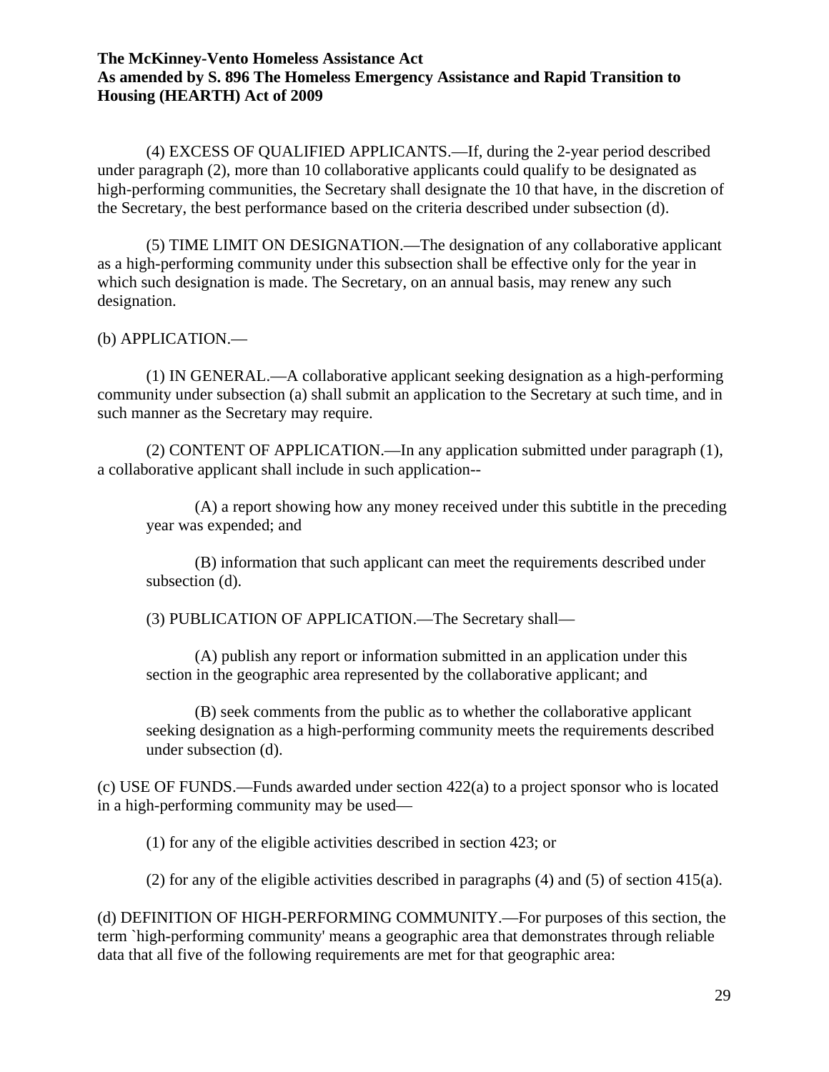(4) EXCESS OF QUALIFIED APPLICANTS.—If, during the 2-year period described under paragraph (2), more than 10 collaborative applicants could qualify to be designated as high-performing communities, the Secretary shall designate the 10 that have, in the discretion of the Secretary, the best performance based on the criteria described under subsection (d).

(5) TIME LIMIT ON DESIGNATION.—The designation of any collaborative applicant as a high-performing community under this subsection shall be effective only for the year in which such designation is made. The Secretary, on an annual basis, may renew any such designation.

(b) APPLICATION.—

(1) IN GENERAL.—A collaborative applicant seeking designation as a high-performing community under subsection (a) shall submit an application to the Secretary at such time, and in such manner as the Secretary may require.

(2) CONTENT OF APPLICATION.—In any application submitted under paragraph (1), a collaborative applicant shall include in such application--

(A) a report showing how any money received under this subtitle in the preceding year was expended; and

(B) information that such applicant can meet the requirements described under subsection (d).

(3) PUBLICATION OF APPLICATION.—The Secretary shall—

(A) publish any report or information submitted in an application under this section in the geographic area represented by the collaborative applicant; and

(B) seek comments from the public as to whether the collaborative applicant seeking designation as a high-performing community meets the requirements described under subsection (d).

(c) USE OF FUNDS.—Funds awarded under section 422(a) to a project sponsor who is located in a high-performing community may be used—

(1) for any of the eligible activities described in section 423; or

(2) for any of the eligible activities described in paragraphs (4) and (5) of section 415(a).

(d) DEFINITION OF HIGH-PERFORMING COMMUNITY.—For purposes of this section, the term `high-performing community' means a geographic area that demonstrates through reliable data that all five of the following requirements are met for that geographic area: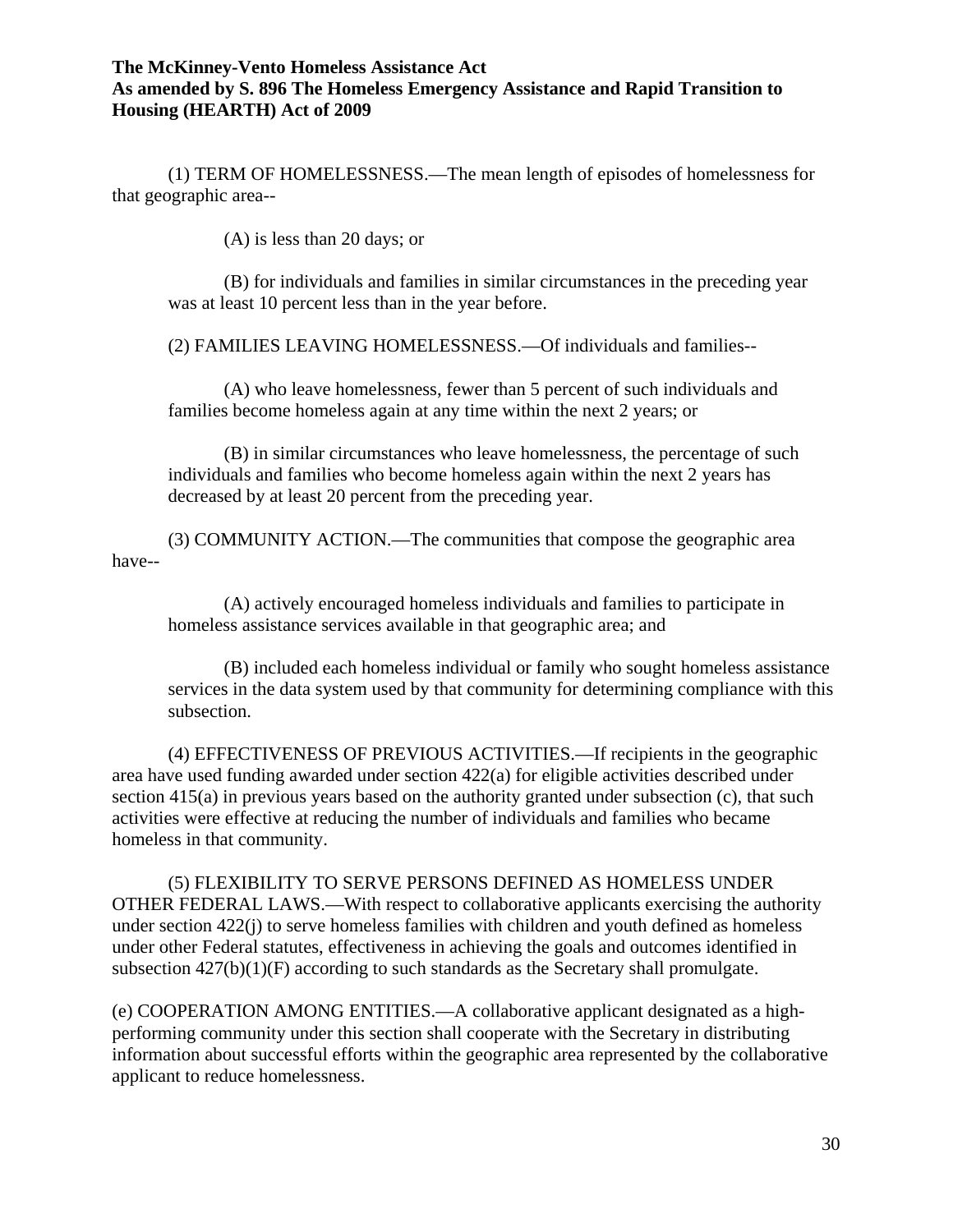(1) TERM OF HOMELESSNESS.—The mean length of episodes of homelessness for that geographic area--

(A) is less than 20 days; or

(B) for individuals and families in similar circumstances in the preceding year was at least 10 percent less than in the year before.

(2) FAMILIES LEAVING HOMELESSNESS.—Of individuals and families--

(A) who leave homelessness, fewer than 5 percent of such individuals and families become homeless again at any time within the next 2 years; or

(B) in similar circumstances who leave homelessness, the percentage of such individuals and families who become homeless again within the next 2 years has decreased by at least 20 percent from the preceding year.

(3) COMMUNITY ACTION.—The communities that compose the geographic area have--

(A) actively encouraged homeless individuals and families to participate in homeless assistance services available in that geographic area; and

(B) included each homeless individual or family who sought homeless assistance services in the data system used by that community for determining compliance with this subsection.

(4) EFFECTIVENESS OF PREVIOUS ACTIVITIES.—If recipients in the geographic area have used funding awarded under section 422(a) for eligible activities described under section 415(a) in previous years based on the authority granted under subsection (c), that such activities were effective at reducing the number of individuals and families who became homeless in that community.

(5) FLEXIBILITY TO SERVE PERSONS DEFINED AS HOMELESS UNDER OTHER FEDERAL LAWS.—With respect to collaborative applicants exercising the authority under section 422(j) to serve homeless families with children and youth defined as homeless under other Federal statutes, effectiveness in achieving the goals and outcomes identified in subsection 427(b)(1)(F) according to such standards as the Secretary shall promulgate.

(e) COOPERATION AMONG ENTITIES.—A collaborative applicant designated as a high-performing community under this section shall cooperate with the Secretary in distributing information about successful efforts within the geographic area represented by the collaborative applicant to reduce homelessness.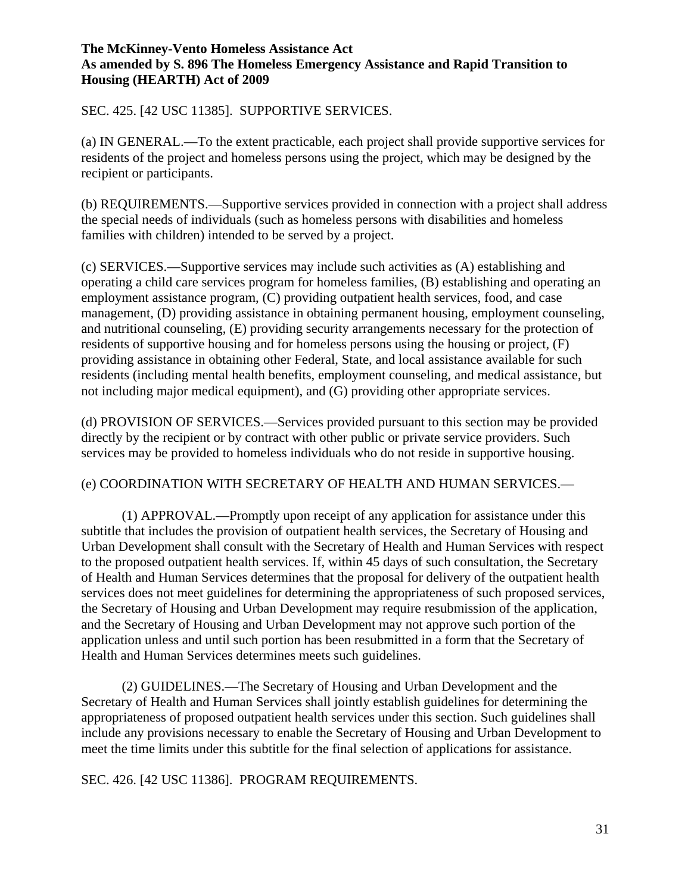**The McKinney-Vento Homeless Assistance Act**
**As amended by S. 896 The Homeless Emergency Assistance and Rapid Transition to Housing (HEARTH) Act of 2009**

SEC. 425. [42 USC 11385]. SUPPORTIVE SERVICES.

(a) IN GENERAL.—To the extent practicable, each project shall provide supportive services for residents of the project and homeless persons using the project, which may be designed by the recipient or participants.

(b) REQUIREMENTS.—Supportive services provided in connection with a project shall address the special needs of individuals (such as homeless persons with disabilities and homeless families with children) intended to be served by a project.

(c) SERVICES.—Supportive services may include such activities as (A) establishing and operating a child care services program for homeless families, (B) establishing and operating an employment assistance program, (C) providing outpatient health services, food, and case management, (D) providing assistance in obtaining permanent housing, employment counseling, and nutritional counseling, (E) providing security arrangements necessary for the protection of residents of supportive housing and for homeless persons using the housing or project, (F) providing assistance in obtaining other Federal, State, and local assistance available for such residents (including mental health benefits, employment counseling, and medical assistance, but not including major medical equipment), and (G) providing other appropriate services.

(d) PROVISION OF SERVICES.—Services provided pursuant to this section may be provided directly by the recipient or by contract with other public or private service providers. Such services may be provided to homeless individuals who do not reside in supportive housing.

(e) COORDINATION WITH SECRETARY OF HEALTH AND HUMAN SERVICES.—

(1) APPROVAL.—Promptly upon receipt of any application for assistance under this subtitle that includes the provision of outpatient health services, the Secretary of Housing and Urban Development shall consult with the Secretary of Health and Human Services with respect to the proposed outpatient health services. If, within 45 days of such consultation, the Secretary of Health and Human Services determines that the proposal for delivery of the outpatient health services does not meet guidelines for determining the appropriateness of such proposed services, the Secretary of Housing and Urban Development may require resubmission of the application, and the Secretary of Housing and Urban Development may not approve such portion of the application unless and until such portion has been resubmitted in a form that the Secretary of Health and Human Services determines meets such guidelines.

(2) GUIDELINES.—The Secretary of Housing and Urban Development and the Secretary of Health and Human Services shall jointly establish guidelines for determining the appropriateness of proposed outpatient health services under this section. Such guidelines shall include any provisions necessary to enable the Secretary of Housing and Urban Development to meet the time limits under this subtitle for the final selection of applications for assistance.

SEC. 426. [42 USC 11386]. PROGRAM REQUIREMENTS.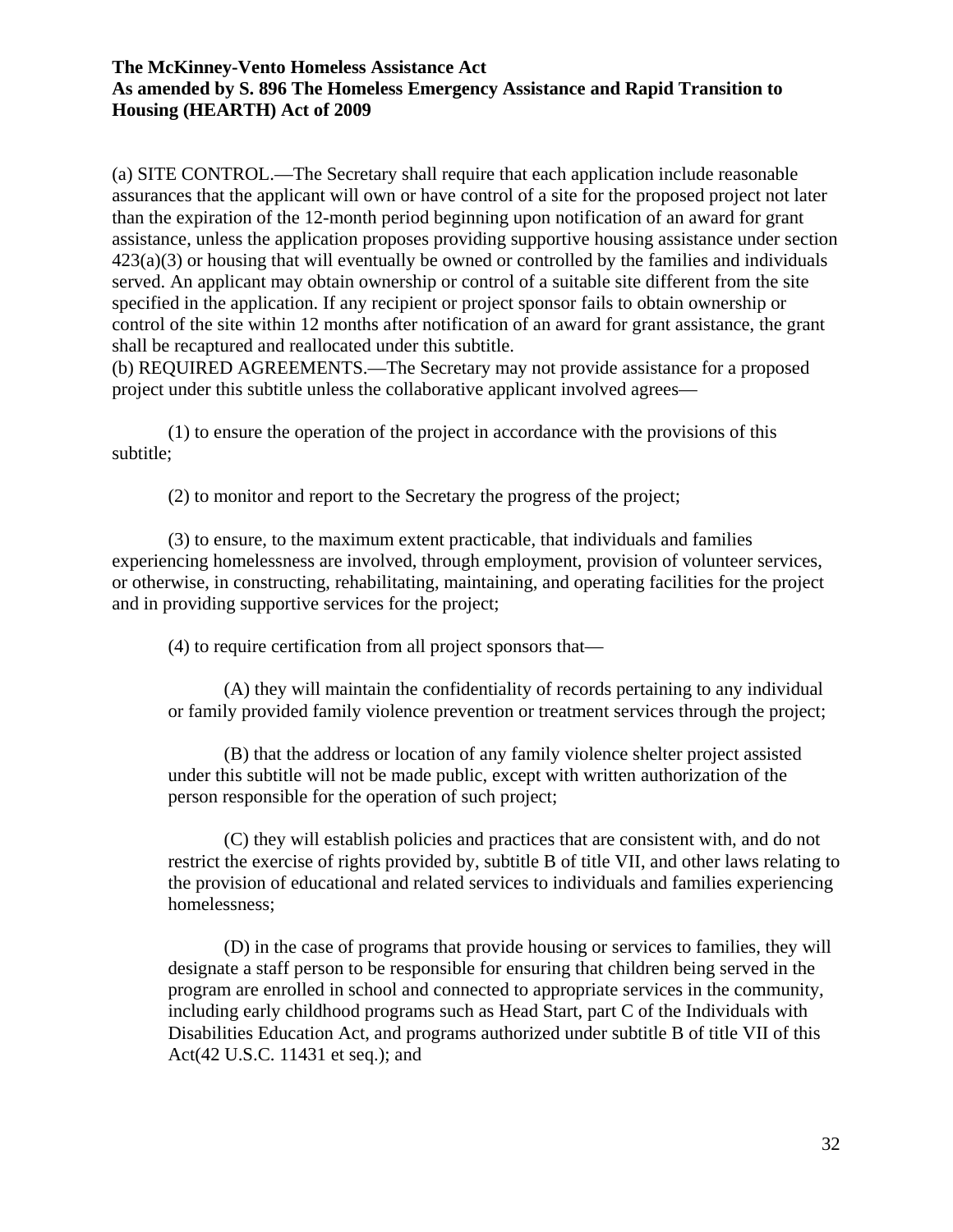(a) SITE CONTROL.—The Secretary shall require that each application include reasonable assurances that the applicant will own or have control of a site for the proposed project not later than the expiration of the 12-month period beginning upon notification of an award for grant assistance, unless the application proposes providing supportive housing assistance under section 423(a)(3) or housing that will eventually be owned or controlled by the families and individuals served. An applicant may obtain ownership or control of a suitable site different from the site specified in the application. If any recipient or project sponsor fails to obtain ownership or control of the site within 12 months after notification of an award for grant assistance, the grant shall be recaptured and reallocated under this subtitle.

(b) REQUIRED AGREEMENTS.—The Secretary may not provide assistance for a proposed project under this subtitle unless the collaborative applicant involved agrees—

(1) to ensure the operation of the project in accordance with the provisions of this subtitle;

(2) to monitor and report to the Secretary the progress of the project;

(3) to ensure, to the maximum extent practicable, that individuals and families experiencing homelessness are involved, through employment, provision of volunteer services, or otherwise, in constructing, rehabilitating, maintaining, and operating facilities for the project and in providing supportive services for the project;

(4) to require certification from all project sponsors that—

(A) they will maintain the confidentiality of records pertaining to any individual or family provided family violence prevention or treatment services through the project;

(B) that the address or location of any family violence shelter project assisted under this subtitle will not be made public, except with written authorization of the person responsible for the operation of such project;

(C) they will establish policies and practices that are consistent with, and do not restrict the exercise of rights provided by, subtitle B of title VII, and other laws relating to the provision of educational and related services to individuals and families experiencing homelessness;

(D) in the case of programs that provide housing or services to families, they will designate a staff person to be responsible for ensuring that children being served in the program are enrolled in school and connected to appropriate services in the community, including early childhood programs such as Head Start, part C of the Individuals with Disabilities Education Act, and programs authorized under subtitle B of title VII of this Act(42 U.S.C. 11431 et seq.); and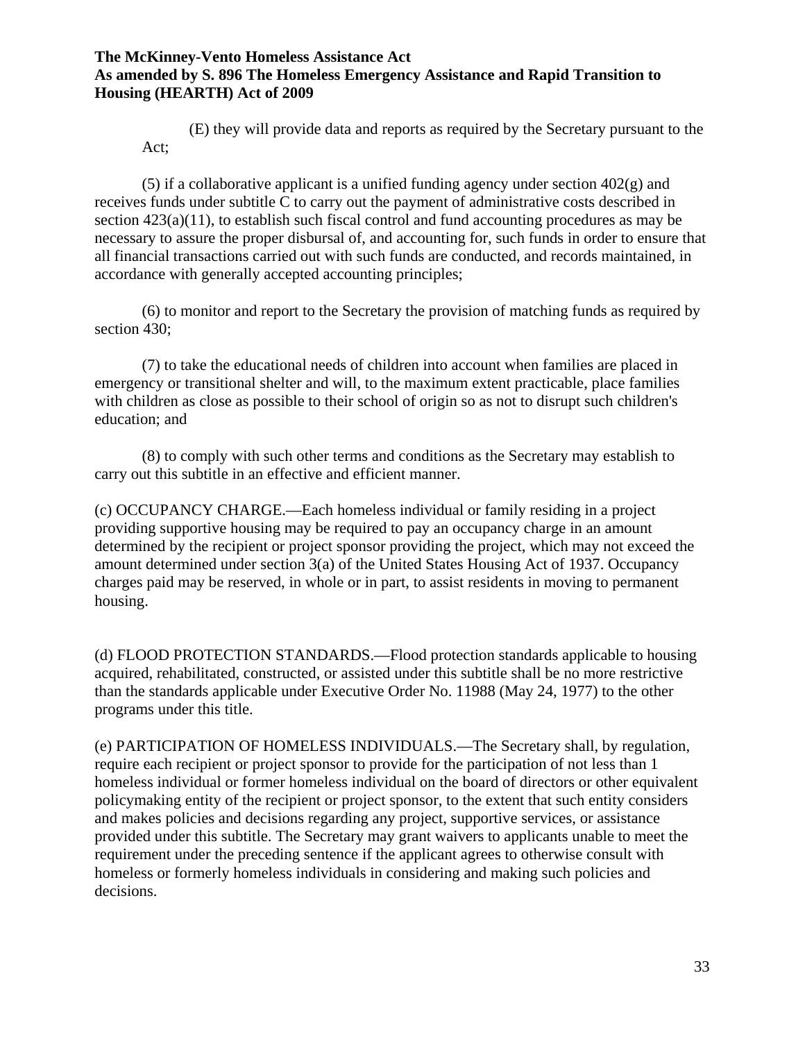(E) they will provide data and reports as required by the Secretary pursuant to the Act;

(5) if a collaborative applicant is a unified funding agency under section 402(g) and receives funds under subtitle C to carry out the payment of administrative costs described in section 423(a)(11), to establish such fiscal control and fund accounting procedures as may be necessary to assure the proper disbursal of, and accounting for, such funds in order to ensure that all financial transactions carried out with such funds are conducted, and records maintained, in accordance with generally accepted accounting principles;

(6) to monitor and report to the Secretary the provision of matching funds as required by section 430;

(7) to take the educational needs of children into account when families are placed in emergency or transitional shelter and will, to the maximum extent practicable, place families with children as close as possible to their school of origin so as not to disrupt such children's education; and

(8) to comply with such other terms and conditions as the Secretary may establish to carry out this subtitle in an effective and efficient manner.

(c) OCCUPANCY CHARGE.—Each homeless individual or family residing in a project providing supportive housing may be required to pay an occupancy charge in an amount determined by the recipient or project sponsor providing the project, which may not exceed the amount determined under section 3(a) of the United States Housing Act of 1937. Occupancy charges paid may be reserved, in whole or in part, to assist residents in moving to permanent housing.

(d) FLOOD PROTECTION STANDARDS.—Flood protection standards applicable to housing acquired, rehabilitated, constructed, or assisted under this subtitle shall be no more restrictive than the standards applicable under Executive Order No. 11988 (May 24, 1977) to the other programs under this title.

(e) PARTICIPATION OF HOMELESS INDIVIDUALS.—The Secretary shall, by regulation, require each recipient or project sponsor to provide for the participation of not less than 1 homeless individual or former homeless individual on the board of directors or other equivalent policymaking entity of the recipient or project sponsor, to the extent that such entity considers and makes policies and decisions regarding any project, supportive services, or assistance provided under this subtitle. The Secretary may grant waivers to applicants unable to meet the requirement under the preceding sentence if the applicant agrees to otherwise consult with homeless or formerly homeless individuals in considering and making such policies and decisions.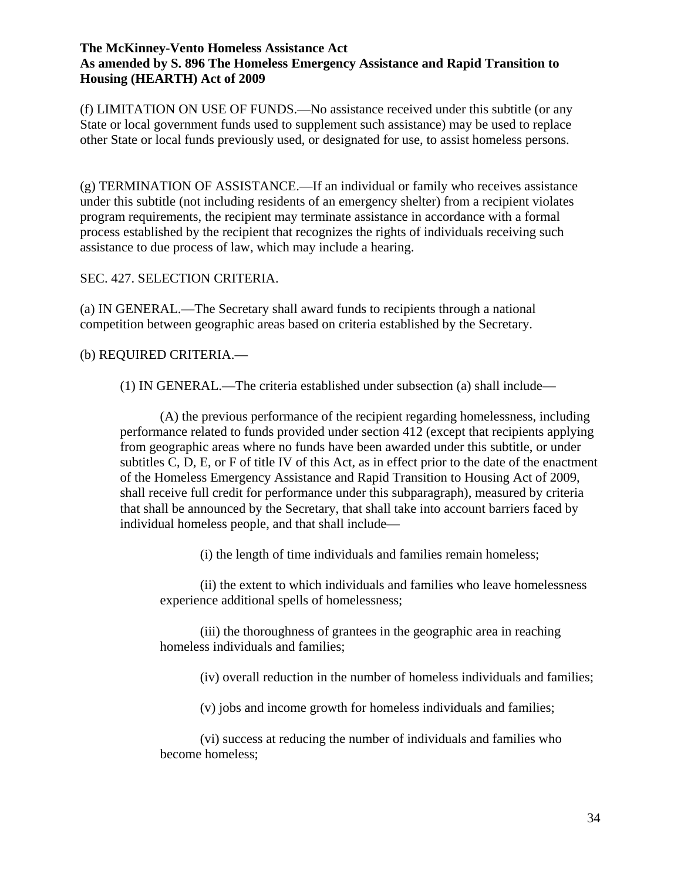(f) LIMITATION ON USE OF FUNDS.—No assistance received under this subtitle (or any State or local government funds used to supplement such assistance) may be used to replace other State or local funds previously used, or designated for use, to assist homeless persons.

(g) TERMINATION OF ASSISTANCE.—If an individual or family who receives assistance under this subtitle (not including residents of an emergency shelter) from a recipient violates program requirements, the recipient may terminate assistance in accordance with a formal process established by the recipient that recognizes the rights of individuals receiving such assistance to due process of law, which may include a hearing.

SEC. 427. SELECTION CRITERIA.

(a) IN GENERAL.—The Secretary shall award funds to recipients through a national competition between geographic areas based on criteria established by the Secretary.

(b) REQUIRED CRITERIA.—

(1) IN GENERAL.—The criteria established under subsection (a) shall include—

(A) the previous performance of the recipient regarding homelessness, including performance related to funds provided under section 412 (except that recipients applying from geographic areas where no funds have been awarded under this subtitle, or under subtitles C, D, E, or F of title IV of this Act, as in effect prior to the date of the enactment of the Homeless Emergency Assistance and Rapid Transition to Housing Act of 2009, shall receive full credit for performance under this subparagraph), measured by criteria that shall be announced by the Secretary, that shall take into account barriers faced by individual homeless people, and that shall include—

(i) the length of time individuals and families remain homeless;

(ii) the extent to which individuals and families who leave homelessness experience additional spells of homelessness;

(iii) the thoroughness of grantees in the geographic area in reaching homeless individuals and families;

(iv) overall reduction in the number of homeless individuals and families;

(v) jobs and income growth for homeless individuals and families;

(vi) success at reducing the number of individuals and families who become homeless;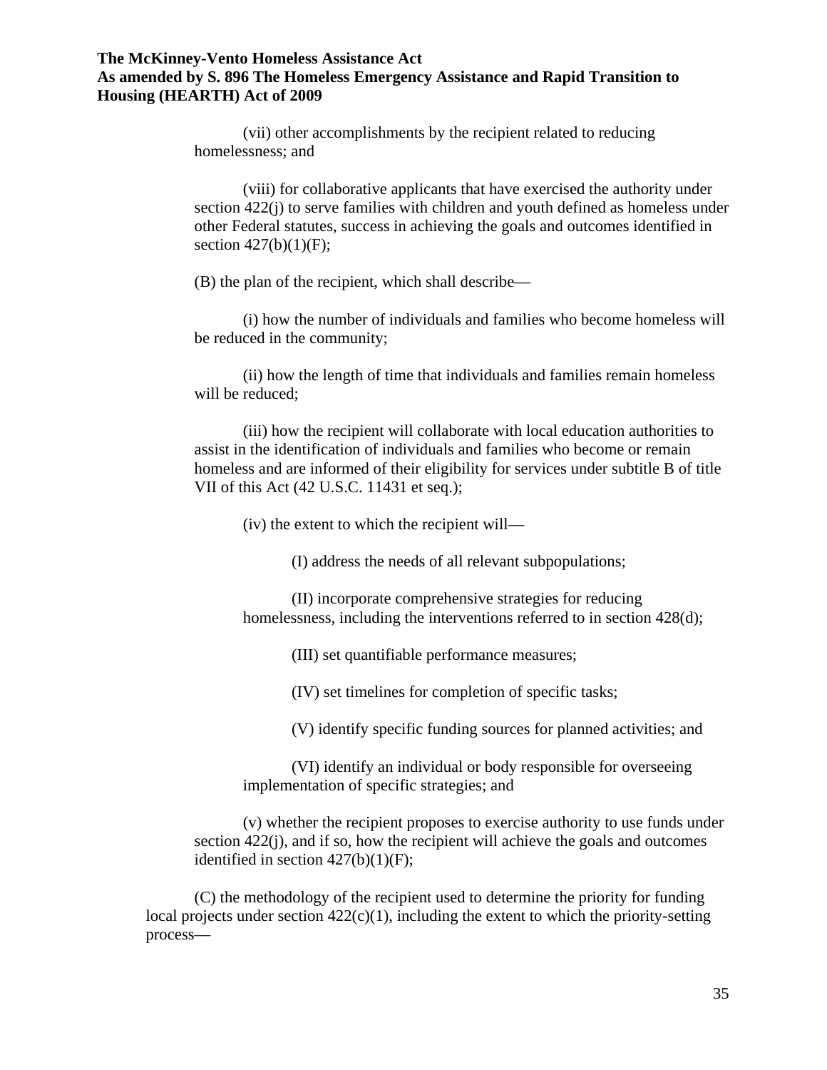(vii) other accomplishments by the recipient related to reducing homelessness; and

(viii) for collaborative applicants that have exercised the authority under section 422(j) to serve families with children and youth defined as homeless under other Federal statutes, success in achieving the goals and outcomes identified in section 427(b)(1)(F);

(B) the plan of the recipient, which shall describe—

(i) how the number of individuals and families who become homeless will be reduced in the community;

(ii) how the length of time that individuals and families remain homeless will be reduced;

(iii) how the recipient will collaborate with local education authorities to assist in the identification of individuals and families who become or remain homeless and are informed of their eligibility for services under subtitle B of title VII of this Act (42 U.S.C. 11431 et seq.);

(iv) the extent to which the recipient will—

(I) address the needs of all relevant subpopulations;

(II) incorporate comprehensive strategies for reducing homelessness, including the interventions referred to in section 428(d);

(III) set quantifiable performance measures;

(IV) set timelines for completion of specific tasks;

(V) identify specific funding sources for planned activities; and

(VI) identify an individual or body responsible for overseeing implementation of specific strategies; and

(v) whether the recipient proposes to exercise authority to use funds under section 422(j), and if so, how the recipient will achieve the goals and outcomes identified in section 427(b)(1)(F);

(C) the methodology of the recipient used to determine the priority for funding local projects under section 422(c)(1), including the extent to which the priority-setting process—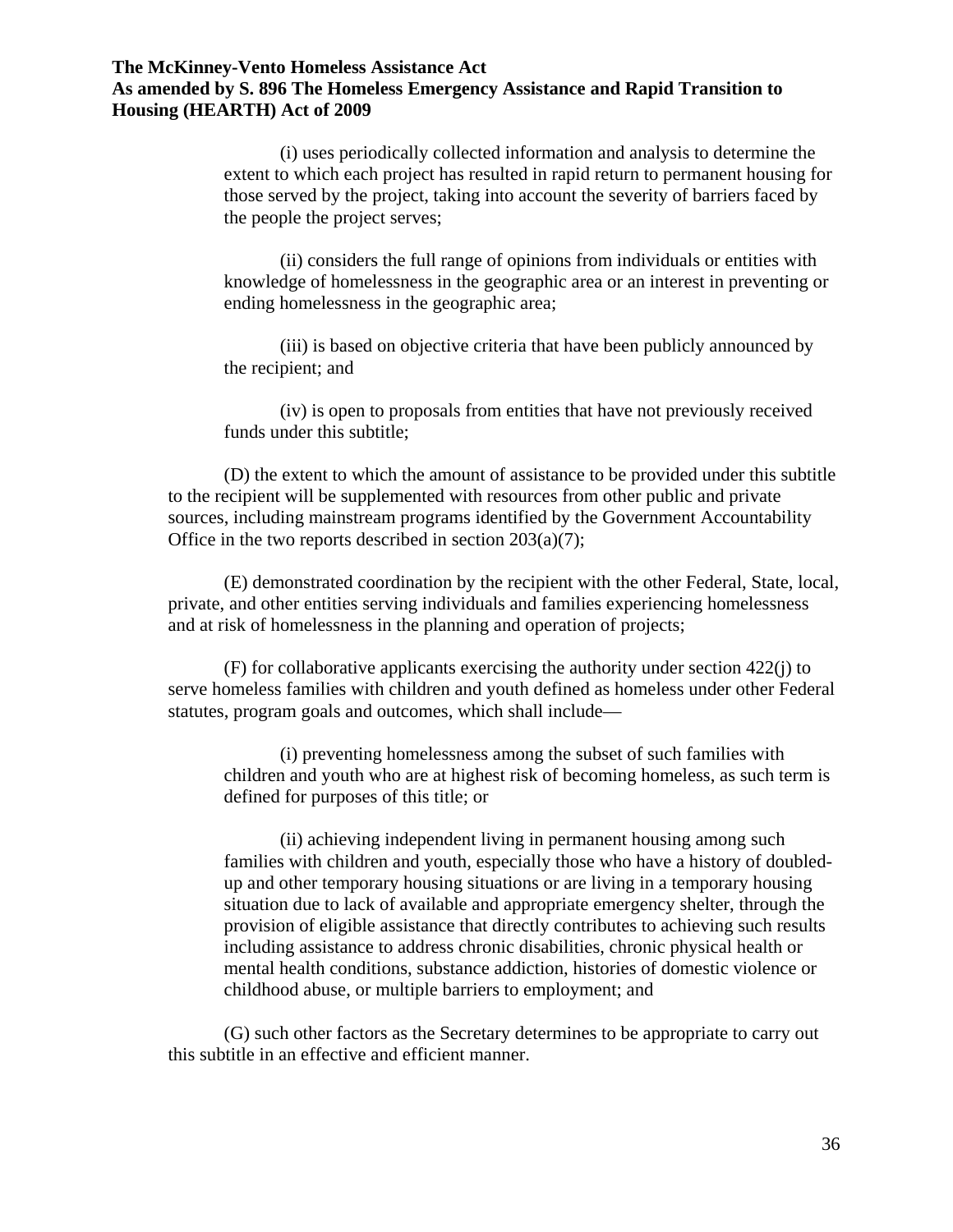(i) uses periodically collected information and analysis to determine the extent to which each project has resulted in rapid return to permanent housing for those served by the project, taking into account the severity of barriers faced by the people the project serves;

(ii) considers the full range of opinions from individuals or entities with knowledge of homelessness in the geographic area or an interest in preventing or ending homelessness in the geographic area;

(iii) is based on objective criteria that have been publicly announced by the recipient; and

(iv) is open to proposals from entities that have not previously received funds under this subtitle;

(D) the extent to which the amount of assistance to be provided under this subtitle to the recipient will be supplemented with resources from other public and private sources, including mainstream programs identified by the Government Accountability Office in the two reports described in section 203(a)(7);

(E) demonstrated coordination by the recipient with the other Federal, State, local, private, and other entities serving individuals and families experiencing homelessness and at risk of homelessness in the planning and operation of projects;

(F) for collaborative applicants exercising the authority under section 422(j) to serve homeless families with children and youth defined as homeless under other Federal statutes, program goals and outcomes, which shall include—

(i) preventing homelessness among the subset of such families with children and youth who are at highest risk of becoming homeless, as such term is defined for purposes of this title; or

(ii) achieving independent living in permanent housing among such families with children and youth, especially those who have a history of doubled-up and other temporary housing situations or are living in a temporary housing situation due to lack of available and appropriate emergency shelter, through the provision of eligible assistance that directly contributes to achieving such results including assistance to address chronic disabilities, chronic physical health or mental health conditions, substance addiction, histories of domestic violence or childhood abuse, or multiple barriers to employment; and

(G) such other factors as the Secretary determines to be appropriate to carry out this subtitle in an effective and efficient manner.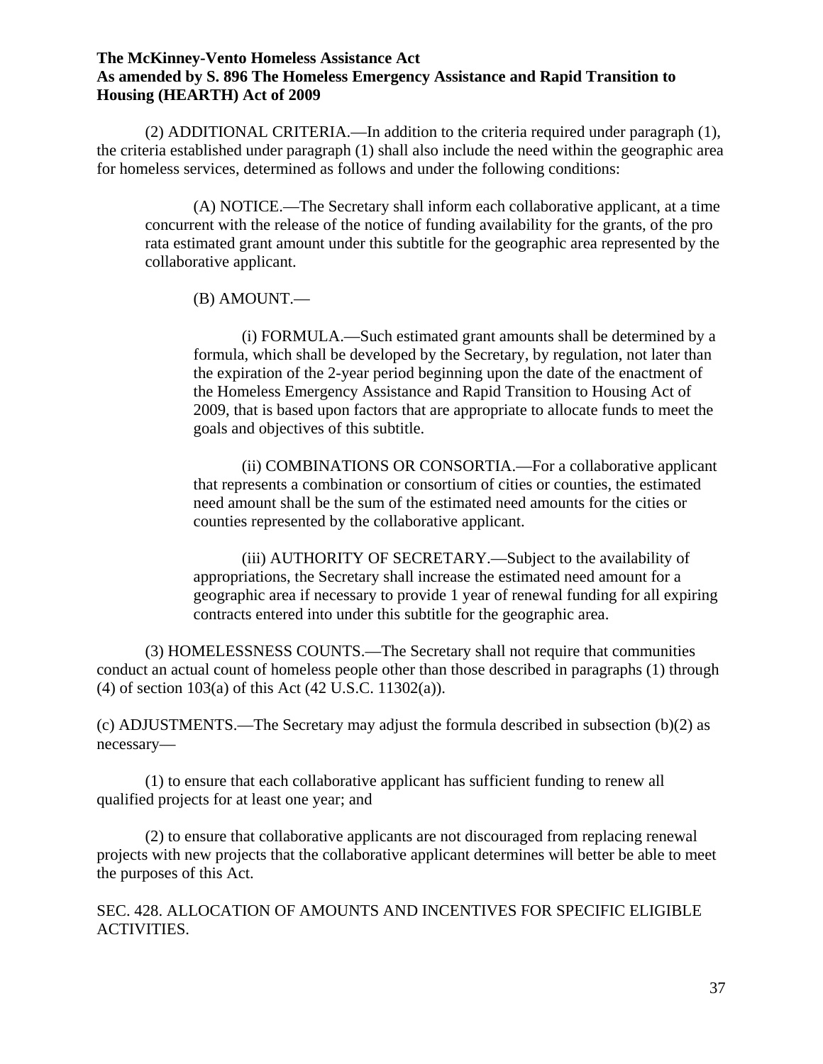(2) ADDITIONAL CRITERIA.—In addition to the criteria required under paragraph (1), the criteria established under paragraph (1) shall also include the need within the geographic area for homeless services, determined as follows and under the following conditions:

(A) NOTICE.—The Secretary shall inform each collaborative applicant, at a time concurrent with the release of the notice of funding availability for the grants, of the pro rata estimated grant amount under this subtitle for the geographic area represented by the collaborative applicant.

(B) AMOUNT.—

(i) FORMULA.—Such estimated grant amounts shall be determined by a formula, which shall be developed by the Secretary, by regulation, not later than the expiration of the 2-year period beginning upon the date of the enactment of the Homeless Emergency Assistance and Rapid Transition to Housing Act of 2009, that is based upon factors that are appropriate to allocate funds to meet the goals and objectives of this subtitle.

(ii) COMBINATIONS OR CONSORTIA.—For a collaborative applicant that represents a combination or consortium of cities or counties, the estimated need amount shall be the sum of the estimated need amounts for the cities or counties represented by the collaborative applicant.

(iii) AUTHORITY OF SECRETARY.—Subject to the availability of appropriations, the Secretary shall increase the estimated need amount for a geographic area if necessary to provide 1 year of renewal funding for all expiring contracts entered into under this subtitle for the geographic area.

(3) HOMELESSNESS COUNTS.—The Secretary shall not require that communities conduct an actual count of homeless people other than those described in paragraphs (1) through (4) of section 103(a) of this Act (42 U.S.C. 11302(a)).

(c) ADJUSTMENTS.—The Secretary may adjust the formula described in subsection (b)(2) as necessary—

(1) to ensure that each collaborative applicant has sufficient funding to renew all qualified projects for at least one year; and

(2) to ensure that collaborative applicants are not discouraged from replacing renewal projects with new projects that the collaborative applicant determines will better be able to meet the purposes of this Act.

SEC. 428. ALLOCATION OF AMOUNTS AND INCENTIVES FOR SPECIFIC ELIGIBLE ACTIVITIES.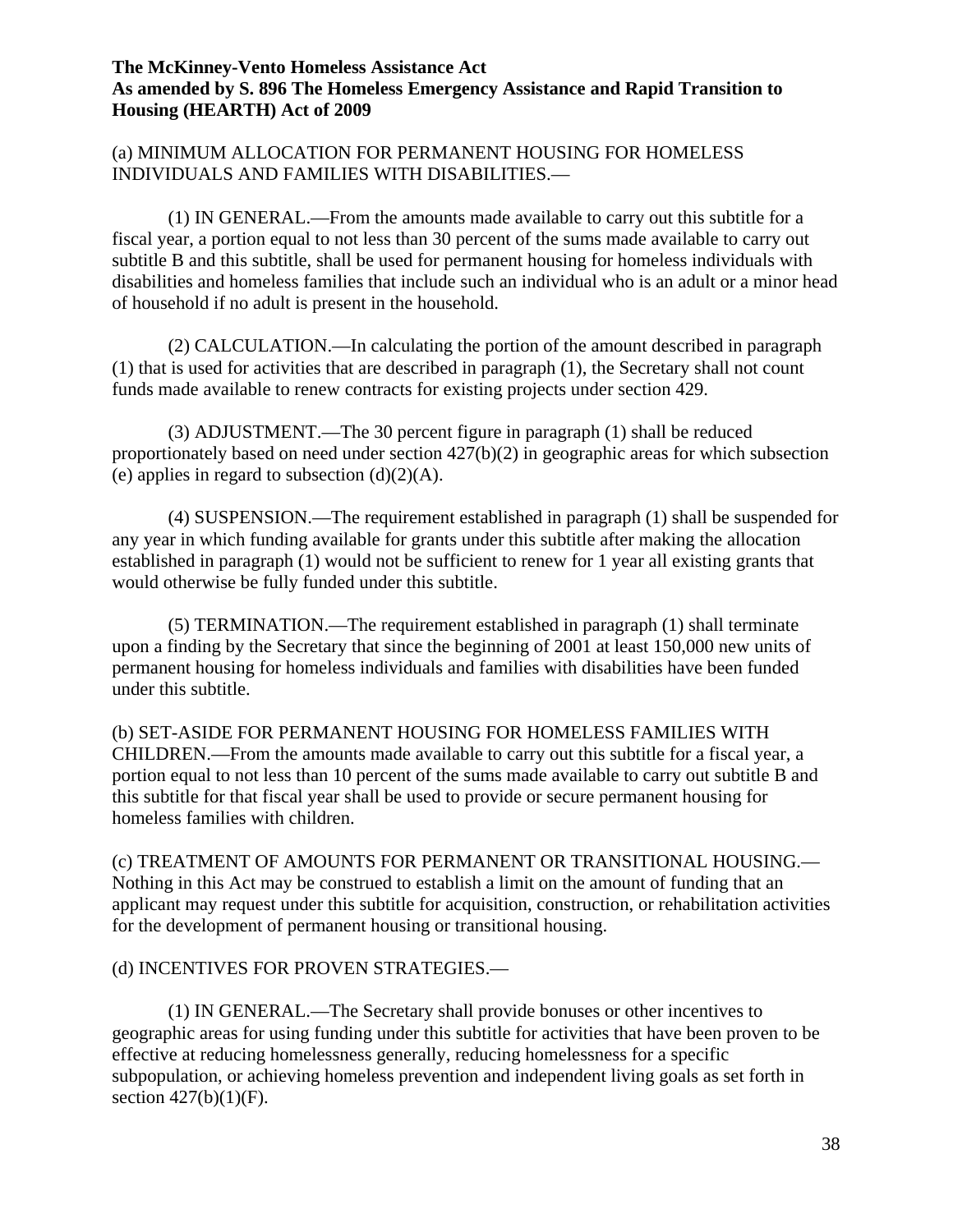**The McKinney-Vento Homeless Assistance Act**
**As amended by S. 896 The Homeless Emergency Assistance and Rapid Transition to Housing (HEARTH) Act of 2009**

(a) MINIMUM ALLOCATION FOR PERMANENT HOUSING FOR HOMELESS INDIVIDUALS AND FAMILIES WITH DISABILITIES.—

(1) IN GENERAL.—From the amounts made available to carry out this subtitle for a fiscal year, a portion equal to not less than 30 percent of the sums made available to carry out subtitle B and this subtitle, shall be used for permanent housing for homeless individuals with disabilities and homeless families that include such an individual who is an adult or a minor head of household if no adult is present in the household.

(2) CALCULATION.—In calculating the portion of the amount described in paragraph (1) that is used for activities that are described in paragraph (1), the Secretary shall not count funds made available to renew contracts for existing projects under section 429.

(3) ADJUSTMENT.—The 30 percent figure in paragraph (1) shall be reduced proportionately based on need under section 427(b)(2) in geographic areas for which subsection (e) applies in regard to subsection (d)(2)(A).

(4) SUSPENSION.—The requirement established in paragraph (1) shall be suspended for any year in which funding available for grants under this subtitle after making the allocation established in paragraph (1) would not be sufficient to renew for 1 year all existing grants that would otherwise be fully funded under this subtitle.

(5) TERMINATION.—The requirement established in paragraph (1) shall terminate upon a finding by the Secretary that since the beginning of 2001 at least 150,000 new units of permanent housing for homeless individuals and families with disabilities have been funded under this subtitle.

(b) SET-ASIDE FOR PERMANENT HOUSING FOR HOMELESS FAMILIES WITH CHILDREN.—From the amounts made available to carry out this subtitle for a fiscal year, a portion equal to not less than 10 percent of the sums made available to carry out subtitle B and this subtitle for that fiscal year shall be used to provide or secure permanent housing for homeless families with children.

(c) TREATMENT OF AMOUNTS FOR PERMANENT OR TRANSITIONAL HOUSING.—Nothing in this Act may be construed to establish a limit on the amount of funding that an applicant may request under this subtitle for acquisition, construction, or rehabilitation activities for the development of permanent housing or transitional housing.

(d) INCENTIVES FOR PROVEN STRATEGIES.—

(1) IN GENERAL.—The Secretary shall provide bonuses or other incentives to geographic areas for using funding under this subtitle for activities that have been proven to be effective at reducing homelessness generally, reducing homelessness for a specific subpopulation, or achieving homeless prevention and independent living goals as set forth in section 427(b)(1)(F).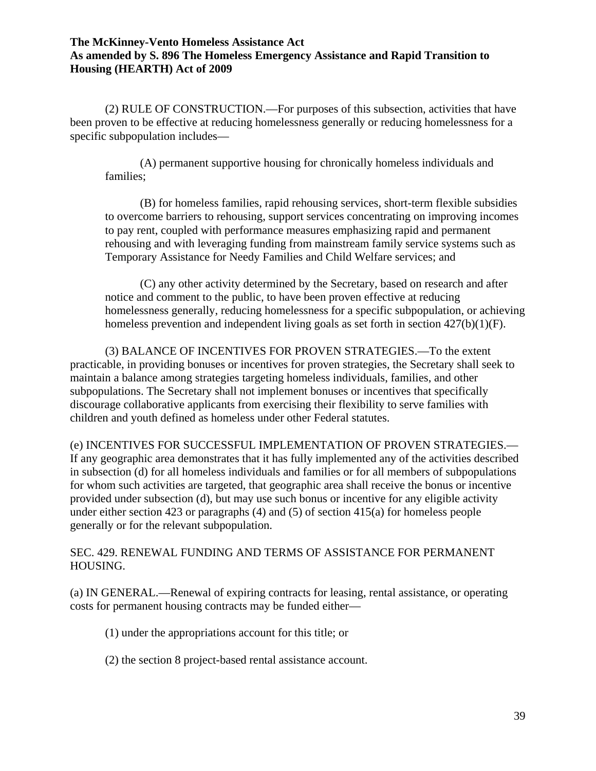(2) RULE OF CONSTRUCTION.—For purposes of this subsection, activities that have been proven to be effective at reducing homelessness generally or reducing homelessness for a specific subpopulation includes—

(A) permanent supportive housing for chronically homeless individuals and families;

(B) for homeless families, rapid rehousing services, short-term flexible subsidies to overcome barriers to rehousing, support services concentrating on improving incomes to pay rent, coupled with performance measures emphasizing rapid and permanent rehousing and with leveraging funding from mainstream family service systems such as Temporary Assistance for Needy Families and Child Welfare services; and

(C) any other activity determined by the Secretary, based on research and after notice and comment to the public, to have been proven effective at reducing homelessness generally, reducing homelessness for a specific subpopulation, or achieving homeless prevention and independent living goals as set forth in section 427(b)(1)(F).

(3) BALANCE OF INCENTIVES FOR PROVEN STRATEGIES.—To the extent practicable, in providing bonuses or incentives for proven strategies, the Secretary shall seek to maintain a balance among strategies targeting homeless individuals, families, and other subpopulations. The Secretary shall not implement bonuses or incentives that specifically discourage collaborative applicants from exercising their flexibility to serve families with children and youth defined as homeless under other Federal statutes.

(e) INCENTIVES FOR SUCCESSFUL IMPLEMENTATION OF PROVEN STRATEGIES.—If any geographic area demonstrates that it has fully implemented any of the activities described in subsection (d) for all homeless individuals and families or for all members of subpopulations for whom such activities are targeted, that geographic area shall receive the bonus or incentive provided under subsection (d), but may use such bonus or incentive for any eligible activity under either section 423 or paragraphs (4) and (5) of section 415(a) for homeless people generally or for the relevant subpopulation.

SEC. 429. RENEWAL FUNDING AND TERMS OF ASSISTANCE FOR PERMANENT HOUSING.

(a) IN GENERAL.—Renewal of expiring contracts for leasing, rental assistance, or operating costs for permanent housing contracts may be funded either—

(1) under the appropriations account for this title; or

(2) the section 8 project-based rental assistance account.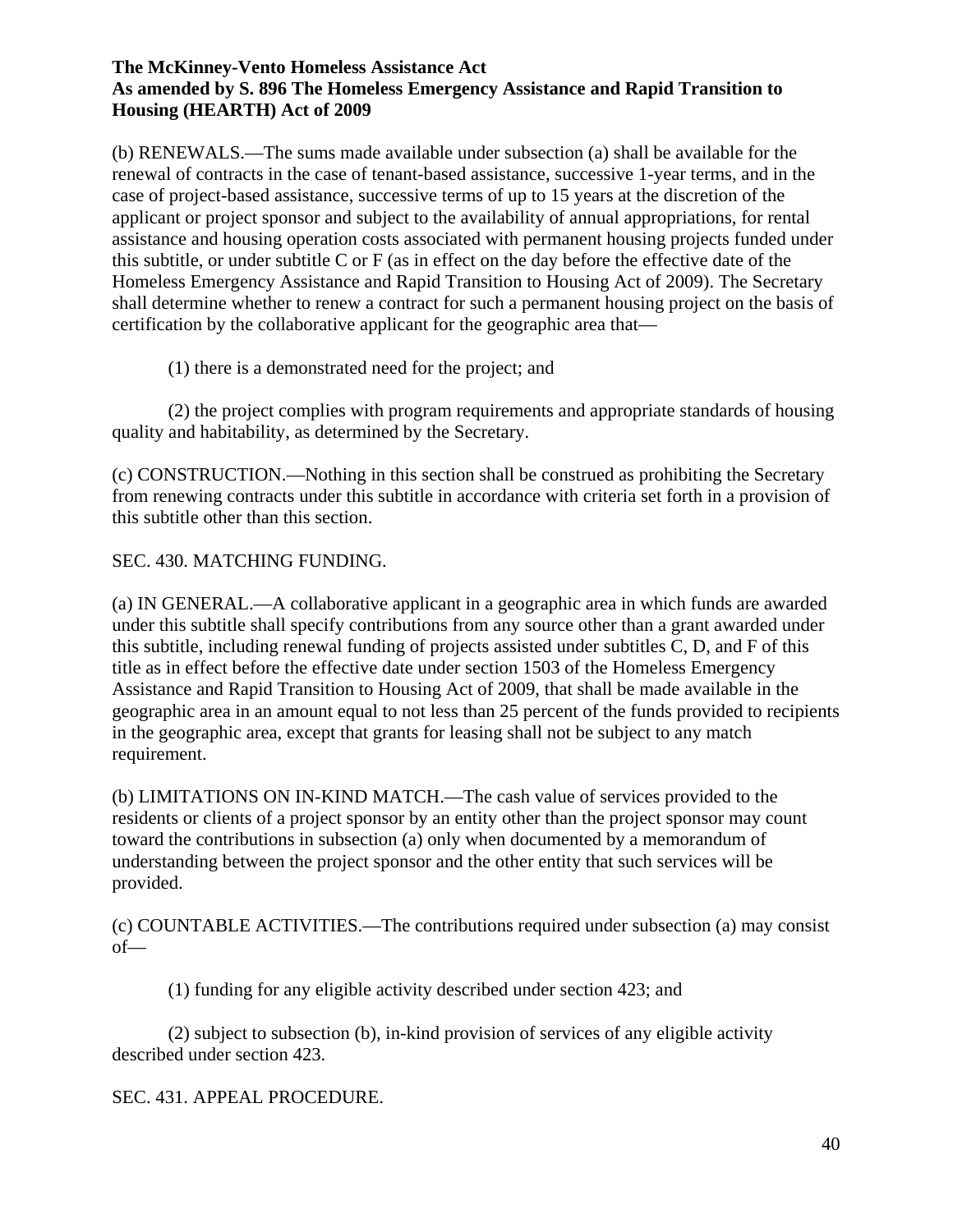(b) RENEWALS.—The sums made available under subsection (a) shall be available for the renewal of contracts in the case of tenant-based assistance, successive 1-year terms, and in the case of project-based assistance, successive terms of up to 15 years at the discretion of the applicant or project sponsor and subject to the availability of annual appropriations, for rental assistance and housing operation costs associated with permanent housing projects funded under this subtitle, or under subtitle C or F (as in effect on the day before the effective date of the Homeless Emergency Assistance and Rapid Transition to Housing Act of 2009). The Secretary shall determine whether to renew a contract for such a permanent housing project on the basis of certification by the collaborative applicant for the geographic area that—

(1) there is a demonstrated need for the project; and

(2) the project complies with program requirements and appropriate standards of housing quality and habitability, as determined by the Secretary.

(c) CONSTRUCTION.—Nothing in this section shall be construed as prohibiting the Secretary from renewing contracts under this subtitle in accordance with criteria set forth in a provision of this subtitle other than this section.

SEC. 430. MATCHING FUNDING.

(a) IN GENERAL.—A collaborative applicant in a geographic area in which funds are awarded under this subtitle shall specify contributions from any source other than a grant awarded under this subtitle, including renewal funding of projects assisted under subtitles C, D, and F of this title as in effect before the effective date under section 1503 of the Homeless Emergency Assistance and Rapid Transition to Housing Act of 2009, that shall be made available in the geographic area in an amount equal to not less than 25 percent of the funds provided to recipients in the geographic area, except that grants for leasing shall not be subject to any match requirement.

(b) LIMITATIONS ON IN-KIND MATCH.—The cash value of services provided to the residents or clients of a project sponsor by an entity other than the project sponsor may count toward the contributions in subsection (a) only when documented by a memorandum of understanding between the project sponsor and the other entity that such services will be provided.

(c) COUNTABLE ACTIVITIES.—The contributions required under subsection (a) may consist of—

(1) funding for any eligible activity described under section 423; and

(2) subject to subsection (b), in-kind provision of services of any eligible activity described under section 423.

SEC. 431. APPEAL PROCEDURE.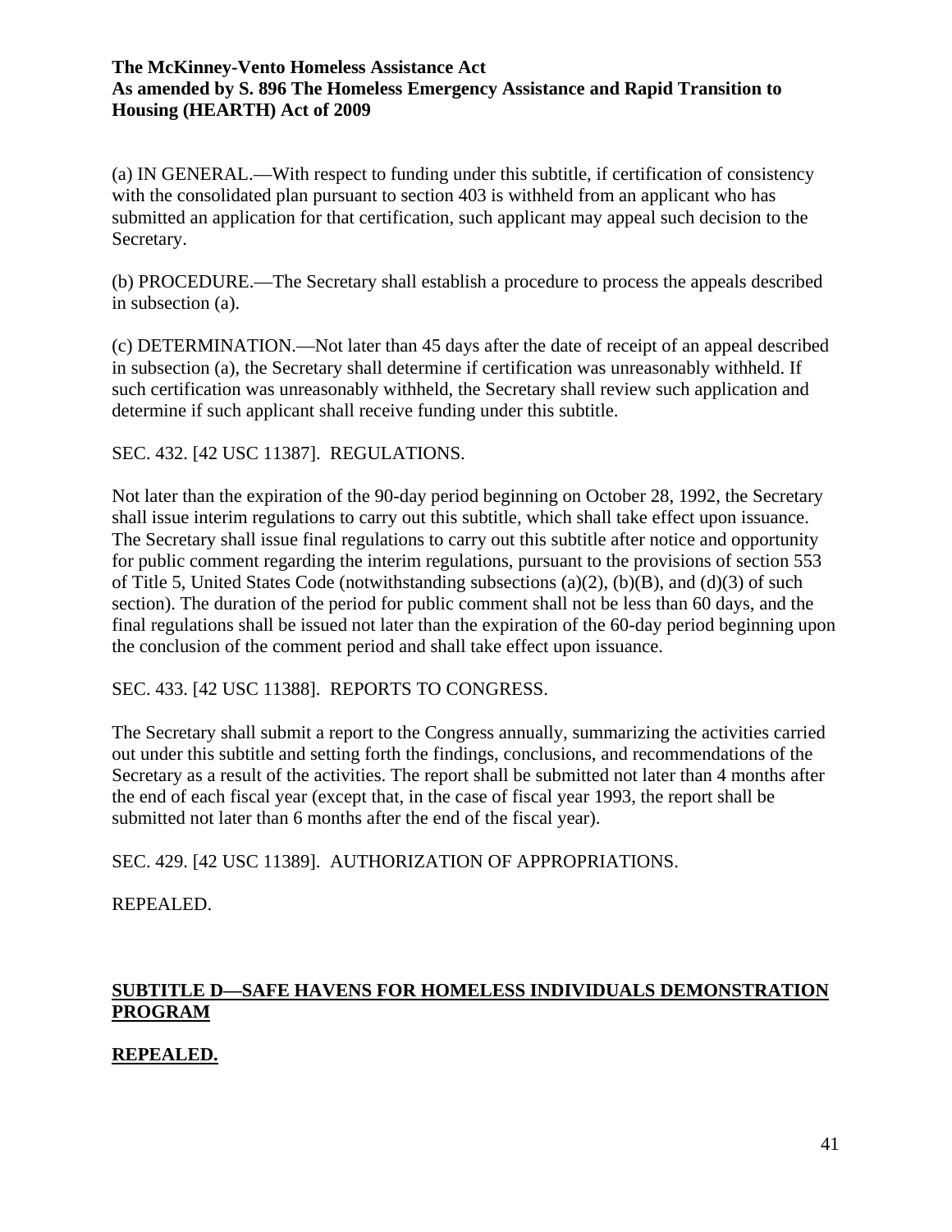(a) IN GENERAL.—With respect to funding under this subtitle, if certification of consistency with the consolidated plan pursuant to section 403 is withheld from an applicant who has submitted an application for that certification, such applicant may appeal such decision to the Secretary.

(b) PROCEDURE.—The Secretary shall establish a procedure to process the appeals described in subsection (a).

(c) DETERMINATION.—Not later than 45 days after the date of receipt of an appeal described in subsection (a), the Secretary shall determine if certification was unreasonably withheld. If such certification was unreasonably withheld, the Secretary shall review such application and determine if such applicant shall receive funding under this subtitle.

SEC. 432. [42 USC 11387]. REGULATIONS.

Not later than the expiration of the 90-day period beginning on October 28, 1992, the Secretary shall issue interim regulations to carry out this subtitle, which shall take effect upon issuance. The Secretary shall issue final regulations to carry out this subtitle after notice and opportunity for public comment regarding the interim regulations, pursuant to the provisions of section 553 of Title 5, United States Code (notwithstanding subsections (a)(2), (b)(B), and (d)(3) of such section). The duration of the period for public comment shall not be less than 60 days, and the final regulations shall be issued not later than the expiration of the 60-day period beginning upon the conclusion of the comment period and shall take effect upon issuance.

SEC. 433. [42 USC 11388]. REPORTS TO CONGRESS.

The Secretary shall submit a report to the Congress annually, summarizing the activities carried out under this subtitle and setting forth the findings, conclusions, and recommendations of the Secretary as a result of the activities. The report shall be submitted not later than 4 months after the end of each fiscal year (except that, in the case of fiscal year 1993, the report shall be submitted not later than 6 months after the end of the fiscal year).

SEC. 429. [42 USC 11389]. AUTHORIZATION OF APPROPRIATIONS.

REPEALED.

## SUBTITLE D—SAFE HAVENS FOR HOMELESS INDIVIDUALS DEMONSTRATION PROGRAM

**REPEALED.**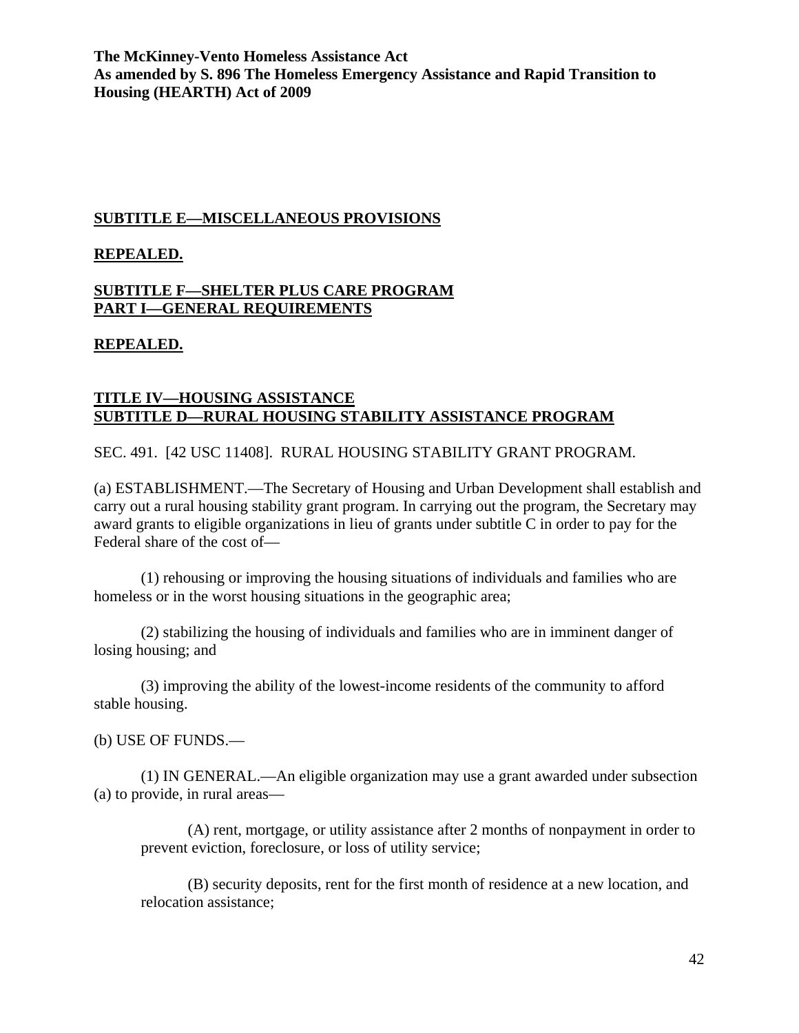## SUBTITLE E—MISCELLANEOUS PROVISIONS

**REPEALED.**

## SUBTITLE F—SHELTER PLUS CARE PROGRAM
## PART I—GENERAL REQUIREMENTS

**REPEALED.**

## TITLE IV—HOUSING ASSISTANCE
## SUBTITLE D—RURAL HOUSING STABILITY ASSISTANCE PROGRAM

SEC. 491. [42 USC 11408]. RURAL HOUSING STABILITY GRANT PROGRAM.

(a) ESTABLISHMENT.—The Secretary of Housing and Urban Development shall establish and carry out a rural housing stability grant program. In carrying out the program, the Secretary may award grants to eligible organizations in lieu of grants under subtitle C in order to pay for the Federal share of the cost of—

(1) rehousing or improving the housing situations of individuals and families who are homeless or in the worst housing situations in the geographic area;

(2) stabilizing the housing of individuals and families who are in imminent danger of losing housing; and

(3) improving the ability of the lowest-income residents of the community to afford stable housing.

(b) USE OF FUNDS.—

(1) IN GENERAL.—An eligible organization may use a grant awarded under subsection (a) to provide, in rural areas—

(A) rent, mortgage, or utility assistance after 2 months of nonpayment in order to prevent eviction, foreclosure, or loss of utility service;

(B) security deposits, rent for the first month of residence at a new location, and relocation assistance;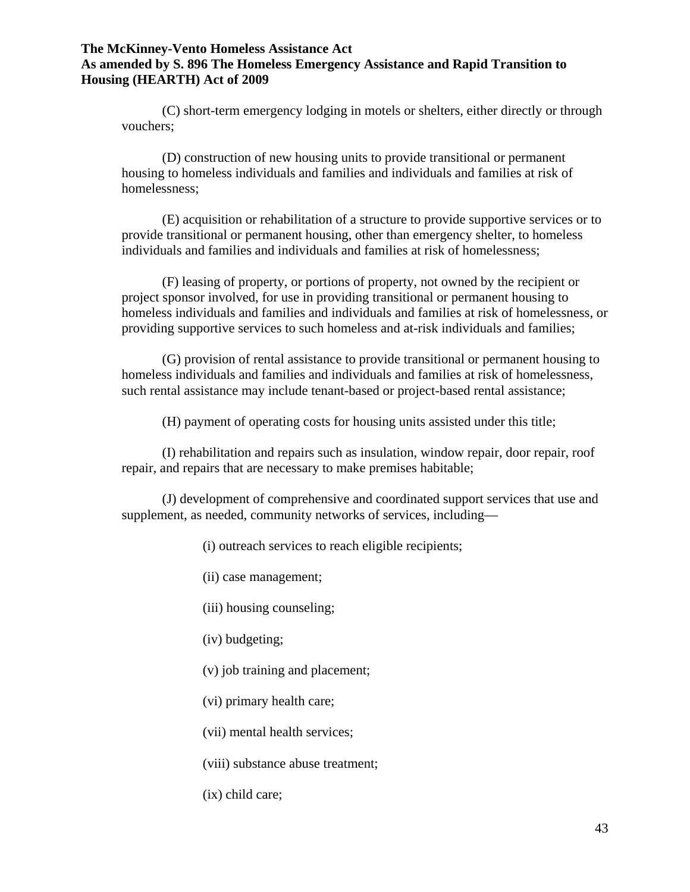(C) short-term emergency lodging in motels or shelters, either directly or through vouchers;

(D) construction of new housing units to provide transitional or permanent housing to homeless individuals and families and individuals and families at risk of homelessness;

(E) acquisition or rehabilitation of a structure to provide supportive services or to provide transitional or permanent housing, other than emergency shelter, to homeless individuals and families and individuals and families at risk of homelessness;

(F) leasing of property, or portions of property, not owned by the recipient or project sponsor involved, for use in providing transitional or permanent housing to homeless individuals and families and individuals and families at risk of homelessness, or providing supportive services to such homeless and at-risk individuals and families;

(G) provision of rental assistance to provide transitional or permanent housing to homeless individuals and families and individuals and families at risk of homelessness, such rental assistance may include tenant-based or project-based rental assistance;

(H) payment of operating costs for housing units assisted under this title;

(I) rehabilitation and repairs such as insulation, window repair, door repair, roof repair, and repairs that are necessary to make premises habitable;

(J) development of comprehensive and coordinated support services that use and supplement, as needed, community networks of services, including—

(i) outreach services to reach eligible recipients;

(ii) case management;

(iii) housing counseling;

(iv) budgeting;

(v) job training and placement;

(vi) primary health care;

(vii) mental health services;

(viii) substance abuse treatment;

(ix) child care;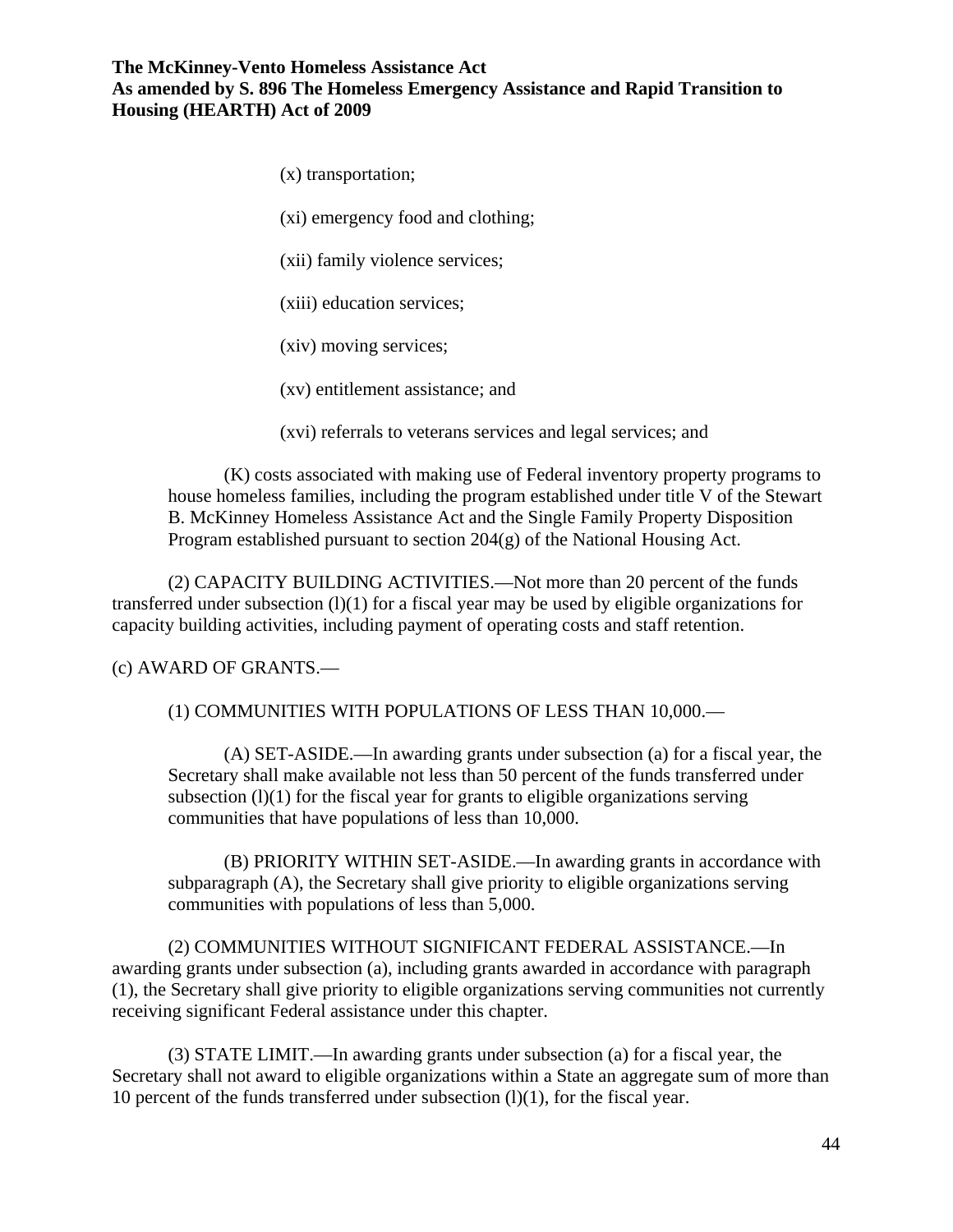(x) transportation;

(xi) emergency food and clothing;

(xii) family violence services;

(xiii) education services;

(xiv) moving services;

(xv) entitlement assistance; and

(xvi) referrals to veterans services and legal services; and

(K) costs associated with making use of Federal inventory property programs to house homeless families, including the program established under title V of the Stewart B. McKinney Homeless Assistance Act and the Single Family Property Disposition Program established pursuant to section 204(g) of the National Housing Act.

(2) CAPACITY BUILDING ACTIVITIES.—Not more than 20 percent of the funds transferred under subsection (l)(1) for a fiscal year may be used by eligible organizations for capacity building activities, including payment of operating costs and staff retention.

(c) AWARD OF GRANTS.—

(1) COMMUNITIES WITH POPULATIONS OF LESS THAN 10,000.—

(A) SET-ASIDE.—In awarding grants under subsection (a) for a fiscal year, the Secretary shall make available not less than 50 percent of the funds transferred under subsection (l)(1) for the fiscal year for grants to eligible organizations serving communities that have populations of less than 10,000.

(B) PRIORITY WITHIN SET-ASIDE.—In awarding grants in accordance with subparagraph (A), the Secretary shall give priority to eligible organizations serving communities with populations of less than 5,000.

(2) COMMUNITIES WITHOUT SIGNIFICANT FEDERAL ASSISTANCE.—In awarding grants under subsection (a), including grants awarded in accordance with paragraph (1), the Secretary shall give priority to eligible organizations serving communities not currently receiving significant Federal assistance under this chapter.

(3) STATE LIMIT.—In awarding grants under subsection (a) for a fiscal year, the Secretary shall not award to eligible organizations within a State an aggregate sum of more than 10 percent of the funds transferred under subsection (l)(1), for the fiscal year.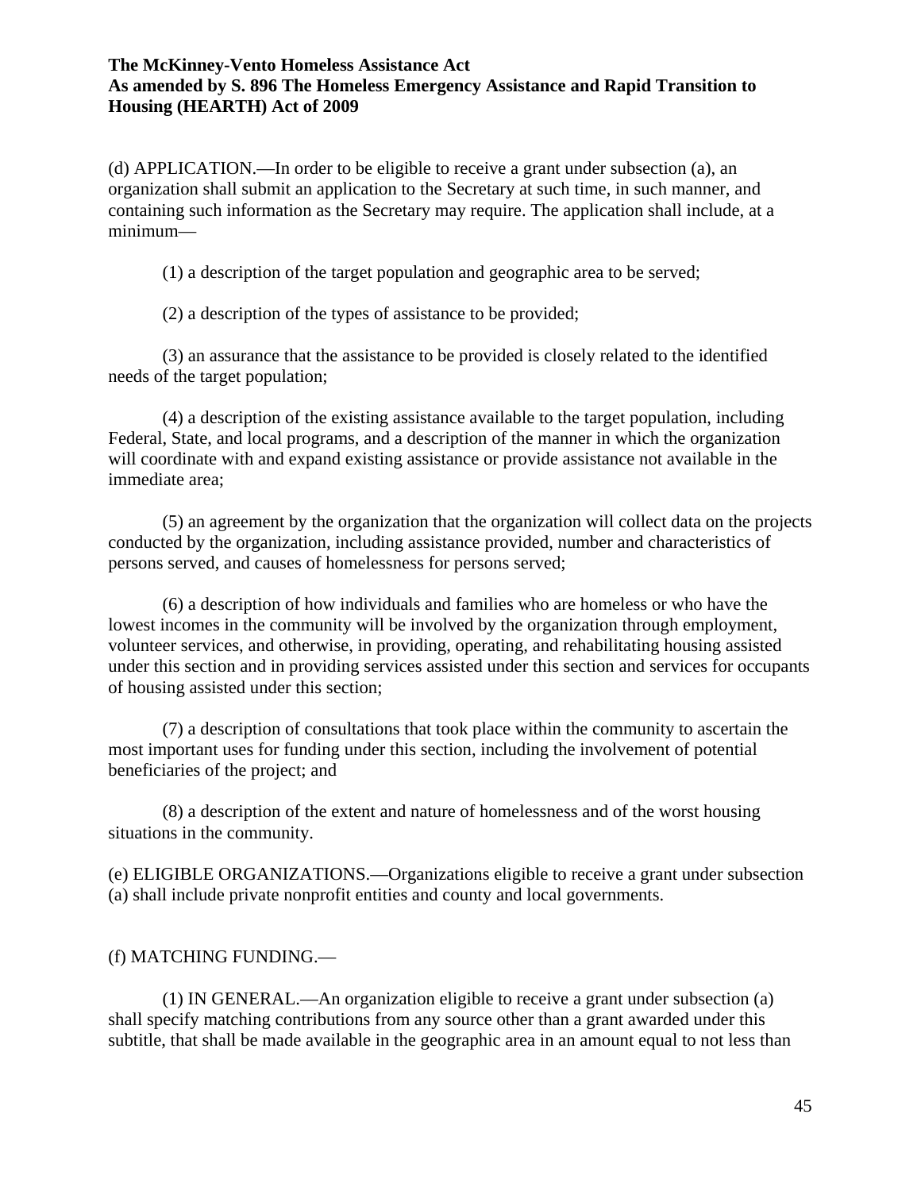(d) APPLICATION.—In order to be eligible to receive a grant under subsection (a), an organization shall submit an application to the Secretary at such time, in such manner, and containing such information as the Secretary may require. The application shall include, at a minimum—

(1) a description of the target population and geographic area to be served;

(2) a description of the types of assistance to be provided;

(3) an assurance that the assistance to be provided is closely related to the identified needs of the target population;

(4) a description of the existing assistance available to the target population, including Federal, State, and local programs, and a description of the manner in which the organization will coordinate with and expand existing assistance or provide assistance not available in the immediate area;

(5) an agreement by the organization that the organization will collect data on the projects conducted by the organization, including assistance provided, number and characteristics of persons served, and causes of homelessness for persons served;

(6) a description of how individuals and families who are homeless or who have the lowest incomes in the community will be involved by the organization through employment, volunteer services, and otherwise, in providing, operating, and rehabilitating housing assisted under this section and in providing services assisted under this section and services for occupants of housing assisted under this section;

(7) a description of consultations that took place within the community to ascertain the most important uses for funding under this section, including the involvement of potential beneficiaries of the project; and

(8) a description of the extent and nature of homelessness and of the worst housing situations in the community.

(e) ELIGIBLE ORGANIZATIONS.—Organizations eligible to receive a grant under subsection (a) shall include private nonprofit entities and county and local governments.

(f) MATCHING FUNDING.—

(1) IN GENERAL.—An organization eligible to receive a grant under subsection (a) shall specify matching contributions from any source other than a grant awarded under this subtitle, that shall be made available in the geographic area in an amount equal to not less than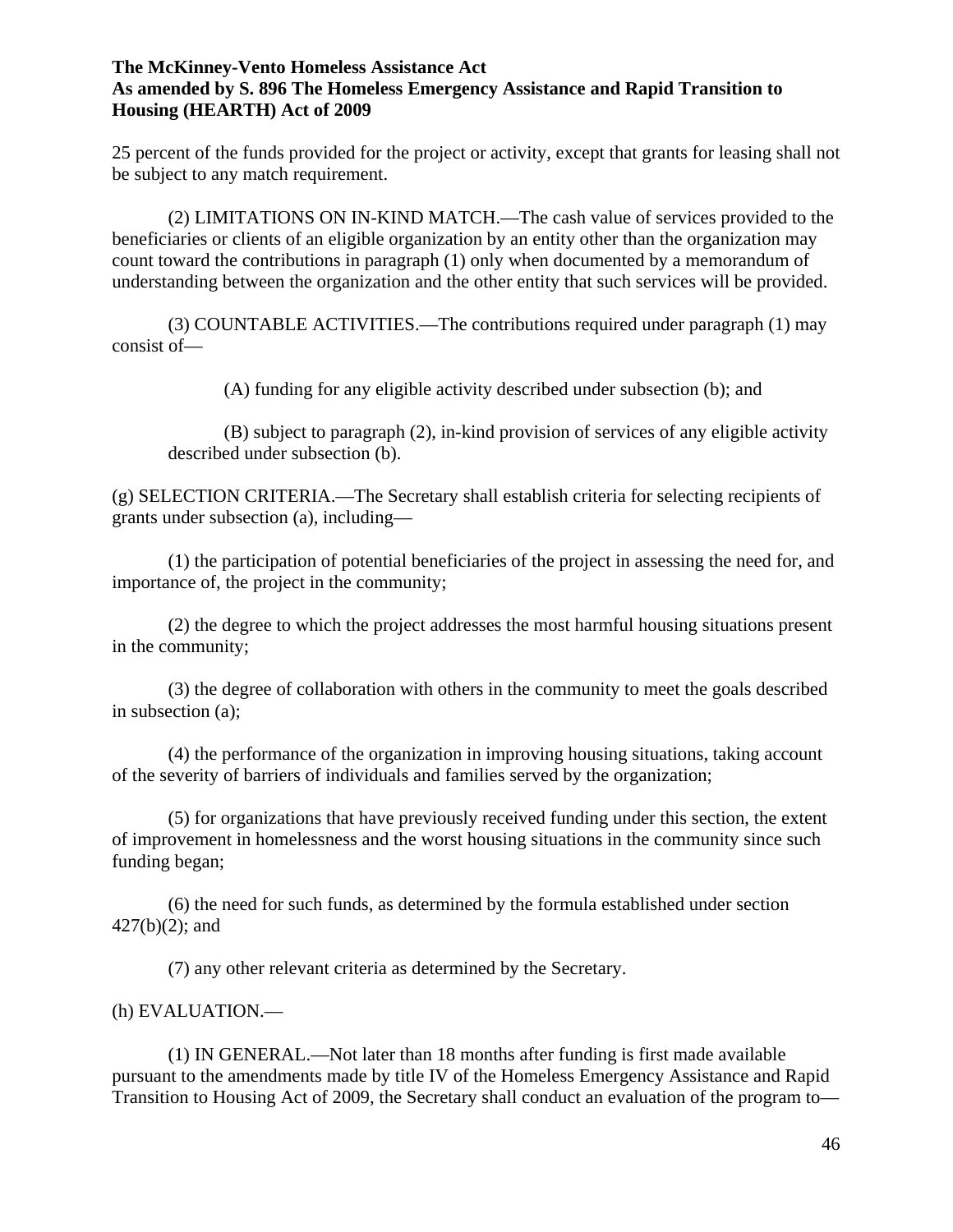25 percent of the funds provided for the project or activity, except that grants for leasing shall not be subject to any match requirement.

(2) LIMITATIONS ON IN-KIND MATCH.—The cash value of services provided to the beneficiaries or clients of an eligible organization by an entity other than the organization may count toward the contributions in paragraph (1) only when documented by a memorandum of understanding between the organization and the other entity that such services will be provided.

(3) COUNTABLE ACTIVITIES.—The contributions required under paragraph (1) may consist of—

(A) funding for any eligible activity described under subsection (b); and

(B) subject to paragraph (2), in-kind provision of services of any eligible activity described under subsection (b).

(g) SELECTION CRITERIA.—The Secretary shall establish criteria for selecting recipients of grants under subsection (a), including—

(1) the participation of potential beneficiaries of the project in assessing the need for, and importance of, the project in the community;

(2) the degree to which the project addresses the most harmful housing situations present in the community;

(3) the degree of collaboration with others in the community to meet the goals described in subsection (a);

(4) the performance of the organization in improving housing situations, taking account of the severity of barriers of individuals and families served by the organization;

(5) for organizations that have previously received funding under this section, the extent of improvement in homelessness and the worst housing situations in the community since such funding began;

(6) the need for such funds, as determined by the formula established under section 427(b)(2); and

(7) any other relevant criteria as determined by the Secretary.

(h) EVALUATION.—

(1) IN GENERAL.—Not later than 18 months after funding is first made available pursuant to the amendments made by title IV of the Homeless Emergency Assistance and Rapid Transition to Housing Act of 2009, the Secretary shall conduct an evaluation of the program to—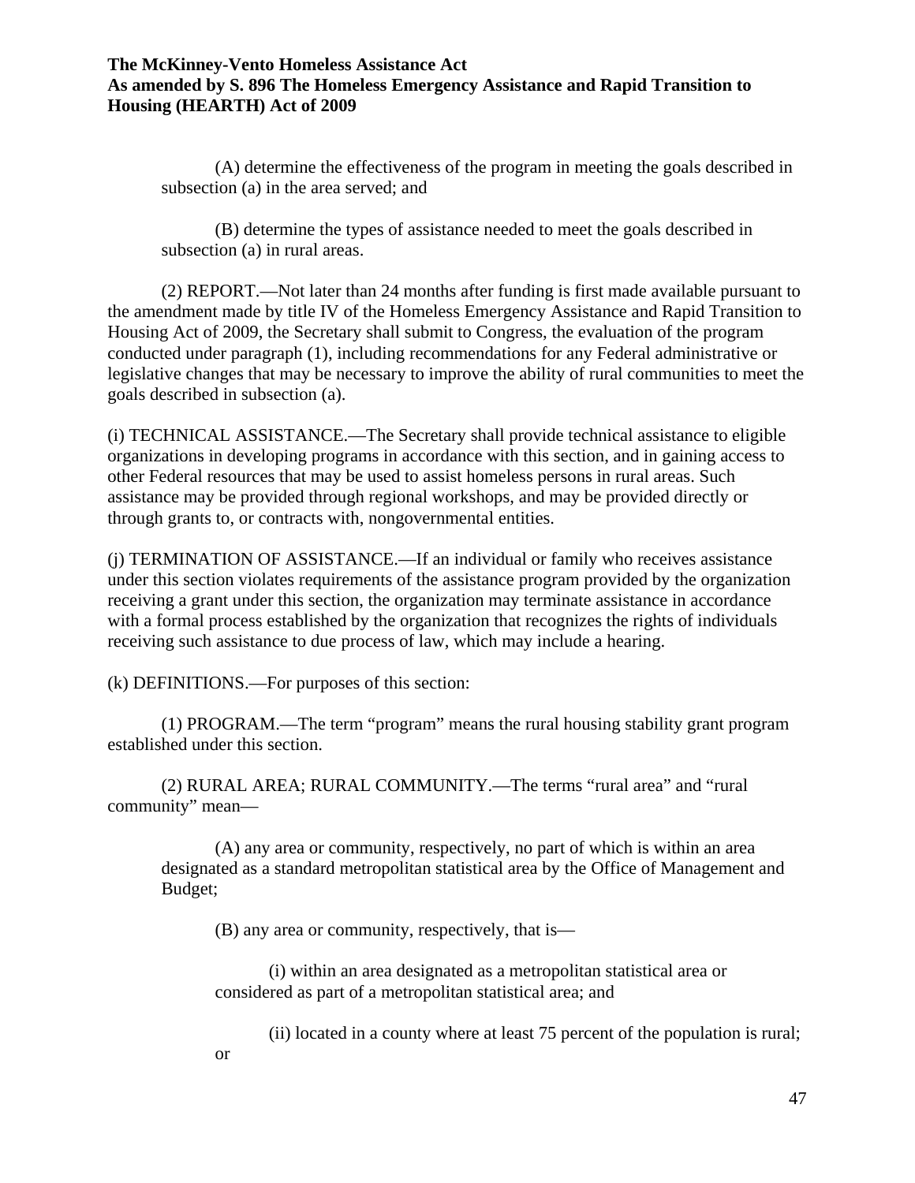(A) determine the effectiveness of the program in meeting the goals described in subsection (a) in the area served; and

(B) determine the types of assistance needed to meet the goals described in subsection (a) in rural areas.

(2) REPORT.—Not later than 24 months after funding is first made available pursuant to the amendment made by title IV of the Homeless Emergency Assistance and Rapid Transition to Housing Act of 2009, the Secretary shall submit to Congress, the evaluation of the program conducted under paragraph (1), including recommendations for any Federal administrative or legislative changes that may be necessary to improve the ability of rural communities to meet the goals described in subsection (a).

(i) TECHNICAL ASSISTANCE.—The Secretary shall provide technical assistance to eligible organizations in developing programs in accordance with this section, and in gaining access to other Federal resources that may be used to assist homeless persons in rural areas. Such assistance may be provided through regional workshops, and may be provided directly or through grants to, or contracts with, nongovernmental entities.

(j) TERMINATION OF ASSISTANCE.—If an individual or family who receives assistance under this section violates requirements of the assistance program provided by the organization receiving a grant under this section, the organization may terminate assistance in accordance with a formal process established by the organization that recognizes the rights of individuals receiving such assistance to due process of law, which may include a hearing.

(k) DEFINITIONS.—For purposes of this section:

(1) PROGRAM.—The term "program" means the rural housing stability grant program established under this section.

(2) RURAL AREA; RURAL COMMUNITY.—The terms "rural area" and "rural community" mean—

(A) any area or community, respectively, no part of which is within an area designated as a standard metropolitan statistical area by the Office of Management and Budget;

(B) any area or community, respectively, that is—

(i) within an area designated as a metropolitan statistical area or considered as part of a metropolitan statistical area; and

(ii) located in a county where at least 75 percent of the population is rural; or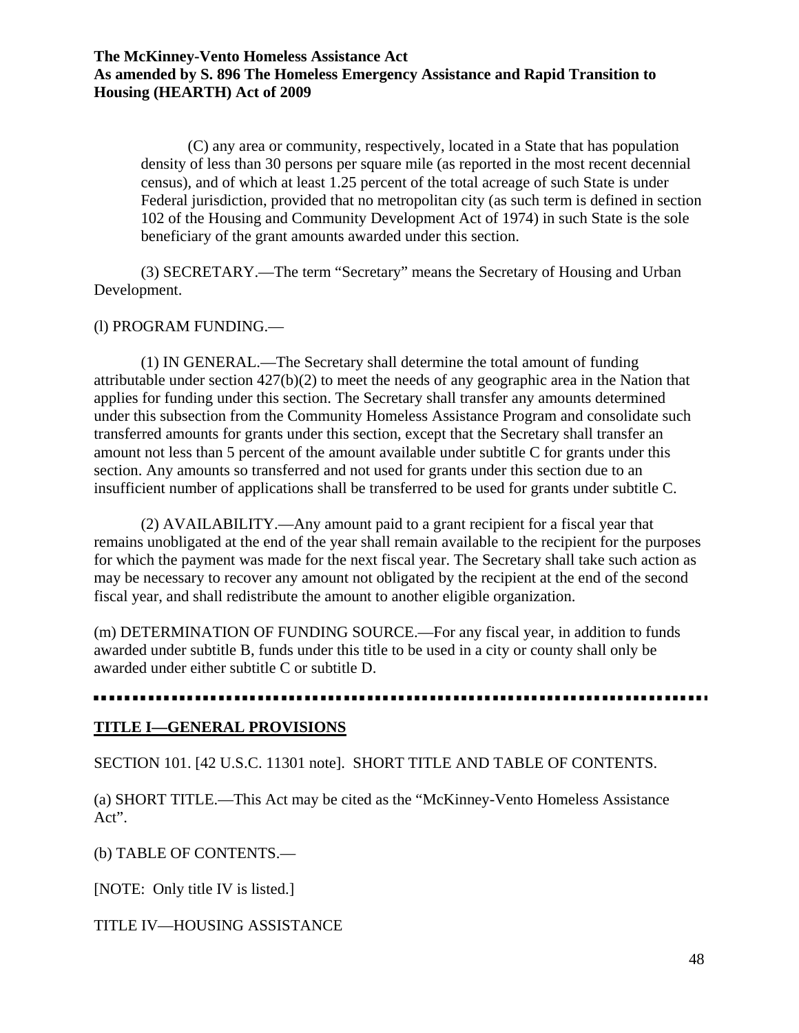(C) any area or community, respectively, located in a State that has population density of less than 30 persons per square mile (as reported in the most recent decennial census), and of which at least 1.25 percent of the total acreage of such State is under Federal jurisdiction, provided that no metropolitan city (as such term is defined in section 102 of the Housing and Community Development Act of 1974) in such State is the sole beneficiary of the grant amounts awarded under this section.

(3) SECRETARY.—The term "Secretary" means the Secretary of Housing and Urban Development.

(l) PROGRAM FUNDING.—

(1) IN GENERAL.—The Secretary shall determine the total amount of funding attributable under section 427(b)(2) to meet the needs of any geographic area in the Nation that applies for funding under this section. The Secretary shall transfer any amounts determined under this subsection from the Community Homeless Assistance Program and consolidate such transferred amounts for grants under this section, except that the Secretary shall transfer an amount not less than 5 percent of the amount available under subtitle C for grants under this section. Any amounts so transferred and not used for grants under this section due to an insufficient number of applications shall be transferred to be used for grants under subtitle C.

(2) AVAILABILITY.—Any amount paid to a grant recipient for a fiscal year that remains unobligated at the end of the year shall remain available to the recipient for the purposes for which the payment was made for the next fiscal year. The Secretary shall take such action as may be necessary to recover any amount not obligated by the recipient at the end of the second fiscal year, and shall redistribute the amount to another eligible organization.

(m) DETERMINATION OF FUNDING SOURCE.—For any fiscal year, in addition to funds awarded under subtitle B, funds under this title to be used in a city or county shall only be awarded under either subtitle C or subtitle D.

---

## TITLE I—GENERAL PROVISIONS

SECTION 101. [42 U.S.C. 11301 note]. SHORT TITLE AND TABLE OF CONTENTS.

(a) SHORT TITLE.—This Act may be cited as the "McKinney-Vento Homeless Assistance Act".

(b) TABLE OF CONTENTS.—

[NOTE: Only title IV is listed.]

TITLE IV—HOUSING ASSISTANCE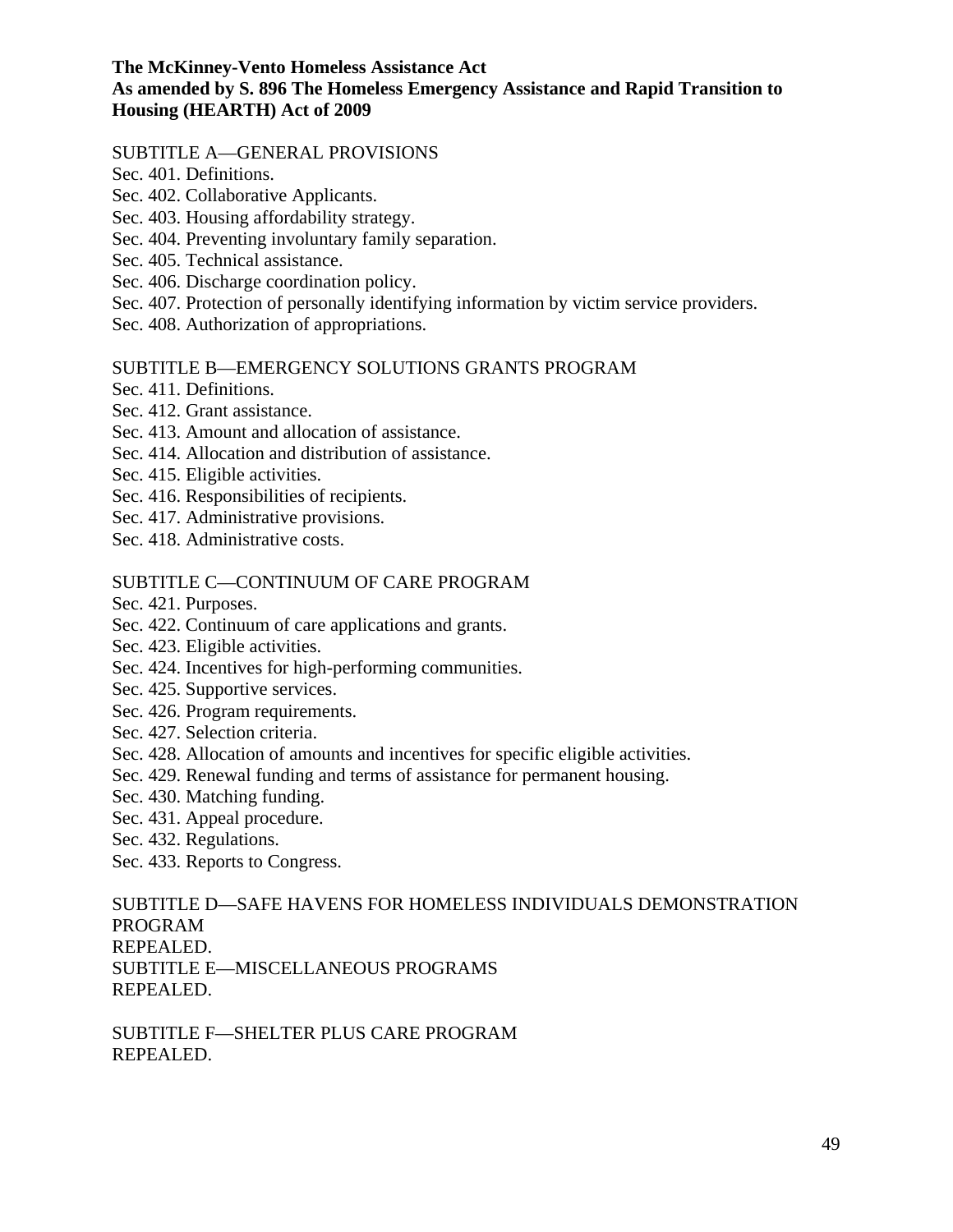**The McKinney-Vento Homeless Assistance Act**
**As amended by S. 896 The Homeless Emergency Assistance and Rapid Transition to Housing (HEARTH) Act of 2009**

SUBTITLE A—GENERAL PROVISIONS
Sec. 401. Definitions.
Sec. 402. Collaborative Applicants.
Sec. 403. Housing affordability strategy.
Sec. 404. Preventing involuntary family separation.
Sec. 405. Technical assistance.
Sec. 406. Discharge coordination policy.
Sec. 407. Protection of personally identifying information by victim service providers.
Sec. 408. Authorization of appropriations.

SUBTITLE B—EMERGENCY SOLUTIONS GRANTS PROGRAM
Sec. 411. Definitions.
Sec. 412. Grant assistance.
Sec. 413. Amount and allocation of assistance.
Sec. 414. Allocation and distribution of assistance.
Sec. 415. Eligible activities.
Sec. 416. Responsibilities of recipients.
Sec. 417. Administrative provisions.
Sec. 418. Administrative costs.

SUBTITLE C—CONTINUUM OF CARE PROGRAM
Sec. 421. Purposes.
Sec. 422. Continuum of care applications and grants.
Sec. 423. Eligible activities.
Sec. 424. Incentives for high-performing communities.
Sec. 425. Supportive services.
Sec. 426. Program requirements.
Sec. 427. Selection criteria.
Sec. 428. Allocation of amounts and incentives for specific eligible activities.
Sec. 429. Renewal funding and terms of assistance for permanent housing.
Sec. 430. Matching funding.
Sec. 431. Appeal procedure.
Sec. 432. Regulations.
Sec. 433. Reports to Congress.

SUBTITLE D—SAFE HAVENS FOR HOMELESS INDIVIDUALS DEMONSTRATION PROGRAM
REPEALED.
SUBTITLE E—MISCELLANEOUS PROGRAMS
REPEALED.

SUBTITLE F—SHELTER PLUS CARE PROGRAM
REPEALED.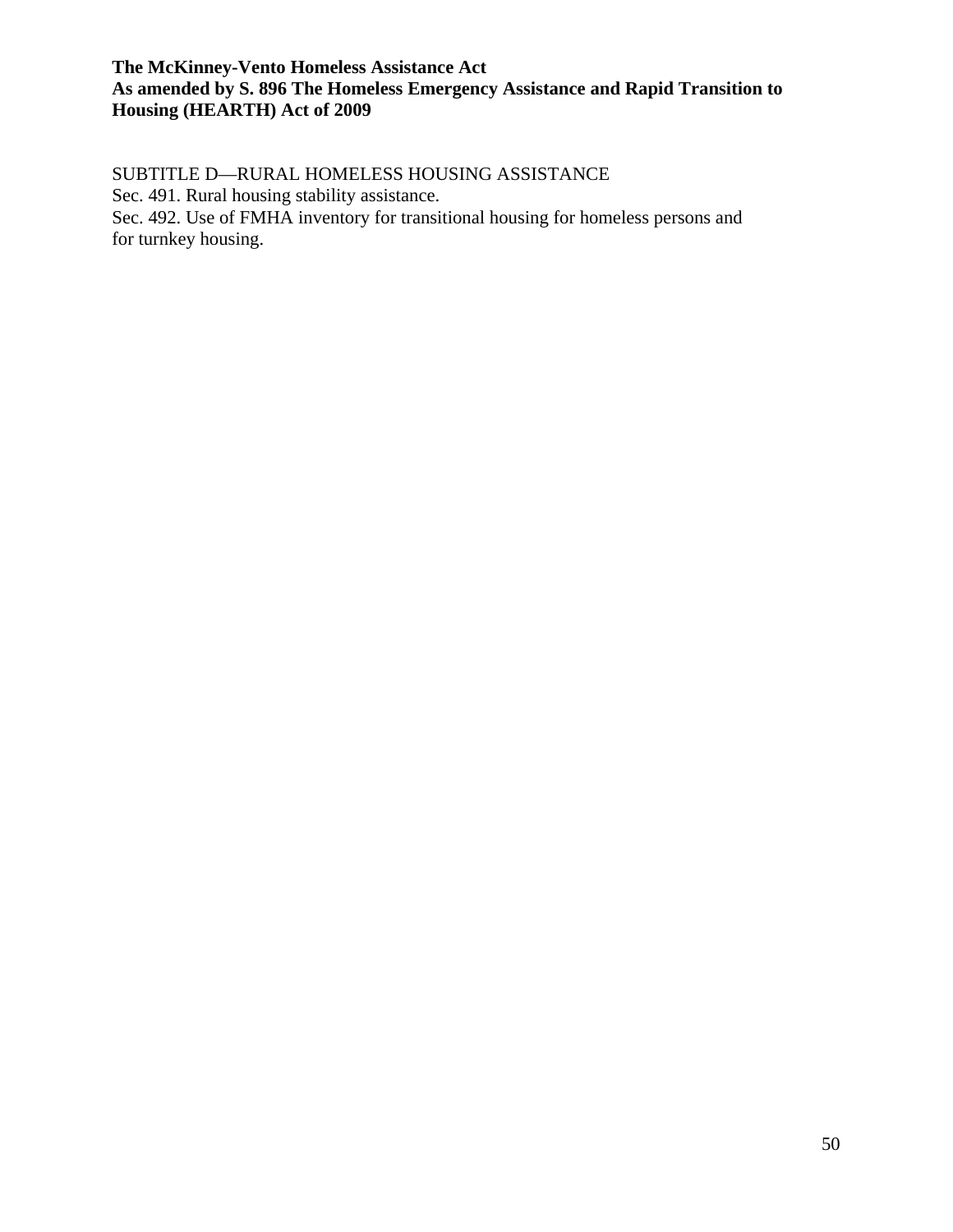SUBTITLE D—RURAL HOMELESS HOUSING ASSISTANCE

Sec. 491. Rural housing stability assistance.

Sec. 492. Use of FMHA inventory for transitional housing for homeless persons and for turnkey housing.